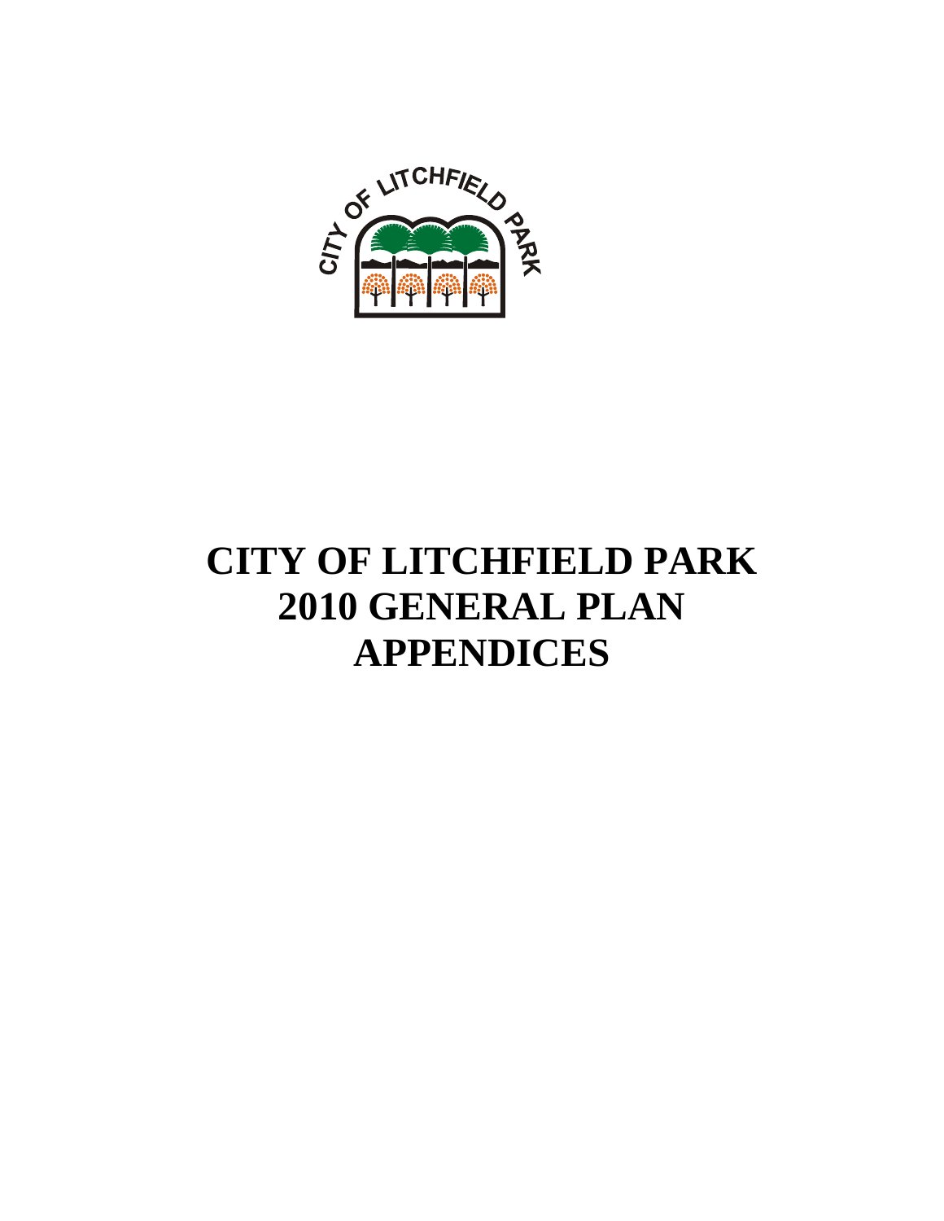# CITY OF LITCHFIELD PARK
# 2010 GENERAL PLAN
# APPENDICES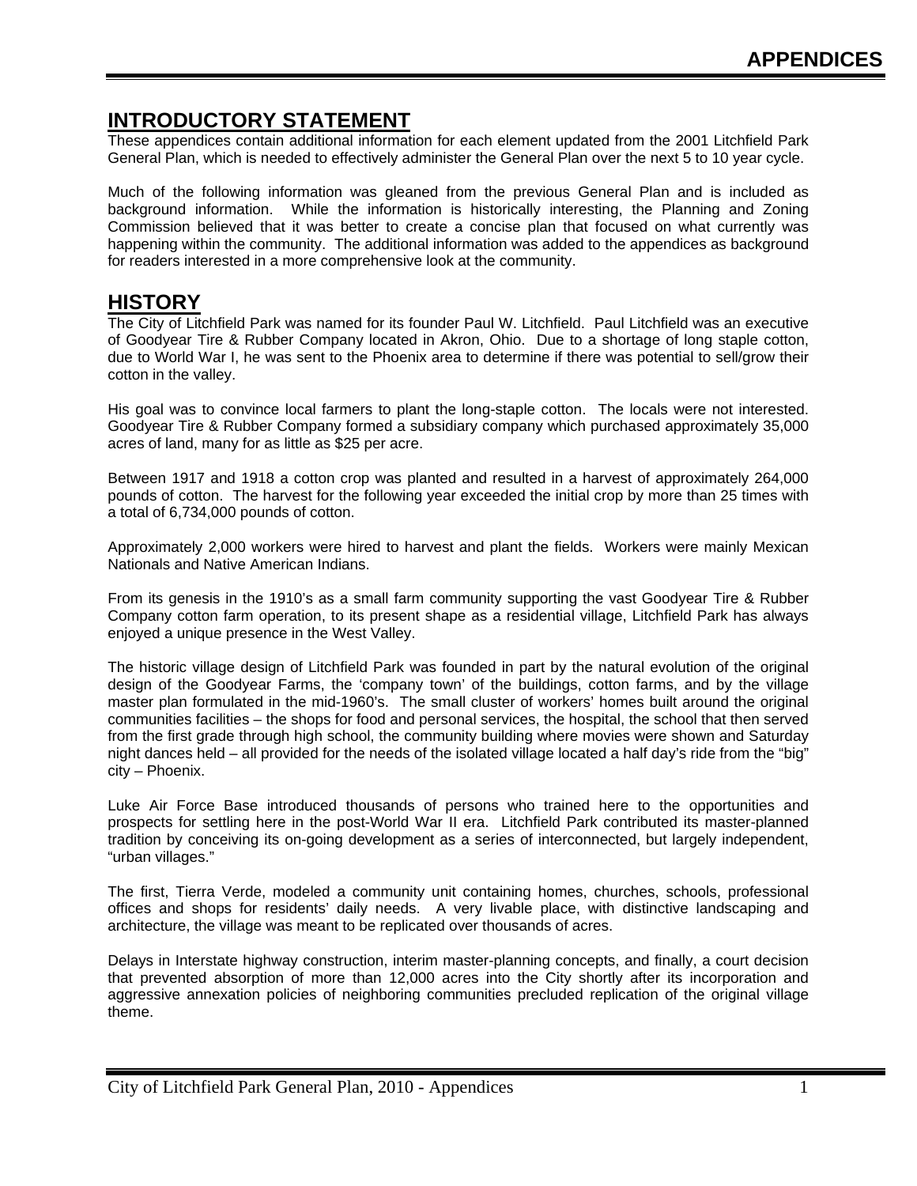# APPENDICES

## INTRODUCTORY STATEMENT

These appendices contain additional information for each element updated from the 2001 Litchfield Park General Plan, which is needed to effectively administer the General Plan over the next 5 to 10 year cycle.

Much of the following information was gleaned from the previous General Plan and is included as background information. While the information is historically interesting, the Planning and Zoning Commission believed that it was better to create a concise plan that focused on what currently was happening within the community. The additional information was added to the appendices as background for readers interested in a more comprehensive look at the community.

## HISTORY

The City of Litchfield Park was named for its founder Paul W. Litchfield. Paul Litchfield was an executive of Goodyear Tire & Rubber Company located in Akron, Ohio. Due to a shortage of long staple cotton, due to World War I, he was sent to the Phoenix area to determine if there was potential to sell/grow their cotton in the valley.

His goal was to convince local farmers to plant the long-staple cotton. The locals were not interested. Goodyear Tire & Rubber Company formed a subsidiary company which purchased approximately 35,000 acres of land, many for as little as $25 per acre.

Between 1917 and 1918 a cotton crop was planted and resulted in a harvest of approximately 264,000 pounds of cotton. The harvest for the following year exceeded the initial crop by more than 25 times with a total of 6,734,000 pounds of cotton.

Approximately 2,000 workers were hired to harvest and plant the fields. Workers were mainly Mexican Nationals and Native American Indians.

From its genesis in the 1910's as a small farm community supporting the vast Goodyear Tire & Rubber Company cotton farm operation, to its present shape as a residential village, Litchfield Park has always enjoyed a unique presence in the West Valley.

The historic village design of Litchfield Park was founded in part by the natural evolution of the original design of the Goodyear Farms, the 'company town' of the buildings, cotton farms, and by the village master plan formulated in the mid-1960's. The small cluster of workers' homes built around the original communities facilities – the shops for food and personal services, the hospital, the school that then served from the first grade through high school, the community building where movies were shown and Saturday night dances held – all provided for the needs of the isolated village located a half day's ride from the "big" city – Phoenix.

Luke Air Force Base introduced thousands of persons who trained here to the opportunities and prospects for settling here in the post-World War II era. Litchfield Park contributed its master-planned tradition by conceiving its on-going development as a series of interconnected, but largely independent, "urban villages."

The first, Tierra Verde, modeled a community unit containing homes, churches, schools, professional offices and shops for residents' daily needs. A very livable place, with distinctive landscaping and architecture, the village was meant to be replicated over thousands of acres.

Delays in Interstate highway construction, interim master-planning concepts, and finally, a court decision that prevented absorption of more than 12,000 acres into the City shortly after its incorporation and aggressive annexation policies of neighboring communities precluded replication of the original village theme.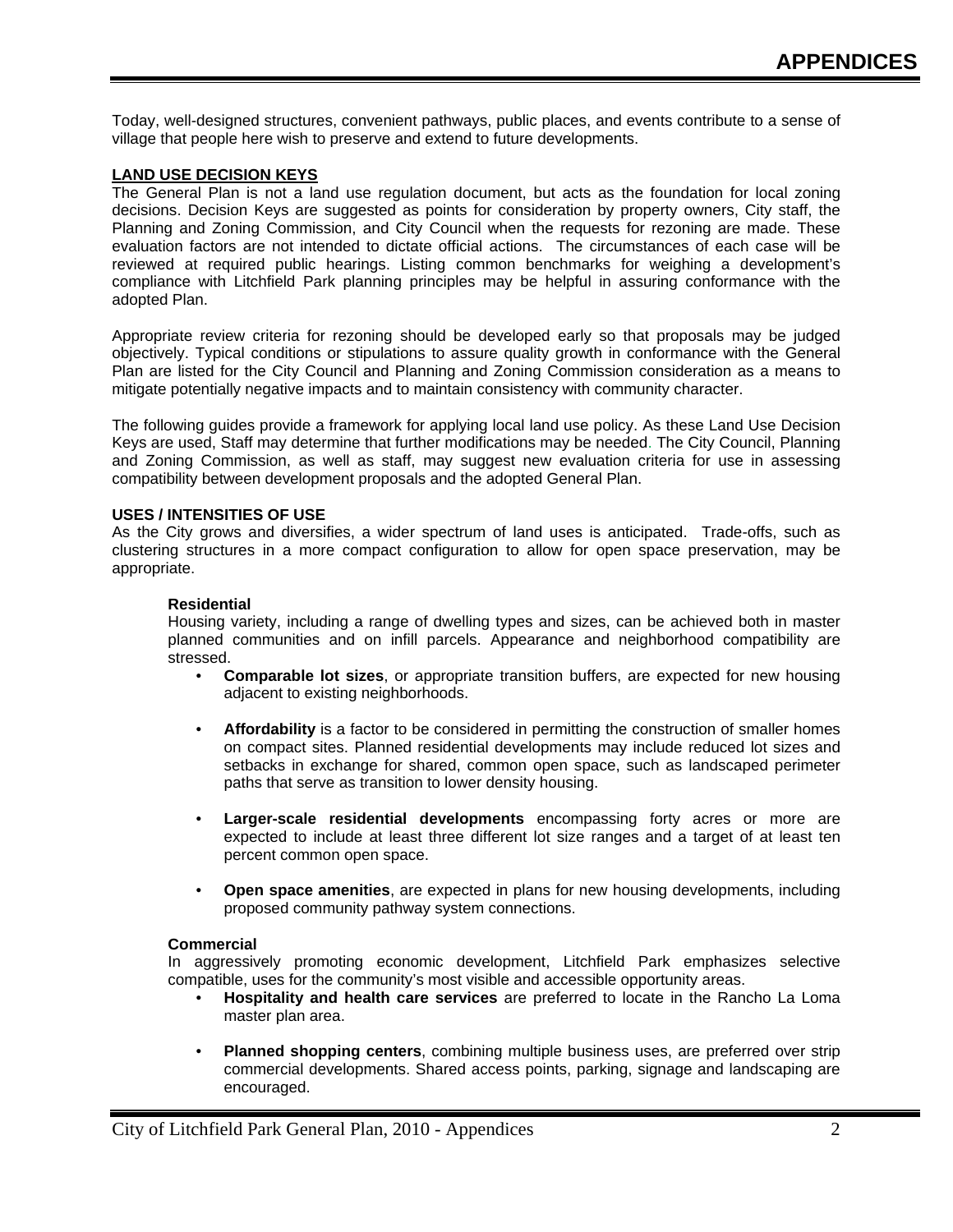Today, well-designed structures, convenient pathways, public places, and events contribute to a sense of village that people here wish to preserve and extend to future developments.

## LAND USE DECISION KEYS

The General Plan is not a land use regulation document, but acts as the foundation for local zoning decisions. Decision Keys are suggested as points for consideration by property owners, City staff, the Planning and Zoning Commission, and City Council when the requests for rezoning are made. These evaluation factors are not intended to dictate official actions. The circumstances of each case will be reviewed at required public hearings. Listing common benchmarks for weighing a development's compliance with Litchfield Park planning principles may be helpful in assuring conformance with the adopted Plan.

Appropriate review criteria for rezoning should be developed early so that proposals may be judged objectively. Typical conditions or stipulations to assure quality growth in conformance with the General Plan are listed for the City Council and Planning and Zoning Commission consideration as a means to mitigate potentially negative impacts and to maintain consistency with community character.

The following guides provide a framework for applying local land use policy. As these Land Use Decision Keys are used, Staff may determine that further modifications may be needed. The City Council, Planning and Zoning Commission, as well as staff, may suggest new evaluation criteria for use in assessing compatibility between development proposals and the adopted General Plan.

### USES / INTENSITIES OF USE

As the City grows and diversifies, a wider spectrum of land uses is anticipated. Trade-offs, such as clustering structures in a more compact configuration to allow for open space preservation, may be appropriate.

#### Residential

Housing variety, including a range of dwelling types and sizes, can be achieved both in master planned communities and on infill parcels. Appearance and neighborhood compatibility are stressed.

- **Comparable lot sizes**, or appropriate transition buffers, are expected for new housing adjacent to existing neighborhoods.
- **Affordability** is a factor to be considered in permitting the construction of smaller homes on compact sites. Planned residential developments may include reduced lot sizes and setbacks in exchange for shared, common open space, such as landscaped perimeter paths that serve as transition to lower density housing.
- **Larger-scale residential developments** encompassing forty acres or more are expected to include at least three different lot size ranges and a target of at least ten percent common open space.
- **Open space amenities**, are expected in plans for new housing developments, including proposed community pathway system connections.

#### Commercial

In aggressively promoting economic development, Litchfield Park emphasizes selective compatible, uses for the community's most visible and accessible opportunity areas.

- **Hospitality and health care services** are preferred to locate in the Rancho La Loma master plan area.
- **Planned shopping centers**, combining multiple business uses, are preferred over strip commercial developments. Shared access points, parking, signage and landscaping are encouraged.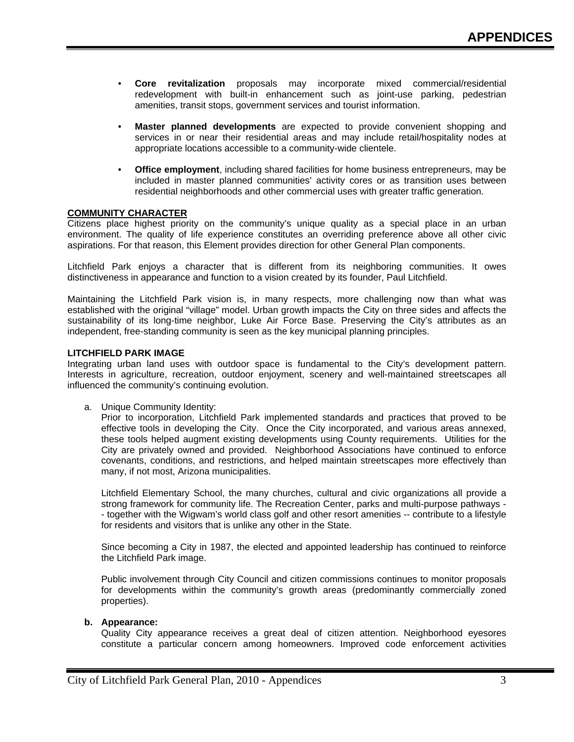- **Core revitalization** proposals may incorporate mixed commercial/residential redevelopment with built-in enhancement such as joint-use parking, pedestrian amenities, transit stops, government services and tourist information.

- **Master planned developments** are expected to provide convenient shopping and services in or near their residential areas and may include retail/hospitality nodes at appropriate locations accessible to a community-wide clientele.

- **Office employment**, including shared facilities for home business entrepreneurs, may be included in master planned communities' activity cores or as transition uses between residential neighborhoods and other commercial uses with greater traffic generation.

## COMMUNITY CHARACTER

Citizens place highest priority on the community's unique quality as a special place in an urban environment. The quality of life experience constitutes an overriding preference above all other civic aspirations. For that reason, this Element provides direction for other General Plan components.

Litchfield Park enjoys a character that is different from its neighboring communities. It owes distinctiveness in appearance and function to a vision created by its founder, Paul Litchfield.

Maintaining the Litchfield Park vision is, in many respects, more challenging now than what was established with the original "village" model. Urban growth impacts the City on three sides and affects the sustainability of its long-time neighbor, Luke Air Force Base. Preserving the City's attributes as an independent, free-standing community is seen as the key municipal planning principles.

### LITCHFIELD PARK IMAGE

Integrating urban land uses with outdoor space is fundamental to the City's development pattern. Interests in agriculture, recreation, outdoor enjoyment, scenery and well-maintained streetscapes all influenced the community's continuing evolution.

a. Unique Community Identity:

   Prior to incorporation, Litchfield Park implemented standards and practices that proved to be effective tools in developing the City. Once the City incorporated, and various areas annexed, these tools helped augment existing developments using County requirements. Utilities for the City are privately owned and provided. Neighborhood Associations have continued to enforce covenants, conditions, and restrictions, and helped maintain streetscapes more effectively than many, if not most, Arizona municipalities.

   Litchfield Elementary School, the many churches, cultural and civic organizations all provide a strong framework for community life. The Recreation Center, parks and multi-purpose pathways -- together with the Wigwam's world class golf and other resort amenities -- contribute to a lifestyle for residents and visitors that is unlike any other in the State.

   Since becoming a City in 1987, the elected and appointed leadership has continued to reinforce the Litchfield Park image.

   Public involvement through City Council and citizen commissions continues to monitor proposals for developments within the community's growth areas (predominantly commercially zoned properties).

**b. Appearance:**

   Quality City appearance receives a great deal of citizen attention. Neighborhood eyesores constitute a particular concern among homeowners. Improved code enforcement activities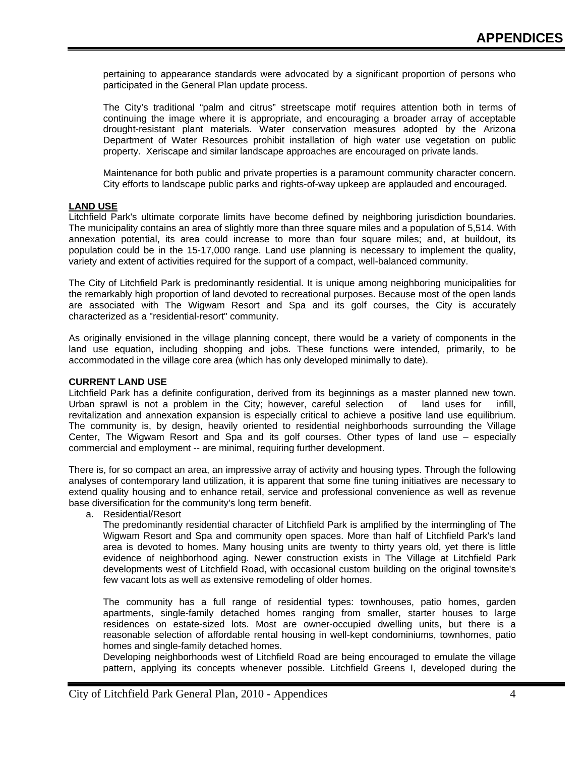pertaining to appearance standards were advocated by a significant proportion of persons who participated in the General Plan update process.

The City's traditional "palm and citrus" streetscape motif requires attention both in terms of continuing the image where it is appropriate, and encouraging a broader array of acceptable drought-resistant plant materials. Water conservation measures adopted by the Arizona Department of Water Resources prohibit installation of high water use vegetation on public property. Xeriscape and similar landscape approaches are encouraged on private lands.

Maintenance for both public and private properties is a paramount community character concern. City efforts to landscape public parks and rights-of-way upkeep are applauded and encouraged.

## LAND USE

Litchfield Park's ultimate corporate limits have become defined by neighboring jurisdiction boundaries. The municipality contains an area of slightly more than three square miles and a population of 5,514. With annexation potential, its area could increase to more than four square miles; and, at buildout, its population could be in the 15-17,000 range. Land use planning is necessary to implement the quality, variety and extent of activities required for the support of a compact, well-balanced community.

The City of Litchfield Park is predominantly residential. It is unique among neighboring municipalities for the remarkably high proportion of land devoted to recreational purposes. Because most of the open lands are associated with The Wigwam Resort and Spa and its golf courses, the City is accurately characterized as a "residential-resort" community.

As originally envisioned in the village planning concept, there would be a variety of components in the land use equation, including shopping and jobs. These functions were intended, primarily, to be accommodated in the village core area (which has only developed minimally to date).

### CURRENT LAND USE

Litchfield Park has a definite configuration, derived from its beginnings as a master planned new town. Urban sprawl is not a problem in the City; however, careful selection of land uses for infill, revitalization and annexation expansion is especially critical to achieve a positive land use equilibrium. The community is, by design, heavily oriented to residential neighborhoods surrounding the Village Center, The Wigwam Resort and Spa and its golf courses. Other types of land use – especially commercial and employment -- are minimal, requiring further development.

There is, for so compact an area, an impressive array of activity and housing types. Through the following analyses of contemporary land utilization, it is apparent that some fine tuning initiatives are necessary to extend quality housing and to enhance retail, service and professional convenience as well as revenue base diversification for the community's long term benefit.

a. Residential/Resort

   The predominantly residential character of Litchfield Park is amplified by the intermingling of The Wigwam Resort and Spa and community open spaces. More than half of Litchfield Park's land area is devoted to homes. Many housing units are twenty to thirty years old, yet there is little evidence of neighborhood aging. Newer construction exists in The Village at Litchfield Park developments west of Litchfield Road, with occasional custom building on the original townsite's few vacant lots as well as extensive remodeling of older homes.

   The community has a full range of residential types: townhouses, patio homes, garden apartments, single-family detached homes ranging from smaller, starter houses to large residences on estate-sized lots. Most are owner-occupied dwelling units, but there is a reasonable selection of affordable rental housing in well-kept condominiums, townhomes, patio homes and single-family detached homes.

   Developing neighborhoods west of Litchfield Road are being encouraged to emulate the village pattern, applying its concepts whenever possible. Litchfield Greens I, developed during the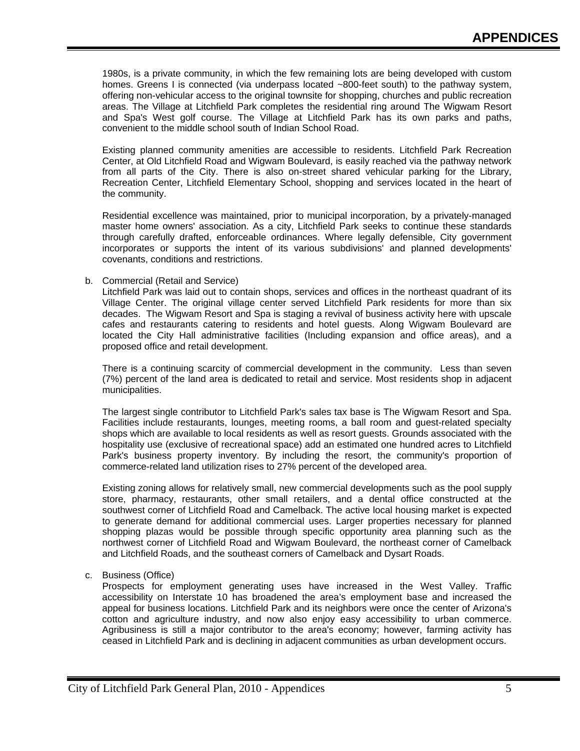1980s, is a private community, in which the few remaining lots are being developed with custom homes. Greens I is connected (via underpass located ~800-feet south) to the pathway system, offering non-vehicular access to the original townsite for shopping, churches and public recreation areas. The Village at Litchfield Park completes the residential ring around The Wigwam Resort and Spa's West golf course. The Village at Litchfield Park has its own parks and paths, convenient to the middle school south of Indian School Road.

Existing planned community amenities are accessible to residents. Litchfield Park Recreation Center, at Old Litchfield Road and Wigwam Boulevard, is easily reached via the pathway network from all parts of the City. There is also on-street shared vehicular parking for the Library, Recreation Center, Litchfield Elementary School, shopping and services located in the heart of the community.

Residential excellence was maintained, prior to municipal incorporation, by a privately-managed master home owners' association. As a city, Litchfield Park seeks to continue these standards through carefully drafted, enforceable ordinances. Where legally defensible, City government incorporates or supports the intent of its various subdivisions' and planned developments' covenants, conditions and restrictions.

b. Commercial (Retail and Service)

Litchfield Park was laid out to contain shops, services and offices in the northeast quadrant of its Village Center. The original village center served Litchfield Park residents for more than six decades. The Wigwam Resort and Spa is staging a revival of business activity here with upscale cafes and restaurants catering to residents and hotel guests. Along Wigwam Boulevard are located the City Hall administrative facilities (Including expansion and office areas), and a proposed office and retail development.

There is a continuing scarcity of commercial development in the community. Less than seven (7%) percent of the land area is dedicated to retail and service. Most residents shop in adjacent municipalities.

The largest single contributor to Litchfield Park's sales tax base is The Wigwam Resort and Spa. Facilities include restaurants, lounges, meeting rooms, a ball room and guest-related specialty shops which are available to local residents as well as resort guests. Grounds associated with the hospitality use (exclusive of recreational space) add an estimated one hundred acres to Litchfield Park's business property inventory. By including the resort, the community's proportion of commerce-related land utilization rises to 27% percent of the developed area.

Existing zoning allows for relatively small, new commercial developments such as the pool supply store, pharmacy, restaurants, other small retailers, and a dental office constructed at the southwest corner of Litchfield Road and Camelback. The active local housing market is expected to generate demand for additional commercial uses. Larger properties necessary for planned shopping plazas would be possible through specific opportunity area planning such as the northwest corner of Litchfield Road and Wigwam Boulevard, the northeast corner of Camelback and Litchfield Roads, and the southeast corners of Camelback and Dysart Roads.

c. Business (Office)

Prospects for employment generating uses have increased in the West Valley. Traffic accessibility on Interstate 10 has broadened the area's employment base and increased the appeal for business locations. Litchfield Park and its neighbors were once the center of Arizona's cotton and agriculture industry, and now also enjoy easy accessibility to urban commerce. Agribusiness is still a major contributor to the area's economy; however, farming activity has ceased in Litchfield Park and is declining in adjacent communities as urban development occurs.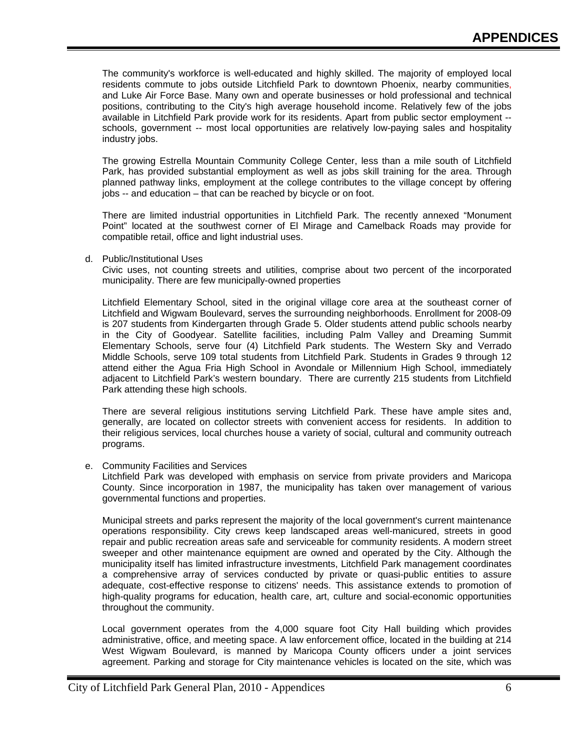The community's workforce is well-educated and highly skilled. The majority of employed local residents commute to jobs outside Litchfield Park to downtown Phoenix, nearby communities, and Luke Air Force Base. Many own and operate businesses or hold professional and technical positions, contributing to the City's high average household income. Relatively few of the jobs available in Litchfield Park provide work for its residents. Apart from public sector employment -- schools, government -- most local opportunities are relatively low-paying sales and hospitality industry jobs.

The growing Estrella Mountain Community College Center, less than a mile south of Litchfield Park, has provided substantial employment as well as jobs skill training for the area. Through planned pathway links, employment at the college contributes to the village concept by offering jobs -- and education – that can be reached by bicycle or on foot.

There are limited industrial opportunities in Litchfield Park. The recently annexed "Monument Point" located at the southwest corner of El Mirage and Camelback Roads may provide for compatible retail, office and light industrial uses.

d. Public/Institutional Uses

Civic uses, not counting streets and utilities, comprise about two percent of the incorporated municipality. There are few municipally-owned properties

Litchfield Elementary School, sited in the original village core area at the southeast corner of Litchfield and Wigwam Boulevard, serves the surrounding neighborhoods. Enrollment for 2008-09 is 207 students from Kindergarten through Grade 5. Older students attend public schools nearby in the City of Goodyear. Satellite facilities, including Palm Valley and Dreaming Summit Elementary Schools, serve four (4) Litchfield Park students. The Western Sky and Verrado Middle Schools, serve 109 total students from Litchfield Park. Students in Grades 9 through 12 attend either the Agua Fria High School in Avondale or Millennium High School, immediately adjacent to Litchfield Park's western boundary. There are currently 215 students from Litchfield Park attending these high schools.

There are several religious institutions serving Litchfield Park. These have ample sites and, generally, are located on collector streets with convenient access for residents. In addition to their religious services, local churches house a variety of social, cultural and community outreach programs.

e. Community Facilities and Services

Litchfield Park was developed with emphasis on service from private providers and Maricopa County. Since incorporation in 1987, the municipality has taken over management of various governmental functions and properties.

Municipal streets and parks represent the majority of the local government's current maintenance operations responsibility. City crews keep landscaped areas well-manicured, streets in good repair and public recreation areas safe and serviceable for community residents. A modern street sweeper and other maintenance equipment are owned and operated by the City. Although the municipality itself has limited infrastructure investments, Litchfield Park management coordinates a comprehensive array of services conducted by private or quasi-public entities to assure adequate, cost-effective response to citizens' needs. This assistance extends to promotion of high-quality programs for education, health care, art, culture and social-economic opportunities throughout the community.

Local government operates from the 4,000 square foot City Hall building which provides administrative, office, and meeting space. A law enforcement office, located in the building at 214 West Wigwam Boulevard, is manned by Maricopa County officers under a joint services agreement. Parking and storage for City maintenance vehicles is located on the site, which was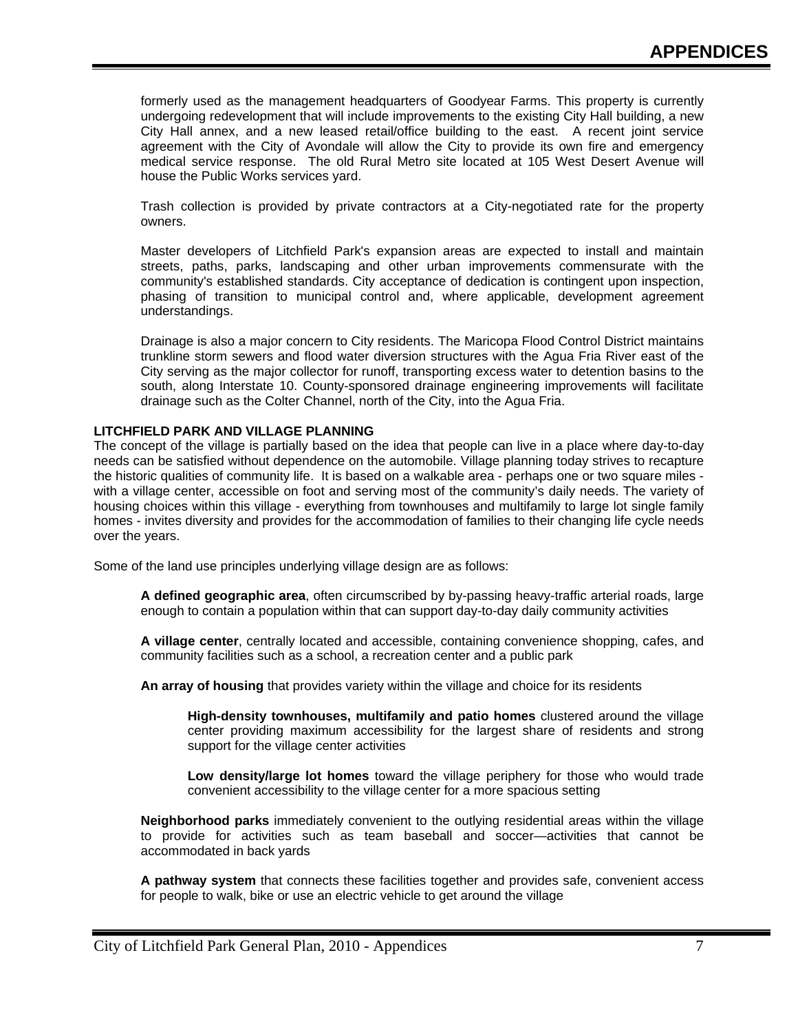formerly used as the management headquarters of Goodyear Farms. This property is currently undergoing redevelopment that will include improvements to the existing City Hall building, a new City Hall annex, and a new leased retail/office building to the east. A recent joint service agreement with the City of Avondale will allow the City to provide its own fire and emergency medical service response. The old Rural Metro site located at 105 West Desert Avenue will house the Public Works services yard.

Trash collection is provided by private contractors at a City-negotiated rate for the property owners.

Master developers of Litchfield Park's expansion areas are expected to install and maintain streets, paths, parks, landscaping and other urban improvements commensurate with the community's established standards. City acceptance of dedication is contingent upon inspection, phasing of transition to municipal control and, where applicable, development agreement understandings.

Drainage is also a major concern to City residents. The Maricopa Flood Control District maintains trunkline storm sewers and flood water diversion structures with the Agua Fria River east of the City serving as the major collector for runoff, transporting excess water to detention basins to the south, along Interstate 10. County-sponsored drainage engineering improvements will facilitate drainage such as the Colter Channel, north of the City, into the Agua Fria.

**LITCHFIELD PARK AND VILLAGE PLANNING**

The concept of the village is partially based on the idea that people can live in a place where day-to-day needs can be satisfied without dependence on the automobile. Village planning today strives to recapture the historic qualities of community life. It is based on a walkable area - perhaps one or two square miles - with a village center, accessible on foot and serving most of the community's daily needs. The variety of housing choices within this village - everything from townhouses and multifamily to large lot single family homes - invites diversity and provides for the accommodation of families to their changing life cycle needs over the years.

Some of the land use principles underlying village design are as follows:

**A defined geographic area**, often circumscribed by by-passing heavy-traffic arterial roads, large enough to contain a population within that can support day-to-day daily community activities

**A village center**, centrally located and accessible, containing convenience shopping, cafes, and community facilities such as a school, a recreation center and a public park

**An array of housing** that provides variety within the village and choice for its residents

> **High-density townhouses, multifamily and patio homes** clustered around the village center providing maximum accessibility for the largest share of residents and strong support for the village center activities
>
> **Low density/large lot homes** toward the village periphery for those who would trade convenient accessibility to the village center for a more spacious setting

**Neighborhood parks** immediately convenient to the outlying residential areas within the village to provide for activities such as team baseball and soccer—activities that cannot be accommodated in back yards

**A pathway system** that connects these facilities together and provides safe, convenient access for people to walk, bike or use an electric vehicle to get around the village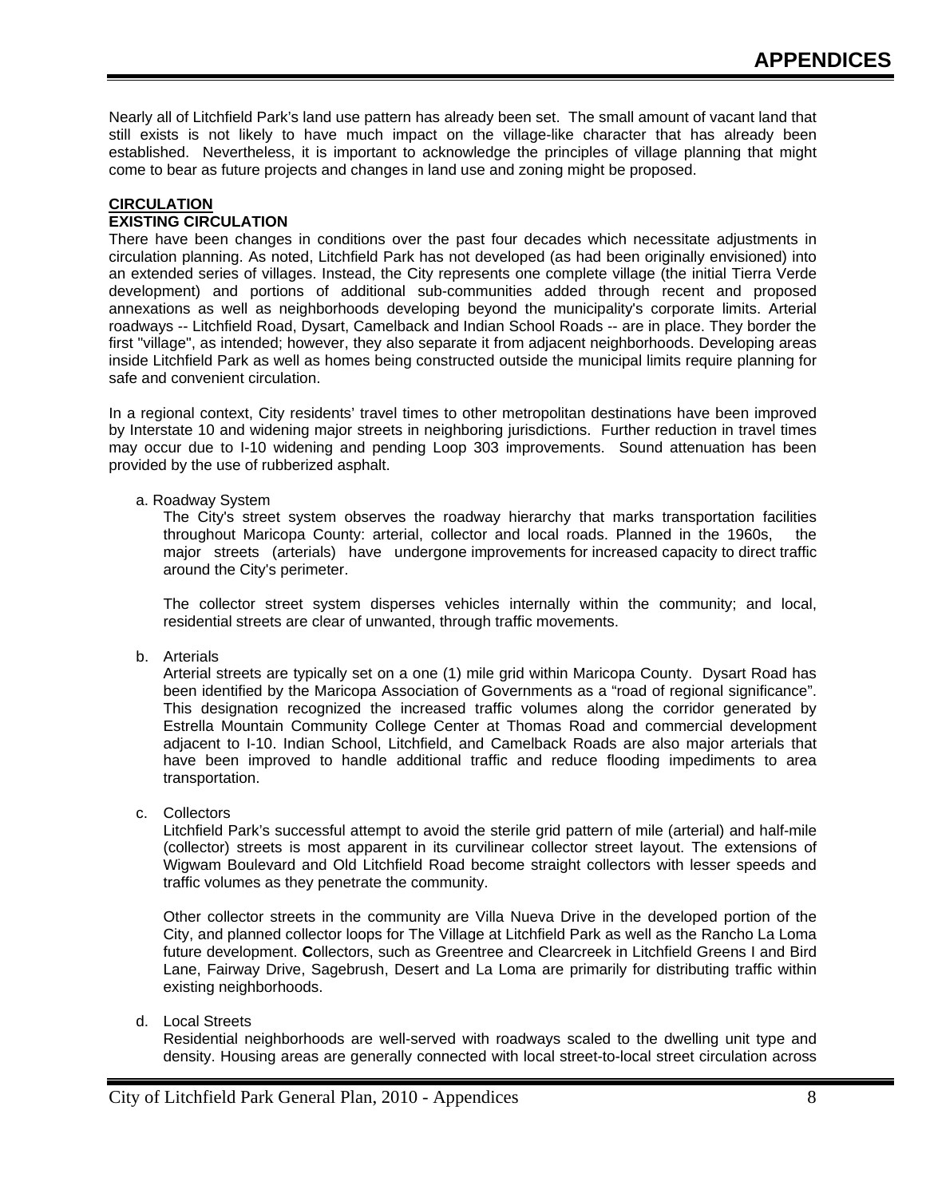Nearly all of Litchfield Park's land use pattern has already been set. The small amount of vacant land that still exists is not likely to have much impact on the village-like character that has already been established. Nevertheless, it is important to acknowledge the principles of village planning that might come to bear as future projects and changes in land use and zoning might be proposed.

## CIRCULATION

### EXISTING CIRCULATION

There have been changes in conditions over the past four decades which necessitate adjustments in circulation planning. As noted, Litchfield Park has not developed (as had been originally envisioned) into an extended series of villages. Instead, the City represents one complete village (the initial Tierra Verde development) and portions of additional sub-communities added through recent and proposed annexations as well as neighborhoods developing beyond the municipality's corporate limits. Arterial roadways -- Litchfield Road, Dysart, Camelback and Indian School Roads -- are in place. They border the first "village", as intended; however, they also separate it from adjacent neighborhoods. Developing areas inside Litchfield Park as well as homes being constructed outside the municipal limits require planning for safe and convenient circulation.

In a regional context, City residents' travel times to other metropolitan destinations have been improved by Interstate 10 and widening major streets in neighboring jurisdictions. Further reduction in travel times may occur due to I-10 widening and pending Loop 303 improvements. Sound attenuation has been provided by the use of rubberized asphalt.

a. Roadway System

The City's street system observes the roadway hierarchy that marks transportation facilities throughout Maricopa County: arterial, collector and local roads. Planned in the 1960s, the major streets (arterials) have undergone improvements for increased capacity to direct traffic around the City's perimeter.

The collector street system disperses vehicles internally within the community; and local, residential streets are clear of unwanted, through traffic movements.

b. Arterials

Arterial streets are typically set on a one (1) mile grid within Maricopa County. Dysart Road has been identified by the Maricopa Association of Governments as a "road of regional significance". This designation recognized the increased traffic volumes along the corridor generated by Estrella Mountain Community College Center at Thomas Road and commercial development adjacent to I-10. Indian School, Litchfield, and Camelback Roads are also major arterials that have been improved to handle additional traffic and reduce flooding impediments to area transportation.

c. Collectors

Litchfield Park's successful attempt to avoid the sterile grid pattern of mile (arterial) and half-mile (collector) streets is most apparent in its curvilinear collector street layout. The extensions of Wigwam Boulevard and Old Litchfield Road become straight collectors with lesser speeds and traffic volumes as they penetrate the community.

Other collector streets in the community are Villa Nueva Drive in the developed portion of the City, and planned collector loops for The Village at Litchfield Park as well as the Rancho La Loma future development. **C**ollectors, such as Greentree and Clearcreek in Litchfield Greens I and Bird Lane, Fairway Drive, Sagebrush, Desert and La Loma are primarily for distributing traffic within existing neighborhoods.

d. Local Streets

Residential neighborhoods are well-served with roadways scaled to the dwelling unit type and density. Housing areas are generally connected with local street-to-local street circulation across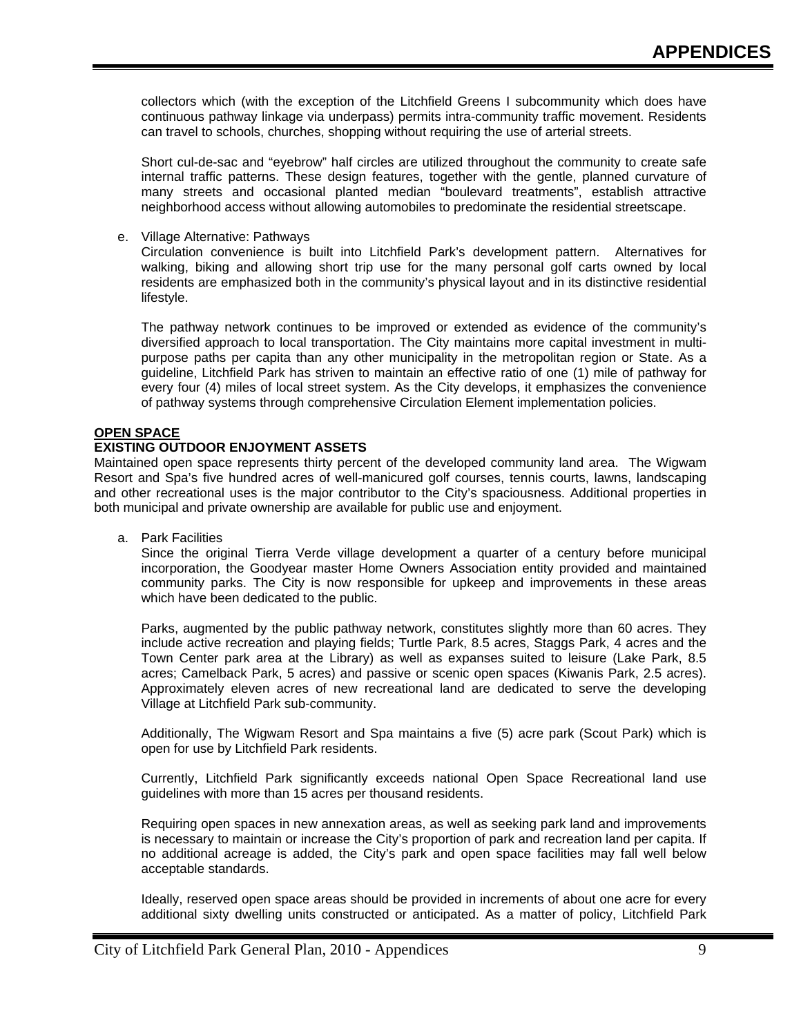collectors which (with the exception of the Litchfield Greens I subcommunity which does have continuous pathway linkage via underpass) permits intra-community traffic movement. Residents can travel to schools, churches, shopping without requiring the use of arterial streets.

Short cul-de-sac and "eyebrow" half circles are utilized throughout the community to create safe internal traffic patterns. These design features, together with the gentle, planned curvature of many streets and occasional planted median "boulevard treatments", establish attractive neighborhood access without allowing automobiles to predominate the residential streetscape.

e. Village Alternative: Pathways

Circulation convenience is built into Litchfield Park's development pattern. Alternatives for walking, biking and allowing short trip use for the many personal golf carts owned by local residents are emphasized both in the community's physical layout and in its distinctive residential lifestyle.

The pathway network continues to be improved or extended as evidence of the community's diversified approach to local transportation. The City maintains more capital investment in multi-purpose paths per capita than any other municipality in the metropolitan region or State. As a guideline, Litchfield Park has striven to maintain an effective ratio of one (1) mile of pathway for every four (4) miles of local street system. As the City develops, it emphasizes the convenience of pathway systems through comprehensive Circulation Element implementation policies.

## OPEN SPACE

### EXISTING OUTDOOR ENJOYMENT ASSETS

Maintained open space represents thirty percent of the developed community land area. The Wigwam Resort and Spa's five hundred acres of well-manicured golf courses, tennis courts, lawns, landscaping and other recreational uses is the major contributor to the City's spaciousness. Additional properties in both municipal and private ownership are available for public use and enjoyment.

a. Park Facilities

Since the original Tierra Verde village development a quarter of a century before municipal incorporation, the Goodyear master Home Owners Association entity provided and maintained community parks. The City is now responsible for upkeep and improvements in these areas which have been dedicated to the public.

Parks, augmented by the public pathway network, constitutes slightly more than 60 acres. They include active recreation and playing fields; Turtle Park, 8.5 acres, Staggs Park, 4 acres and the Town Center park area at the Library) as well as expanses suited to leisure (Lake Park, 8.5 acres; Camelback Park, 5 acres) and passive or scenic open spaces (Kiwanis Park, 2.5 acres). Approximately eleven acres of new recreational land are dedicated to serve the developing Village at Litchfield Park sub-community.

Additionally, The Wigwam Resort and Spa maintains a five (5) acre park (Scout Park) which is open for use by Litchfield Park residents.

Currently, Litchfield Park significantly exceeds national Open Space Recreational land use guidelines with more than 15 acres per thousand residents.

Requiring open spaces in new annexation areas, as well as seeking park land and improvements is necessary to maintain or increase the City's proportion of park and recreation land per capita. If no additional acreage is added, the City's park and open space facilities may fall well below acceptable standards.

Ideally, reserved open space areas should be provided in increments of about one acre for every additional sixty dwelling units constructed or anticipated. As a matter of policy, Litchfield Park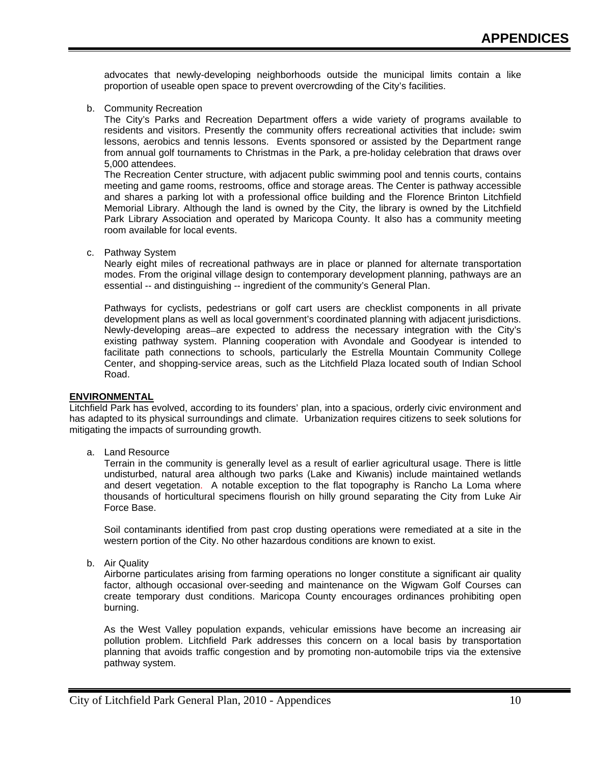advocates that newly-developing neighborhoods outside the municipal limits contain a like proportion of useable open space to prevent overcrowding of the City's facilities.

b. Community Recreation

The City's Parks and Recreation Department offers a wide variety of programs available to residents and visitors. Presently the community offers recreational activities that include: swim lessons, aerobics and tennis lessons. Events sponsored or assisted by the Department range from annual golf tournaments to Christmas in the Park, a pre-holiday celebration that draws over 5,000 attendees.

The Recreation Center structure, with adjacent public swimming pool and tennis courts, contains meeting and game rooms, restrooms, office and storage areas. The Center is pathway accessible and shares a parking lot with a professional office building and the Florence Brinton Litchfield Memorial Library. Although the land is owned by the City, the library is owned by the Litchfield Park Library Association and operated by Maricopa County. It also has a community meeting room available for local events.

c. Pathway System

Nearly eight miles of recreational pathways are in place or planned for alternate transportation modes. From the original village design to contemporary development planning, pathways are an essential -- and distinguishing -- ingredient of the community's General Plan.

Pathways for cyclists, pedestrians or golf cart users are checklist components in all private development plans as well as local government's coordinated planning with adjacent jurisdictions. Newly-developing areas are expected to address the necessary integration with the City's existing pathway system. Planning cooperation with Avondale and Goodyear is intended to facilitate path connections to schools, particularly the Estrella Mountain Community College Center, and shopping-service areas, such as the Litchfield Plaza located south of Indian School Road.

**ENVIRONMENTAL**

Litchfield Park has evolved, according to its founders' plan, into a spacious, orderly civic environment and has adapted to its physical surroundings and climate. Urbanization requires citizens to seek solutions for mitigating the impacts of surrounding growth.

a. Land Resource

Terrain in the community is generally level as a result of earlier agricultural usage. There is little undisturbed, natural area although two parks (Lake and Kiwanis) include maintained wetlands and desert vegetation. A notable exception to the flat topography is Rancho La Loma where thousands of horticultural specimens flourish on hilly ground separating the City from Luke Air Force Base.

Soil contaminants identified from past crop dusting operations were remediated at a site in the western portion of the City. No other hazardous conditions are known to exist.

b. Air Quality

Airborne particulates arising from farming operations no longer constitute a significant air quality factor, although occasional over-seeding and maintenance on the Wigwam Golf Courses can create temporary dust conditions. Maricopa County encourages ordinances prohibiting open burning.

As the West Valley population expands, vehicular emissions have become an increasing air pollution problem. Litchfield Park addresses this concern on a local basis by transportation planning that avoids traffic congestion and by promoting non-automobile trips via the extensive pathway system.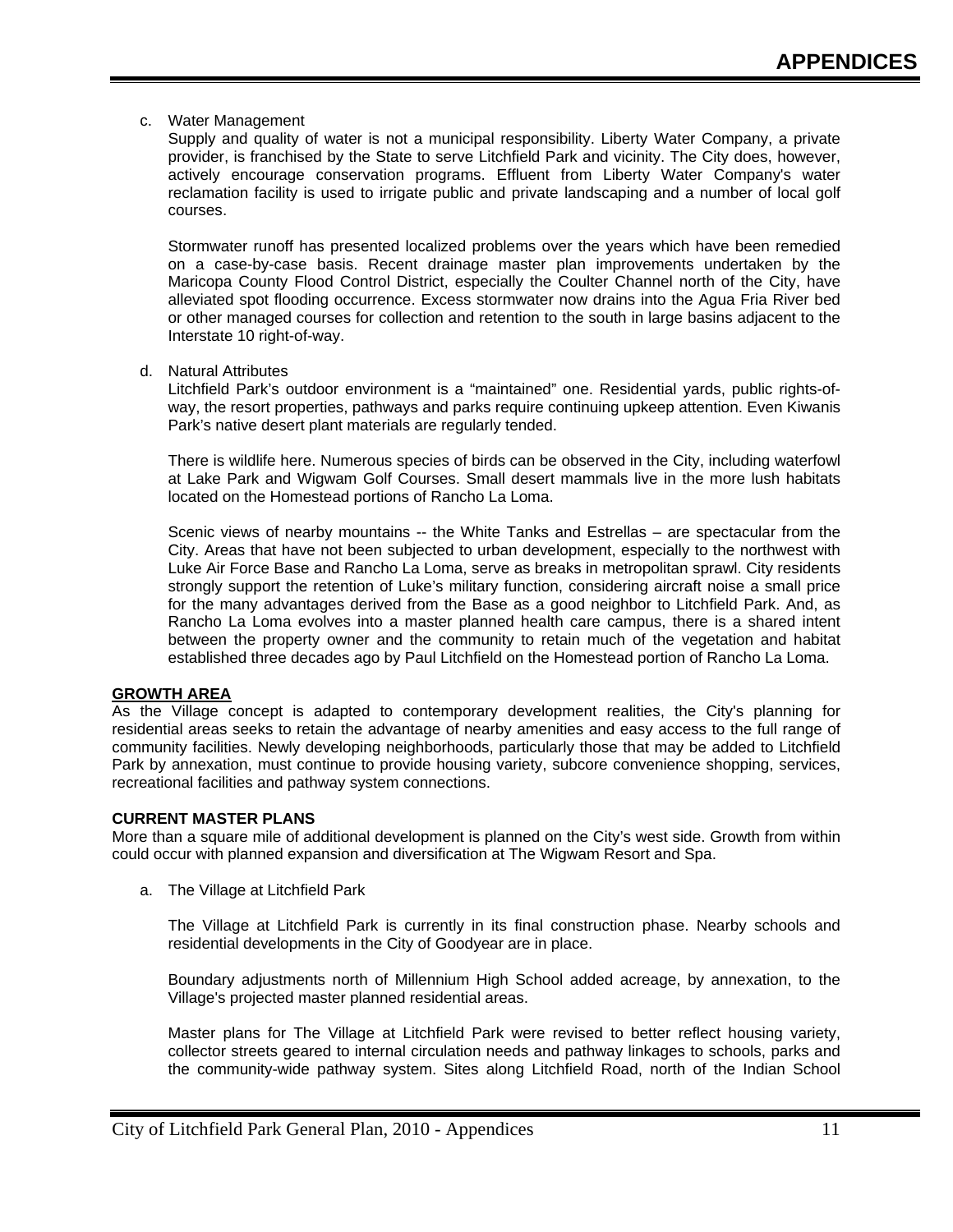c. Water Management

Supply and quality of water is not a municipal responsibility. Liberty Water Company, a private provider, is franchised by the State to serve Litchfield Park and vicinity. The City does, however, actively encourage conservation programs. Effluent from Liberty Water Company's water reclamation facility is used to irrigate public and private landscaping and a number of local golf courses.

Stormwater runoff has presented localized problems over the years which have been remedied on a case-by-case basis. Recent drainage master plan improvements undertaken by the Maricopa County Flood Control District, especially the Coulter Channel north of the City, have alleviated spot flooding occurrence. Excess stormwater now drains into the Agua Fria River bed or other managed courses for collection and retention to the south in large basins adjacent to the Interstate 10 right-of-way.

d. Natural Attributes

Litchfield Park's outdoor environment is a "maintained" one. Residential yards, public rights-of-way, the resort properties, pathways and parks require continuing upkeep attention. Even Kiwanis Park's native desert plant materials are regularly tended.

There is wildlife here. Numerous species of birds can be observed in the City, including waterfowl at Lake Park and Wigwam Golf Courses. Small desert mammals live in the more lush habitats located on the Homestead portions of Rancho La Loma.

Scenic views of nearby mountains -- the White Tanks and Estrellas – are spectacular from the City. Areas that have not been subjected to urban development, especially to the northwest with Luke Air Force Base and Rancho La Loma, serve as breaks in metropolitan sprawl. City residents strongly support the retention of Luke's military function, considering aircraft noise a small price for the many advantages derived from the Base as a good neighbor to Litchfield Park. And, as Rancho La Loma evolves into a master planned health care campus, there is a shared intent between the property owner and the community to retain much of the vegetation and habitat established three decades ago by Paul Litchfield on the Homestead portion of Rancho La Loma.

## GROWTH AREA

As the Village concept is adapted to contemporary development realities, the City's planning for residential areas seeks to retain the advantage of nearby amenities and easy access to the full range of community facilities. Newly developing neighborhoods, particularly those that may be added to Litchfield Park by annexation, must continue to provide housing variety, subcore convenience shopping, services, recreational facilities and pathway system connections.

### CURRENT MASTER PLANS

More than a square mile of additional development is planned on the City's west side. Growth from within could occur with planned expansion and diversification at The Wigwam Resort and Spa.

a. The Village at Litchfield Park

The Village at Litchfield Park is currently in its final construction phase. Nearby schools and residential developments in the City of Goodyear are in place.

Boundary adjustments north of Millennium High School added acreage, by annexation, to the Village's projected master planned residential areas.

Master plans for The Village at Litchfield Park were revised to better reflect housing variety, collector streets geared to internal circulation needs and pathway linkages to schools, parks and the community-wide pathway system. Sites along Litchfield Road, north of the Indian School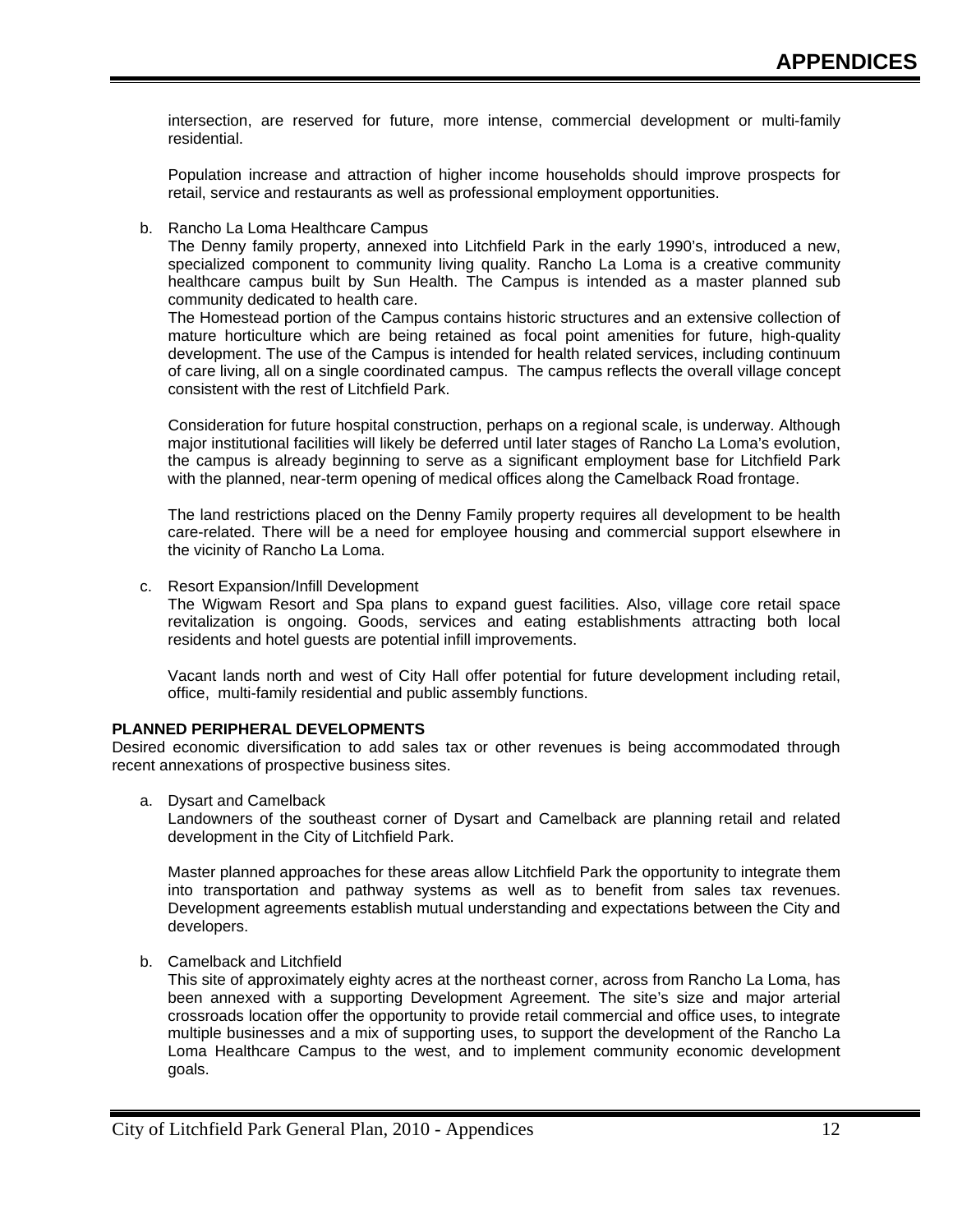intersection, are reserved for future, more intense, commercial development or multi-family residential.

Population increase and attraction of higher income households should improve prospects for retail, service and restaurants as well as professional employment opportunities.

b. Rancho La Loma Healthcare Campus

The Denny family property, annexed into Litchfield Park in the early 1990's, introduced a new, specialized component to community living quality. Rancho La Loma is a creative community healthcare campus built by Sun Health. The Campus is intended as a master planned sub community dedicated to health care.

The Homestead portion of the Campus contains historic structures and an extensive collection of mature horticulture which are being retained as focal point amenities for future, high-quality development. The use of the Campus is intended for health related services, including continuum of care living, all on a single coordinated campus. The campus reflects the overall village concept consistent with the rest of Litchfield Park.

Consideration for future hospital construction, perhaps on a regional scale, is underway. Although major institutional facilities will likely be deferred until later stages of Rancho La Loma's evolution, the campus is already beginning to serve as a significant employment base for Litchfield Park with the planned, near-term opening of medical offices along the Camelback Road frontage.

The land restrictions placed on the Denny Family property requires all development to be health care-related. There will be a need for employee housing and commercial support elsewhere in the vicinity of Rancho La Loma.

c. Resort Expansion/Infill Development

The Wigwam Resort and Spa plans to expand guest facilities. Also, village core retail space revitalization is ongoing. Goods, services and eating establishments attracting both local residents and hotel guests are potential infill improvements.

Vacant lands north and west of City Hall offer potential for future development including retail, office, multi-family residential and public assembly functions.

**PLANNED PERIPHERAL DEVELOPMENTS**

Desired economic diversification to add sales tax or other revenues is being accommodated through recent annexations of prospective business sites.

a. Dysart and Camelback

Landowners of the southeast corner of Dysart and Camelback are planning retail and related development in the City of Litchfield Park.

Master planned approaches for these areas allow Litchfield Park the opportunity to integrate them into transportation and pathway systems as well as to benefit from sales tax revenues. Development agreements establish mutual understanding and expectations between the City and developers.

b. Camelback and Litchfield

This site of approximately eighty acres at the northeast corner, across from Rancho La Loma, has been annexed with a supporting Development Agreement. The site's size and major arterial crossroads location offer the opportunity to provide retail commercial and office uses, to integrate multiple businesses and a mix of supporting uses, to support the development of the Rancho La Loma Healthcare Campus to the west, and to implement community economic development goals.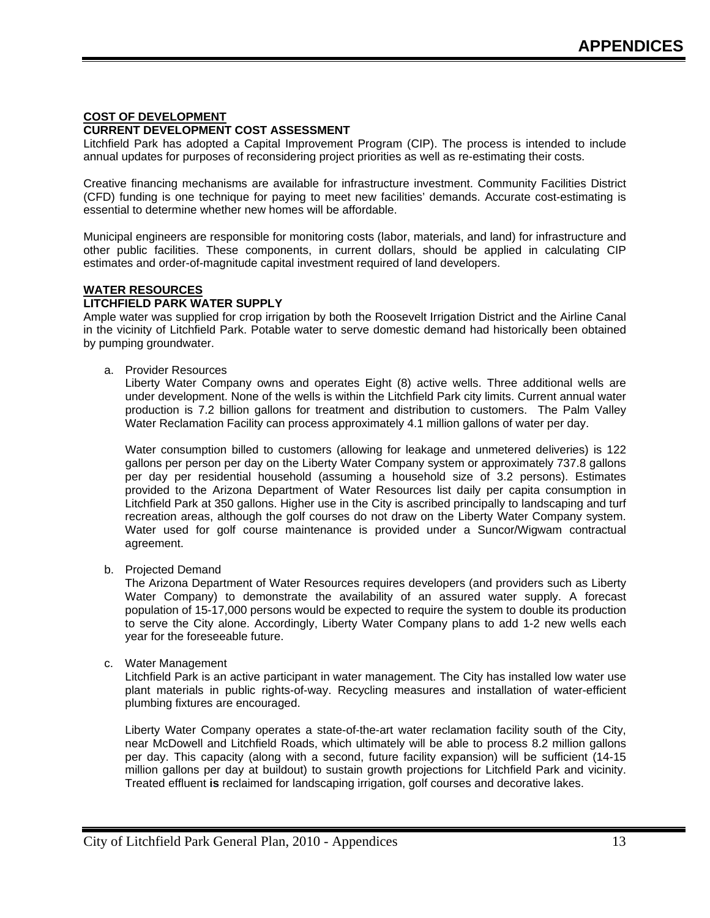## COST OF DEVELOPMENT

### CURRENT DEVELOPMENT COST ASSESSMENT

Litchfield Park has adopted a Capital Improvement Program (CIP). The process is intended to include annual updates for purposes of reconsidering project priorities as well as re-estimating their costs.

Creative financing mechanisms are available for infrastructure investment. Community Facilities District (CFD) funding is one technique for paying to meet new facilities' demands. Accurate cost-estimating is essential to determine whether new homes will be affordable.

Municipal engineers are responsible for monitoring costs (labor, materials, and land) for infrastructure and other public facilities. These components, in current dollars, should be applied in calculating CIP estimates and order-of-magnitude capital investment required of land developers.

## WATER RESOURCES

### LITCHFIELD PARK WATER SUPPLY

Ample water was supplied for crop irrigation by both the Roosevelt Irrigation District and the Airline Canal in the vicinity of Litchfield Park. Potable water to serve domestic demand had historically been obtained by pumping groundwater.

a. Provider Resources

   Liberty Water Company owns and operates Eight (8) active wells. Three additional wells are under development. None of the wells is within the Litchfield Park city limits. Current annual water production is 7.2 billion gallons for treatment and distribution to customers. The Palm Valley Water Reclamation Facility can process approximately 4.1 million gallons of water per day.

   Water consumption billed to customers (allowing for leakage and unmetered deliveries) is 122 gallons per person per day on the Liberty Water Company system or approximately 737.8 gallons per day per residential household (assuming a household size of 3.2 persons). Estimates provided to the Arizona Department of Water Resources list daily per capita consumption in Litchfield Park at 350 gallons. Higher use in the City is ascribed principally to landscaping and turf recreation areas, although the golf courses do not draw on the Liberty Water Company system. Water used for golf course maintenance is provided under a Suncor/Wigwam contractual agreement.

b. Projected Demand

   The Arizona Department of Water Resources requires developers (and providers such as Liberty Water Company) to demonstrate the availability of an assured water supply. A forecast population of 15-17,000 persons would be expected to require the system to double its production to serve the City alone. Accordingly, Liberty Water Company plans to add 1-2 new wells each year for the foreseeable future.

c. Water Management

   Litchfield Park is an active participant in water management. The City has installed low water use plant materials in public rights-of-way. Recycling measures and installation of water-efficient plumbing fixtures are encouraged.

   Liberty Water Company operates a state-of-the-art water reclamation facility south of the City, near McDowell and Litchfield Roads, which ultimately will be able to process 8.2 million gallons per day. This capacity (along with a second, future facility expansion) will be sufficient (14-15 million gallons per day at buildout) to sustain growth projections for Litchfield Park and vicinity. Treated effluent **is** reclaimed for landscaping irrigation, golf courses and decorative lakes.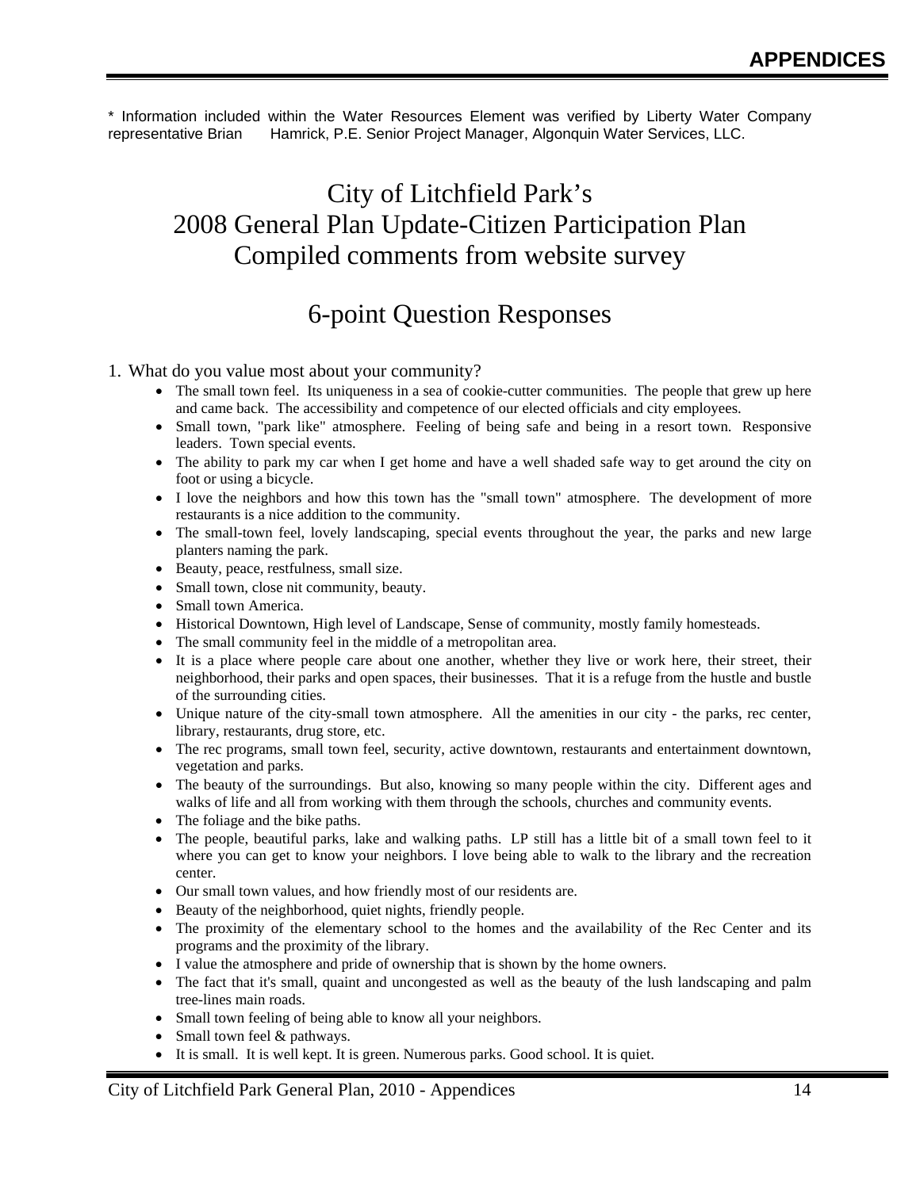* Information included within the Water Resources Element was verified by Liberty Water Company representative Brian Hamrick, P.E. Senior Project Manager, Algonquin Water Services, LLC.

# City of Litchfield Park's 2008 General Plan Update-Citizen Participation Plan Compiled comments from website survey

## 6-point Question Responses

1. What do you value most about your community?
    - The small town feel. Its uniqueness in a sea of cookie-cutter communities. The people that grew up here and came back. The accessibility and competence of our elected officials and city employees.
    - Small town, "park like" atmosphere. Feeling of being safe and being in a resort town. Responsive leaders. Town special events.
    - The ability to park my car when I get home and have a well shaded safe way to get around the city on foot or using a bicycle.
    - I love the neighbors and how this town has the "small town" atmosphere. The development of more restaurants is a nice addition to the community.
    - The small-town feel, lovely landscaping, special events throughout the year, the parks and new large planters naming the park.
    - Beauty, peace, restfulness, small size.
    - Small town, close nit community, beauty.
    - Small town America.
    - Historical Downtown, High level of Landscape, Sense of community, mostly family homesteads.
    - The small community feel in the middle of a metropolitan area.
    - It is a place where people care about one another, whether they live or work here, their street, their neighborhood, their parks and open spaces, their businesses. That it is a refuge from the hustle and bustle of the surrounding cities.
    - Unique nature of the city-small town atmosphere. All the amenities in our city - the parks, rec center, library, restaurants, drug store, etc.
    - The rec programs, small town feel, security, active downtown, restaurants and entertainment downtown, vegetation and parks.
    - The beauty of the surroundings. But also, knowing so many people within the city. Different ages and walks of life and all from working with them through the schools, churches and community events.
    - The foliage and the bike paths.
    - The people, beautiful parks, lake and walking paths. LP still has a little bit of a small town feel to it where you can get to know your neighbors. I love being able to walk to the library and the recreation center.
    - Our small town values, and how friendly most of our residents are.
    - Beauty of the neighborhood, quiet nights, friendly people.
    - The proximity of the elementary school to the homes and the availability of the Rec Center and its programs and the proximity of the library.
    - I value the atmosphere and pride of ownership that is shown by the home owners.
    - The fact that it's small, quaint and uncongested as well as the beauty of the lush landscaping and palm tree-lines main roads.
    - Small town feeling of being able to know all your neighbors.
    - Small town feel & pathways.
    - It is small. It is well kept. It is green. Numerous parks. Good school. It is quiet.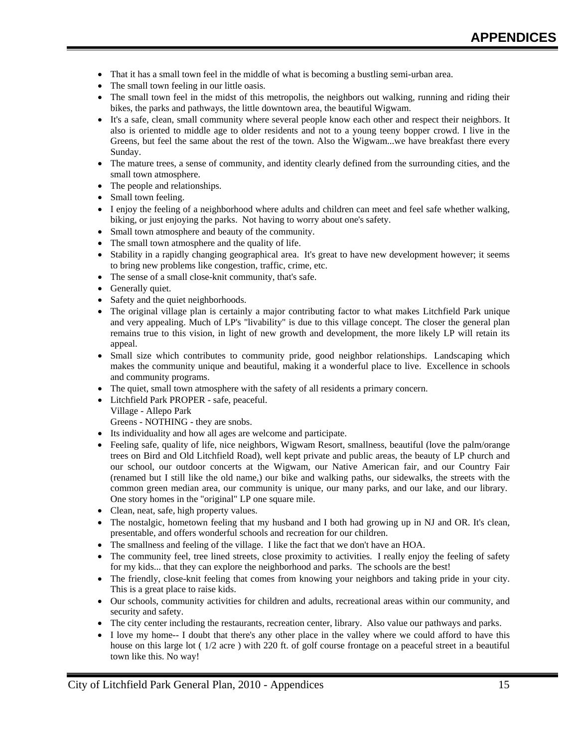- That it has a small town feel in the middle of what is becoming a bustling semi-urban area.
- The small town feeling in our little oasis.
- The small town feel in the midst of this metropolis, the neighbors out walking, running and riding their bikes, the parks and pathways, the little downtown area, the beautiful Wigwam.
- It's a safe, clean, small community where several people know each other and respect their neighbors. It also is oriented to middle age to older residents and not to a young teeny bopper crowd. I live in the Greens, but feel the same about the rest of the town. Also the Wigwam...we have breakfast there every Sunday.
- The mature trees, a sense of community, and identity clearly defined from the surrounding cities, and the small town atmosphere.
- The people and relationships.
- Small town feeling.
- I enjoy the feeling of a neighborhood where adults and children can meet and feel safe whether walking, biking, or just enjoying the parks. Not having to worry about one's safety.
- Small town atmosphere and beauty of the community.
- The small town atmosphere and the quality of life.
- Stability in a rapidly changing geographical area. It's great to have new development however; it seems to bring new problems like congestion, traffic, crime, etc.
- The sense of a small close-knit community, that's safe.
- Generally quiet.
- Safety and the quiet neighborhoods.
- The original village plan is certainly a major contributing factor to what makes Litchfield Park unique and very appealing. Much of LP's "livability" is due to this village concept. The closer the general plan remains true to this vision, in light of new growth and development, the more likely LP will retain its appeal.
- Small size which contributes to community pride, good neighbor relationships. Landscaping which makes the community unique and beautiful, making it a wonderful place to live. Excellence in schools and community programs.
- The quiet, small town atmosphere with the safety of all residents a primary concern.
- Litchfield Park PROPER - safe, peaceful.
  Village - Allepo Park
  Greens - NOTHING - they are snobs.
- Its individuality and how all ages are welcome and participate.
- Feeling safe, quality of life, nice neighbors, Wigwam Resort, smallness, beautiful (love the palm/orange trees on Bird and Old Litchfield Road), well kept private and public areas, the beauty of LP church and our school, our outdoor concerts at the Wigwam, our Native American fair, and our Country Fair (renamed but I still like the old name,) our bike and walking paths, our sidewalks, the streets with the common green median area, our community is unique, our many parks, and our lake, and our library. One story homes in the "original" LP one square mile.
- Clean, neat, safe, high property values.
- The nostalgic, hometown feeling that my husband and I both had growing up in NJ and OR. It's clean, presentable, and offers wonderful schools and recreation for our children.
- The smallness and feeling of the village. I like the fact that we don't have an HOA.
- The community feel, tree lined streets, close proximity to activities. I really enjoy the feeling of safety for my kids... that they can explore the neighborhood and parks. The schools are the best!
- The friendly, close-knit feeling that comes from knowing your neighbors and taking pride in your city. This is a great place to raise kids.
- Our schools, community activities for children and adults, recreational areas within our community, and security and safety.
- The city center including the restaurants, recreation center, library. Also value our pathways and parks.
- I love my home-- I doubt that there's any other place in the valley where we could afford to have this house on this large lot ( 1/2 acre ) with 220 ft. of golf course frontage on a peaceful street in a beautiful town like this. No way!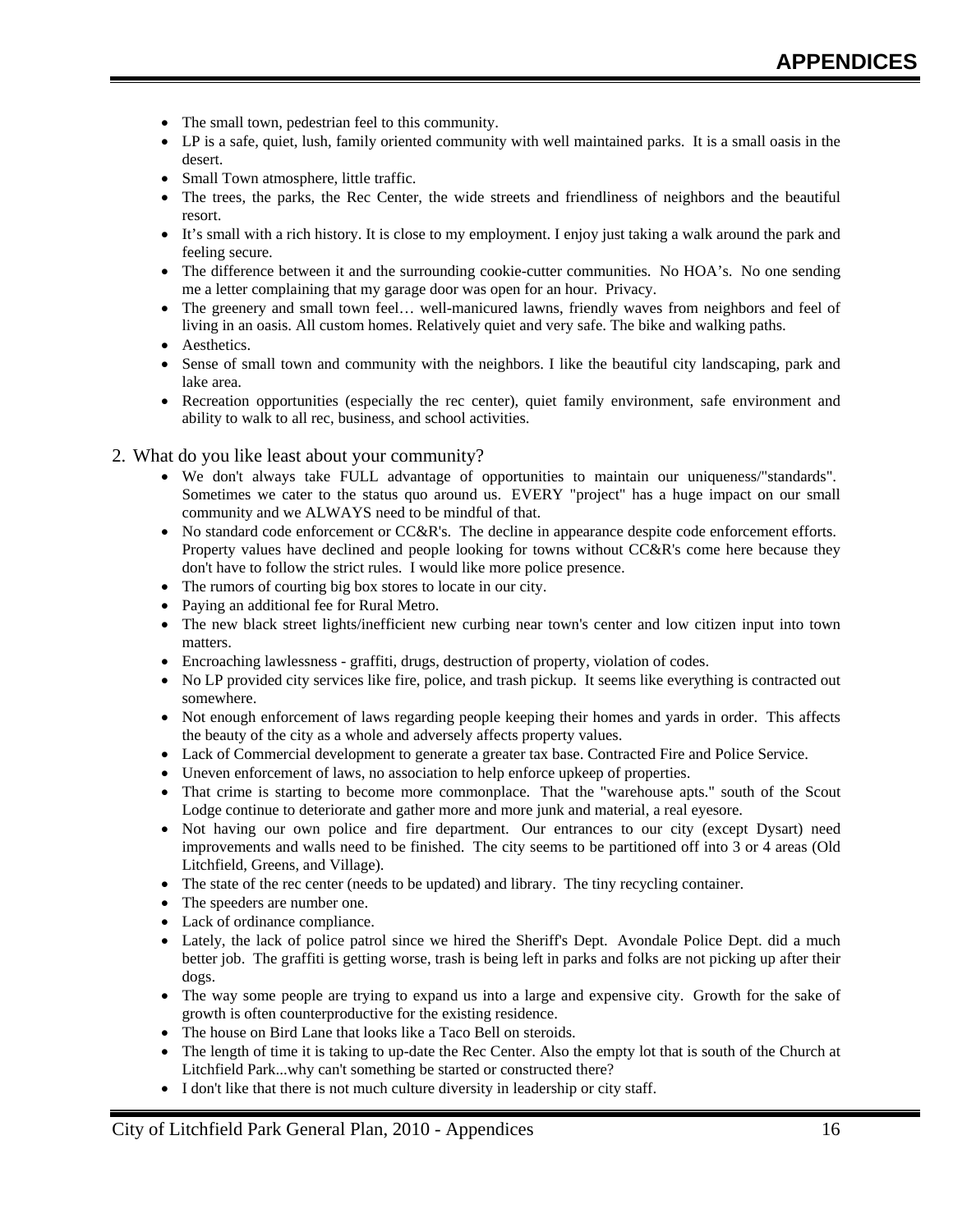- The small town, pedestrian feel to this community.
- LP is a safe, quiet, lush, family oriented community with well maintained parks. It is a small oasis in the desert.
- Small Town atmosphere, little traffic.
- The trees, the parks, the Rec Center, the wide streets and friendliness of neighbors and the beautiful resort.
- It's small with a rich history. It is close to my employment. I enjoy just taking a walk around the park and feeling secure.
- The difference between it and the surrounding cookie-cutter communities. No HOA's. No one sending me a letter complaining that my garage door was open for an hour. Privacy.
- The greenery and small town feel… well-manicured lawns, friendly waves from neighbors and feel of living in an oasis. All custom homes. Relatively quiet and very safe. The bike and walking paths.
- Aesthetics.
- Sense of small town and community with the neighbors. I like the beautiful city landscaping, park and lake area.
- Recreation opportunities (especially the rec center), quiet family environment, safe environment and ability to walk to all rec, business, and school activities.

2. What do you like least about your community?
   - We don't always take FULL advantage of opportunities to maintain our uniqueness/"standards". Sometimes we cater to the status quo around us. EVERY "project" has a huge impact on our small community and we ALWAYS need to be mindful of that.
   - No standard code enforcement or CC&R's. The decline in appearance despite code enforcement efforts. Property values have declined and people looking for towns without CC&R's come here because they don't have to follow the strict rules. I would like more police presence.
   - The rumors of courting big box stores to locate in our city.
   - Paying an additional fee for Rural Metro.
   - The new black street lights/inefficient new curbing near town's center and low citizen input into town matters.
   - Encroaching lawlessness - graffiti, drugs, destruction of property, violation of codes.
   - No LP provided city services like fire, police, and trash pickup. It seems like everything is contracted out somewhere.
   - Not enough enforcement of laws regarding people keeping their homes and yards in order. This affects the beauty of the city as a whole and adversely affects property values.
   - Lack of Commercial development to generate a greater tax base. Contracted Fire and Police Service.
   - Uneven enforcement of laws, no association to help enforce upkeep of properties.
   - That crime is starting to become more commonplace. That the "warehouse apts." south of the Scout Lodge continue to deteriorate and gather more and more junk and material, a real eyesore.
   - Not having our own police and fire department. Our entrances to our city (except Dysart) need improvements and walls need to be finished. The city seems to be partitioned off into 3 or 4 areas (Old Litchfield, Greens, and Village).
   - The state of the rec center (needs to be updated) and library. The tiny recycling container.
   - The speeders are number one.
   - Lack of ordinance compliance.
   - Lately, the lack of police patrol since we hired the Sheriff's Dept. Avondale Police Dept. did a much better job. The graffiti is getting worse, trash is being left in parks and folks are not picking up after their dogs.
   - The way some people are trying to expand us into a large and expensive city. Growth for the sake of growth is often counterproductive for the existing residence.
   - The house on Bird Lane that looks like a Taco Bell on steroids.
   - The length of time it is taking to up-date the Rec Center. Also the empty lot that is south of the Church at Litchfield Park...why can't something be started or constructed there?
   - I don't like that there is not much culture diversity in leadership or city staff.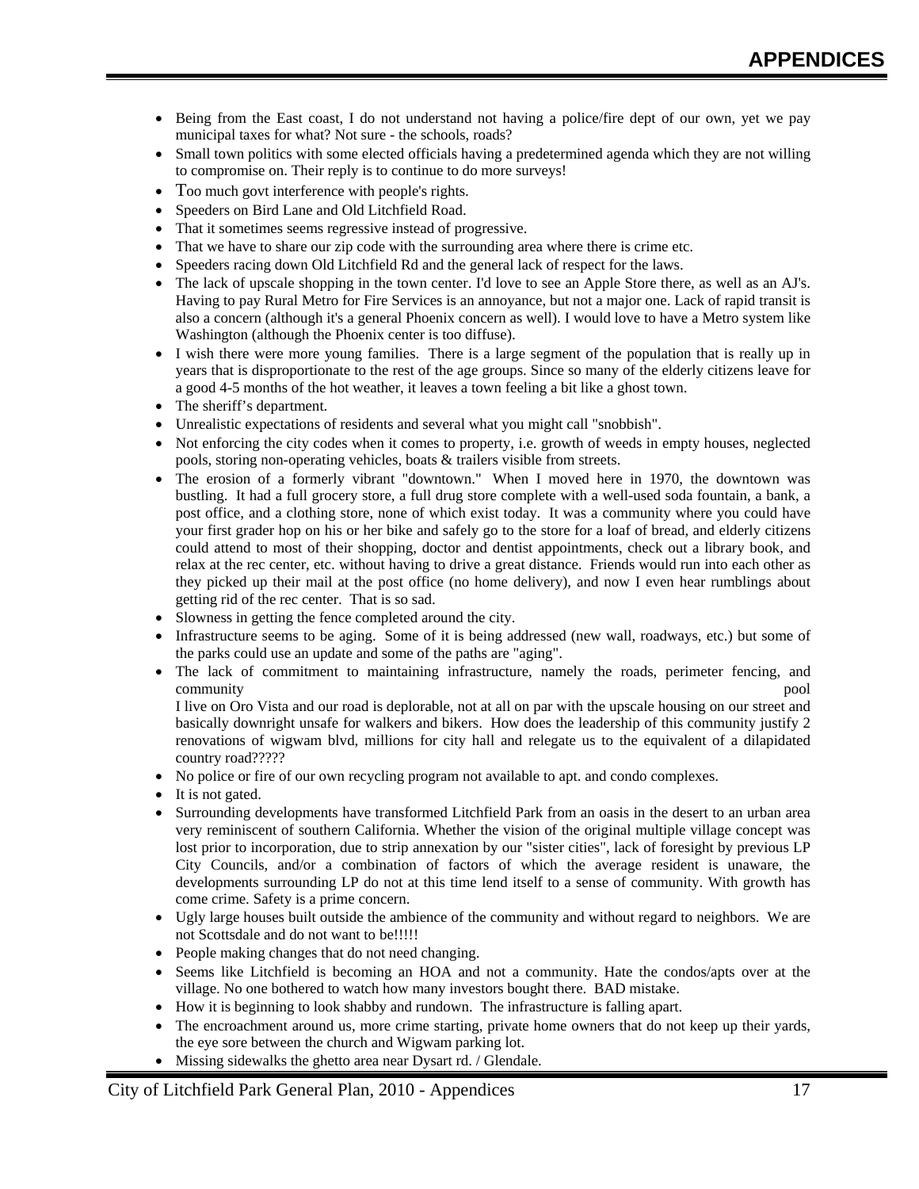- Being from the East coast, I do not understand not having a police/fire dept of our own, yet we pay municipal taxes for what? Not sure - the schools, roads?
- Small town politics with some elected officials having a predetermined agenda which they are not willing to compromise on. Their reply is to continue to do more surveys!
- Too much govt interference with people's rights.
- Speeders on Bird Lane and Old Litchfield Road.
- That it sometimes seems regressive instead of progressive.
- That we have to share our zip code with the surrounding area where there is crime etc.
- Speeders racing down Old Litchfield Rd and the general lack of respect for the laws.
- The lack of upscale shopping in the town center. I'd love to see an Apple Store there, as well as an AJ's. Having to pay Rural Metro for Fire Services is an annoyance, but not a major one. Lack of rapid transit is also a concern (although it's a general Phoenix concern as well). I would love to have a Metro system like Washington (although the Phoenix center is too diffuse).
- I wish there were more young families. There is a large segment of the population that is really up in years that is disproportionate to the rest of the age groups. Since so many of the elderly citizens leave for a good 4-5 months of the hot weather, it leaves a town feeling a bit like a ghost town.
- The sheriff's department.
- Unrealistic expectations of residents and several what you might call "snobbish".
- Not enforcing the city codes when it comes to property, i.e. growth of weeds in empty houses, neglected pools, storing non-operating vehicles, boats & trailers visible from streets.
- The erosion of a formerly vibrant "downtown." When I moved here in 1970, the downtown was bustling. It had a full grocery store, a full drug store complete with a well-used soda fountain, a bank, a post office, and a clothing store, none of which exist today. It was a community where you could have your first grader hop on his or her bike and safely go to the store for a loaf of bread, and elderly citizens could attend to most of their shopping, doctor and dentist appointments, check out a library book, and relax at the rec center, etc. without having to drive a great distance. Friends would run into each other as they picked up their mail at the post office (no home delivery), and now I even hear rumblings about getting rid of the rec center. That is so sad.
- Slowness in getting the fence completed around the city.
- Infrastructure seems to be aging. Some of it is being addressed (new wall, roadways, etc.) but some of the parks could use an update and some of the paths are "aging".
- The lack of commitment to maintaining infrastructure, namely the roads, perimeter fencing, and community pool
  I live on Oro Vista and our road is deplorable, not at all on par with the upscale housing on our street and basically downright unsafe for walkers and bikers. How does the leadership of this community justify 2 renovations of wigwam blvd, millions for city hall and relegate us to the equivalent of a dilapidated country road?????
- No police or fire of our own recycling program not available to apt. and condo complexes.
- It is not gated.
- Surrounding developments have transformed Litchfield Park from an oasis in the desert to an urban area very reminiscent of southern California. Whether the vision of the original multiple village concept was lost prior to incorporation, due to strip annexation by our "sister cities", lack of foresight by previous LP City Councils, and/or a combination of factors of which the average resident is unaware, the developments surrounding LP do not at this time lend itself to a sense of community. With growth has come crime. Safety is a prime concern.
- Ugly large houses built outside the ambience of the community and without regard to neighbors. We are not Scottsdale and do not want to be!!!!!
- People making changes that do not need changing.
- Seems like Litchfield is becoming an HOA and not a community. Hate the condos/apts over at the village. No one bothered to watch how many investors bought there. BAD mistake.
- How it is beginning to look shabby and rundown. The infrastructure is falling apart.
- The encroachment around us, more crime starting, private home owners that do not keep up their yards, the eye sore between the church and Wigwam parking lot.
- Missing sidewalks the ghetto area near Dysart rd. / Glendale.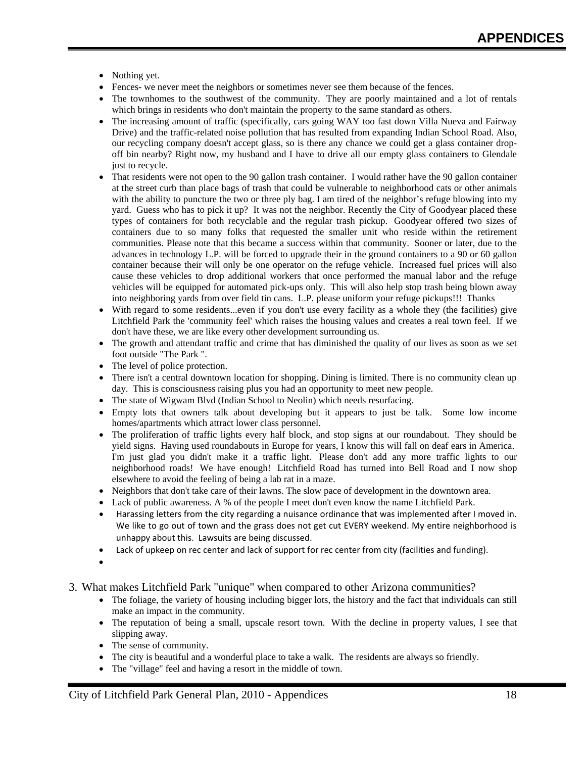- Nothing yet.
- Fences- we never meet the neighbors or sometimes never see them because of the fences.
- The townhomes to the southwest of the community. They are poorly maintained and a lot of rentals which brings in residents who don't maintain the property to the same standard as others.
- The increasing amount of traffic (specifically, cars going WAY too fast down Villa Nueva and Fairway Drive) and the traffic-related noise pollution that has resulted from expanding Indian School Road. Also, our recycling company doesn't accept glass, so is there any chance we could get a glass container drop-off bin nearby? Right now, my husband and I have to drive all our empty glass containers to Glendale just to recycle.
- That residents were not open to the 90 gallon trash container. I would rather have the 90 gallon container at the street curb than place bags of trash that could be vulnerable to neighborhood cats or other animals with the ability to puncture the two or three ply bag. I am tired of the neighbor's refuge blowing into my yard. Guess who has to pick it up? It was not the neighbor. Recently the City of Goodyear placed these types of containers for both recyclable and the regular trash pickup. Goodyear offered two sizes of containers due to so many folks that requested the smaller unit who reside within the retirement communities. Please note that this became a success within that community. Sooner or later, due to the advances in technology L.P. will be forced to upgrade their in the ground containers to a 90 or 60 gallon container because their will only be one operator on the refuge vehicle. Increased fuel prices will also cause these vehicles to drop additional workers that once performed the manual labor and the refuge vehicles will be equipped for automated pick-ups only. This will also help stop trash being blown away into neighboring yards from over field tin cans. L.P. please uniform your refuge pickups!!! Thanks
- With regard to some residents...even if you don't use every facility as a whole they (the facilities) give Litchfield Park the 'community feel' which raises the housing values and creates a real town feel. If we don't have these, we are like every other development surrounding us.
- The growth and attendant traffic and crime that has diminished the quality of our lives as soon as we set foot outside "The Park ".
- The level of police protection.
- There isn't a central downtown location for shopping. Dining is limited. There is no community clean up day. This is consciousness raising plus you had an opportunity to meet new people.
- The state of Wigwam Blvd (Indian School to Neolin) which needs resurfacing.
- Empty lots that owners talk about developing but it appears to just be talk. Some low income homes/apartments which attract lower class personnel.
- The proliferation of traffic lights every half block, and stop signs at our roundabout. They should be yield signs. Having used roundabouts in Europe for years, I know this will fall on deaf ears in America. I'm just glad you didn't make it a traffic light. Please don't add any more traffic lights to our neighborhood roads! We have enough! Litchfield Road has turned into Bell Road and I now shop elsewhere to avoid the feeling of being a lab rat in a maze.
- Neighbors that don't take care of their lawns. The slow pace of development in the downtown area.
- Lack of public awareness. A % of the people I meet don't even know the name Litchfield Park.
- Harassing letters from the city regarding a nuisance ordinance that was implemented after I moved in. We like to go out of town and the grass does not get cut EVERY weekend. My entire neighborhood is unhappy about this. Lawsuits are being discussed.
- Lack of upkeep on rec center and lack of support for rec center from city (facilities and funding).

3. What makes Litchfield Park "unique" when compared to other Arizona communities?
    - The foliage, the variety of housing including bigger lots, the history and the fact that individuals can still make an impact in the community.
    - The reputation of being a small, upscale resort town. With the decline in property values, I see that slipping away.
    - The sense of community.
    - The city is beautiful and a wonderful place to take a walk. The residents are always so friendly.
    - The "village" feel and having a resort in the middle of town.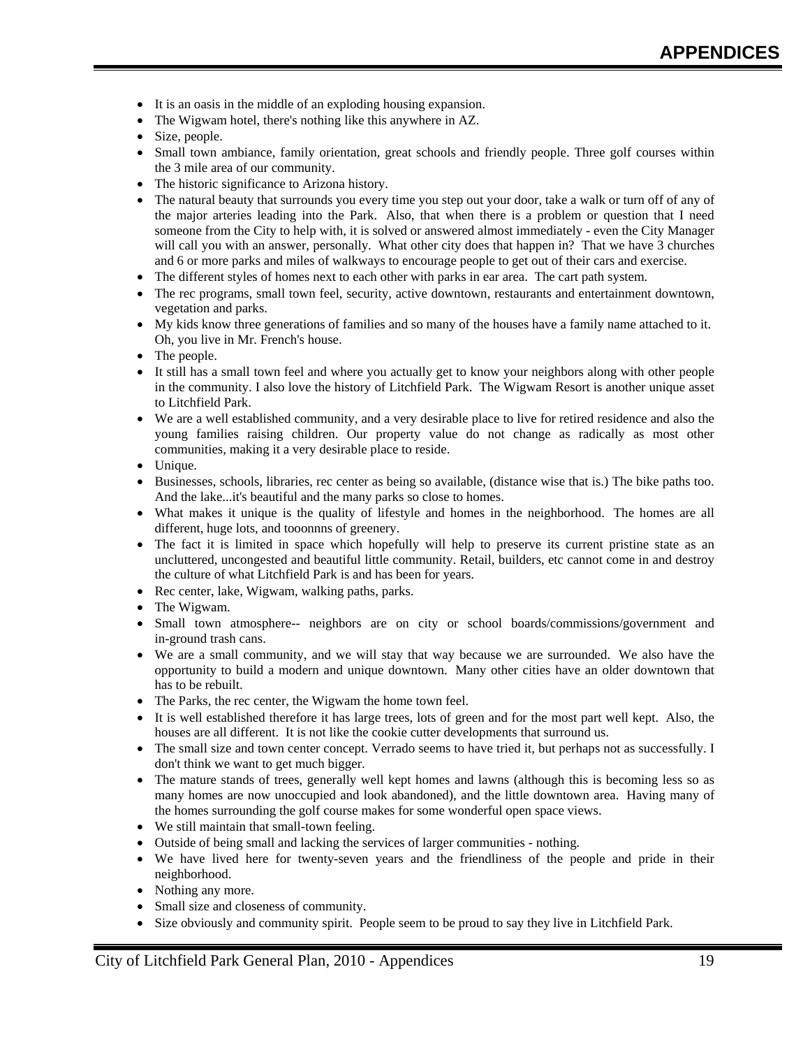- It is an oasis in the middle of an exploding housing expansion.
- The Wigwam hotel, there's nothing like this anywhere in AZ.
- Size, people.
- Small town ambiance, family orientation, great schools and friendly people. Three golf courses within the 3 mile area of our community.
- The historic significance to Arizona history.
- The natural beauty that surrounds you every time you step out your door, take a walk or turn off of any of the major arteries leading into the Park. Also, that when there is a problem or question that I need someone from the City to help with, it is solved or answered almost immediately - even the City Manager will call you with an answer, personally. What other city does that happen in? That we have 3 churches and 6 or more parks and miles of walkways to encourage people to get out of their cars and exercise.
- The different styles of homes next to each other with parks in ear area. The cart path system.
- The rec programs, small town feel, security, active downtown, restaurants and entertainment downtown, vegetation and parks.
- My kids know three generations of families and so many of the houses have a family name attached to it. Oh, you live in Mr. French's house.
- The people.
- It still has a small town feel and where you actually get to know your neighbors along with other people in the community. I also love the history of Litchfield Park. The Wigwam Resort is another unique asset to Litchfield Park.
- We are a well established community, and a very desirable place to live for retired residence and also the young families raising children. Our property value do not change as radically as most other communities, making it a very desirable place to reside.
- Unique.
- Businesses, schools, libraries, rec center as being so available, (distance wise that is.) The bike paths too. And the lake...it's beautiful and the many parks so close to homes.
- What makes it unique is the quality of lifestyle and homes in the neighborhood. The homes are all different, huge lots, and tooonnns of greenery.
- The fact it is limited in space which hopefully will help to preserve its current pristine state as an uncluttered, uncongested and beautiful little community. Retail, builders, etc cannot come in and destroy the culture of what Litchfield Park is and has been for years.
- Rec center, lake, Wigwam, walking paths, parks.
- The Wigwam.
- Small town atmosphere-- neighbors are on city or school boards/commissions/government and in-ground trash cans.
- We are a small community, and we will stay that way because we are surrounded. We also have the opportunity to build a modern and unique downtown. Many other cities have an older downtown that has to be rebuilt.
- The Parks, the rec center, the Wigwam the home town feel.
- It is well established therefore it has large trees, lots of green and for the most part well kept. Also, the houses are all different. It is not like the cookie cutter developments that surround us.
- The small size and town center concept. Verrado seems to have tried it, but perhaps not as successfully. I don't think we want to get much bigger.
- The mature stands of trees, generally well kept homes and lawns (although this is becoming less so as many homes are now unoccupied and look abandoned), and the little downtown area. Having many of the homes surrounding the golf course makes for some wonderful open space views.
- We still maintain that small-town feeling.
- Outside of being small and lacking the services of larger communities - nothing.
- We have lived here for twenty-seven years and the friendliness of the people and pride in their neighborhood.
- Nothing any more.
- Small size and closeness of community.
- Size obviously and community spirit. People seem to be proud to say they live in Litchfield Park.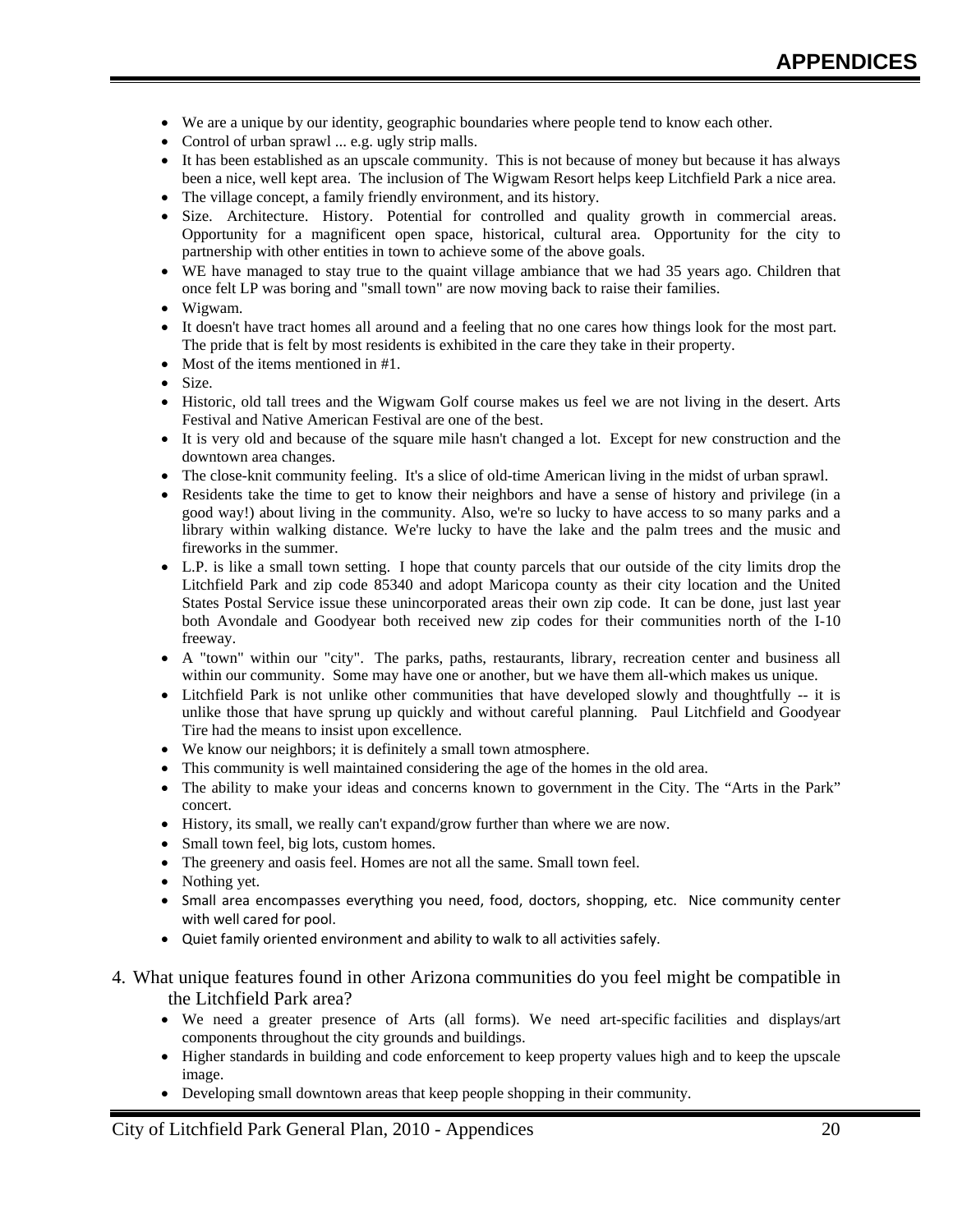- We are a unique by our identity, geographic boundaries where people tend to know each other.
- Control of urban sprawl ... e.g. ugly strip malls.
- It has been established as an upscale community. This is not because of money but because it has always been a nice, well kept area. The inclusion of The Wigwam Resort helps keep Litchfield Park a nice area.
- The village concept, a family friendly environment, and its history.
- Size. Architecture. History. Potential for controlled and quality growth in commercial areas. Opportunity for a magnificent open space, historical, cultural area. Opportunity for the city to partnership with other entities in town to achieve some of the above goals.
- WE have managed to stay true to the quaint village ambiance that we had 35 years ago. Children that once felt LP was boring and "small town" are now moving back to raise their families.
- Wigwam.
- It doesn't have tract homes all around and a feeling that no one cares how things look for the most part. The pride that is felt by most residents is exhibited in the care they take in their property.
- Most of the items mentioned in #1.
- Size.
- Historic, old tall trees and the Wigwam Golf course makes us feel we are not living in the desert. Arts Festival and Native American Festival are one of the best.
- It is very old and because of the square mile hasn't changed a lot. Except for new construction and the downtown area changes.
- The close-knit community feeling. It's a slice of old-time American living in the midst of urban sprawl.
- Residents take the time to get to know their neighbors and have a sense of history and privilege (in a good way!) about living in the community. Also, we're so lucky to have access to so many parks and a library within walking distance. We're lucky to have the lake and the palm trees and the music and fireworks in the summer.
- L.P. is like a small town setting. I hope that county parcels that our outside of the city limits drop the Litchfield Park and zip code 85340 and adopt Maricopa county as their city location and the United States Postal Service issue these unincorporated areas their own zip code. It can be done, just last year both Avondale and Goodyear both received new zip codes for their communities north of the I-10 freeway.
- A "town" within our "city". The parks, paths, restaurants, library, recreation center and business all within our community. Some may have one or another, but we have them all-which makes us unique.
- Litchfield Park is not unlike other communities that have developed slowly and thoughtfully -- it is unlike those that have sprung up quickly and without careful planning. Paul Litchfield and Goodyear Tire had the means to insist upon excellence.
- We know our neighbors; it is definitely a small town atmosphere.
- This community is well maintained considering the age of the homes in the old area.
- The ability to make your ideas and concerns known to government in the City. The "Arts in the Park" concert.
- History, its small, we really can't expand/grow further than where we are now.
- Small town feel, big lots, custom homes.
- The greenery and oasis feel. Homes are not all the same. Small town feel.
- Nothing yet.
- Small area encompasses everything you need, food, doctors, shopping, etc. Nice community center with well cared for pool.
- Quiet family oriented environment and ability to walk to all activities safely.

4. What unique features found in other Arizona communities do you feel might be compatible in the Litchfield Park area?
   - We need a greater presence of Arts (all forms). We need art-specific facilities and displays/art components throughout the city grounds and buildings.
   - Higher standards in building and code enforcement to keep property values high and to keep the upscale image.
   - Developing small downtown areas that keep people shopping in their community.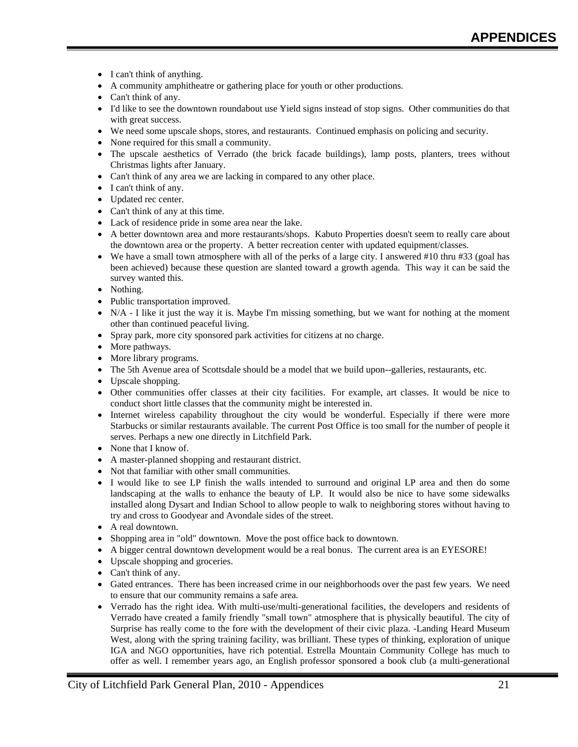- I can't think of anything.
- A community amphitheatre or gathering place for youth or other productions.
- Can't think of any.
- I'd like to see the downtown roundabout use Yield signs instead of stop signs. Other communities do that with great success.
- We need some upscale shops, stores, and restaurants. Continued emphasis on policing and security.
- None required for this small a community.
- The upscale aesthetics of Verrado (the brick facade buildings), lamp posts, planters, trees without Christmas lights after January.
- Can't think of any area we are lacking in compared to any other place.
- I can't think of any.
- Updated rec center.
- Can't think of any at this time.
- Lack of residence pride in some area near the lake.
- A better downtown area and more restaurants/shops. Kabuto Properties doesn't seem to really care about the downtown area or the property. A better recreation center with updated equipment/classes.
- We have a small town atmosphere with all of the perks of a large city. I answered #10 thru #33 (goal has been achieved) because these question are slanted toward a growth agenda. This way it can be said the survey wanted this.
- Nothing.
- Public transportation improved.
- N/A - I like it just the way it is. Maybe I'm missing something, but we want for nothing at the moment other than continued peaceful living.
- Spray park, more city sponsored park activities for citizens at no charge.
- More pathways.
- More library programs.
- The 5th Avenue area of Scottsdale should be a model that we build upon--galleries, restaurants, etc.
- Upscale shopping.
- Other communities offer classes at their city facilities. For example, art classes. It would be nice to conduct short little classes that the community might be interested in.
- Internet wireless capability throughout the city would be wonderful. Especially if there were more Starbucks or similar restaurants available. The current Post Office is too small for the number of people it serves. Perhaps a new one directly in Litchfield Park.
- None that I know of.
- A master-planned shopping and restaurant district.
- Not that familiar with other small communities.
- I would like to see LP finish the walls intended to surround and original LP area and then do some landscaping at the walls to enhance the beauty of LP. It would also be nice to have some sidewalks installed along Dysart and Indian School to allow people to walk to neighboring stores without having to try and cross to Goodyear and Avondale sides of the street.
- A real downtown.
- Shopping area in "old" downtown. Move the post office back to downtown.
- A bigger central downtown development would be a real bonus. The current area is an EYESORE!
- Upscale shopping and groceries.
- Can't think of any.
- Gated entrances. There has been increased crime in our neighborhoods over the past few years. We need to ensure that our community remains a safe area.
- Verrado has the right idea. With multi-use/multi-generational facilities, the developers and residents of Verrado have created a family friendly "small town" atmosphere that is physically beautiful. The city of Surprise has really come to the fore with the development of their civic plaza. -Landing Heard Museum West, along with the spring training facility, was brilliant. These types of thinking, exploration of unique IGA and NGO opportunities, have rich potential. Estrella Mountain Community College has much to offer as well. I remember years ago, an English professor sponsored a book club (a multi-generational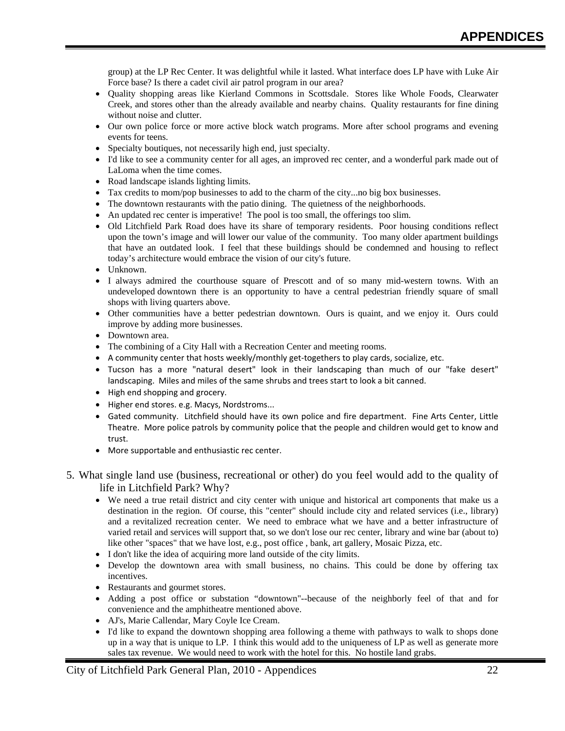group) at the LP Rec Center. It was delightful while it lasted. What interface does LP have with Luke Air Force base? Is there a cadet civil air patrol program in our area?

- Quality shopping areas like Kierland Commons in Scottsdale. Stores like Whole Foods, Clearwater Creek, and stores other than the already available and nearby chains. Quality restaurants for fine dining without noise and clutter.
- Our own police force or more active block watch programs. More after school programs and evening events for teens.
- Specialty boutiques, not necessarily high end, just specialty.
- I'd like to see a community center for all ages, an improved rec center, and a wonderful park made out of LaLoma when the time comes.
- Road landscape islands lighting limits.
- Tax credits to mom/pop businesses to add to the charm of the city...no big box businesses.
- The downtown restaurants with the patio dining. The quietness of the neighborhoods.
- An updated rec center is imperative! The pool is too small, the offerings too slim.
- Old Litchfield Park Road does have its share of temporary residents. Poor housing conditions reflect upon the town's image and will lower our value of the community. Too many older apartment buildings that have an outdated look. I feel that these buildings should be condemned and housing to reflect today's architecture would embrace the vision of our city's future.
- Unknown.
- I always admired the courthouse square of Prescott and of so many mid-western towns. With an undeveloped downtown there is an opportunity to have a central pedestrian friendly square of small shops with living quarters above.
- Other communities have a better pedestrian downtown. Ours is quaint, and we enjoy it. Ours could improve by adding more businesses.
- Downtown area.
- The combining of a City Hall with a Recreation Center and meeting rooms.
- A community center that hosts weekly/monthly get-togethers to play cards, socialize, etc.
- Tucson has a more "natural desert" look in their landscaping than much of our "fake desert" landscaping. Miles and miles of the same shrubs and trees start to look a bit canned.
- High end shopping and grocery.
- Higher end stores. e.g. Macys, Nordstroms...
- Gated community. Litchfield should have its own police and fire department. Fine Arts Center, Little Theatre. More police patrols by community police that the people and children would get to know and trust.
- More supportable and enthusiastic rec center.

5. What single land use (business, recreational or other) do you feel would add to the quality of life in Litchfield Park? Why?
    - We need a true retail district and city center with unique and historical art components that make us a destination in the region. Of course, this "center" should include city and related services (i.e., library) and a revitalized recreation center. We need to embrace what we have and a better infrastructure of varied retail and services will support that, so we don't lose our rec center, library and wine bar (about to) like other "spaces" that we have lost, e.g., post office , bank, art gallery, Mosaic Pizza, etc.
    - I don't like the idea of acquiring more land outside of the city limits.
    - Develop the downtown area with small business, no chains. This could be done by offering tax incentives.
    - Restaurants and gourmet stores.
    - Adding a post office or substation "downtown"--because of the neighborly feel of that and for convenience and the amphitheatre mentioned above.
    - AJ's, Marie Callendar, Mary Coyle Ice Cream.
    - I'd like to expand the downtown shopping area following a theme with pathways to walk to shops done up in a way that is unique to LP. I think this would add to the uniqueness of LP as well as generate more sales tax revenue. We would need to work with the hotel for this. No hostile land grabs.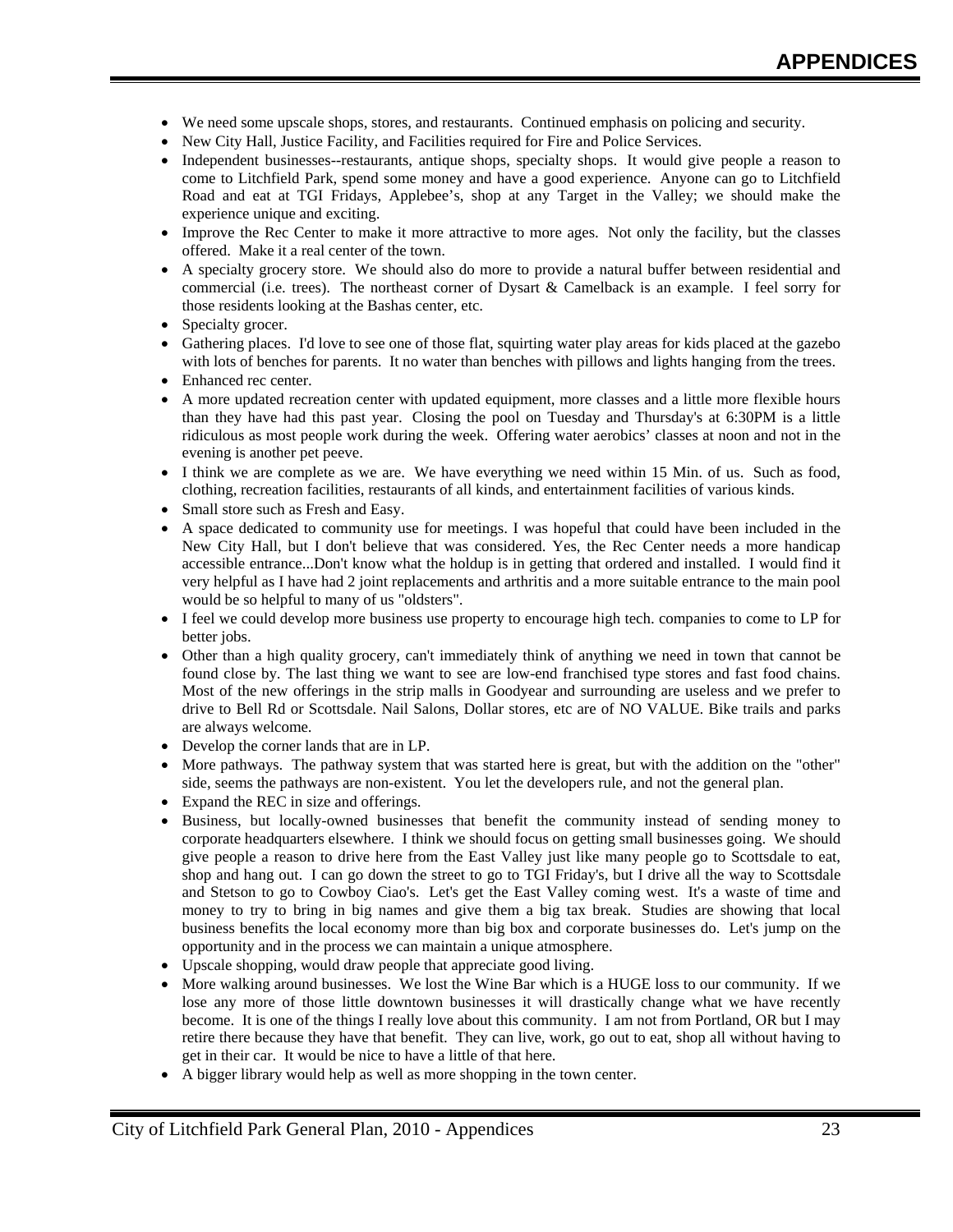- We need some upscale shops, stores, and restaurants. Continued emphasis on policing and security.
- New City Hall, Justice Facility, and Facilities required for Fire and Police Services.
- Independent businesses--restaurants, antique shops, specialty shops. It would give people a reason to come to Litchfield Park, spend some money and have a good experience. Anyone can go to Litchfield Road and eat at TGI Fridays, Applebee's, shop at any Target in the Valley; we should make the experience unique and exciting.
- Improve the Rec Center to make it more attractive to more ages. Not only the facility, but the classes offered. Make it a real center of the town.
- A specialty grocery store. We should also do more to provide a natural buffer between residential and commercial (i.e. trees). The northeast corner of Dysart & Camelback is an example. I feel sorry for those residents looking at the Bashas center, etc.
- Specialty grocer.
- Gathering places. I'd love to see one of those flat, squirting water play areas for kids placed at the gazebo with lots of benches for parents. It no water than benches with pillows and lights hanging from the trees.
- Enhanced rec center.
- A more updated recreation center with updated equipment, more classes and a little more flexible hours than they have had this past year. Closing the pool on Tuesday and Thursday's at 6:30PM is a little ridiculous as most people work during the week. Offering water aerobics' classes at noon and not in the evening is another pet peeve.
- I think we are complete as we are. We have everything we need within 15 Min. of us. Such as food, clothing, recreation facilities, restaurants of all kinds, and entertainment facilities of various kinds.
- Small store such as Fresh and Easy.
- A space dedicated to community use for meetings. I was hopeful that could have been included in the New City Hall, but I don't believe that was considered. Yes, the Rec Center needs a more handicap accessible entrance...Don't know what the holdup is in getting that ordered and installed. I would find it very helpful as I have had 2 joint replacements and arthritis and a more suitable entrance to the main pool would be so helpful to many of us "oldsters".
- I feel we could develop more business use property to encourage high tech. companies to come to LP for better jobs.
- Other than a high quality grocery, can't immediately think of anything we need in town that cannot be found close by. The last thing we want to see are low-end franchised type stores and fast food chains. Most of the new offerings in the strip malls in Goodyear and surrounding are useless and we prefer to drive to Bell Rd or Scottsdale. Nail Salons, Dollar stores, etc are of NO VALUE. Bike trails and parks are always welcome.
- Develop the corner lands that are in LP.
- More pathways. The pathway system that was started here is great, but with the addition on the "other" side, seems the pathways are non-existent. You let the developers rule, and not the general plan.
- Expand the REC in size and offerings.
- Business, but locally-owned businesses that benefit the community instead of sending money to corporate headquarters elsewhere. I think we should focus on getting small businesses going. We should give people a reason to drive here from the East Valley just like many people go to Scottsdale to eat, shop and hang out. I can go down the street to go to TGI Friday's, but I drive all the way to Scottsdale and Stetson to go to Cowboy Ciao's. Let's get the East Valley coming west. It's a waste of time and money to try to bring in big names and give them a big tax break. Studies are showing that local business benefits the local economy more than big box and corporate businesses do. Let's jump on the opportunity and in the process we can maintain a unique atmosphere.
- Upscale shopping, would draw people that appreciate good living.
- More walking around businesses. We lost the Wine Bar which is a HUGE loss to our community. If we lose any more of those little downtown businesses it will drastically change what we have recently become. It is one of the things I really love about this community. I am not from Portland, OR but I may retire there because they have that benefit. They can live, work, go out to eat, shop all without having to get in their car. It would be nice to have a little of that here.
- A bigger library would help as well as more shopping in the town center.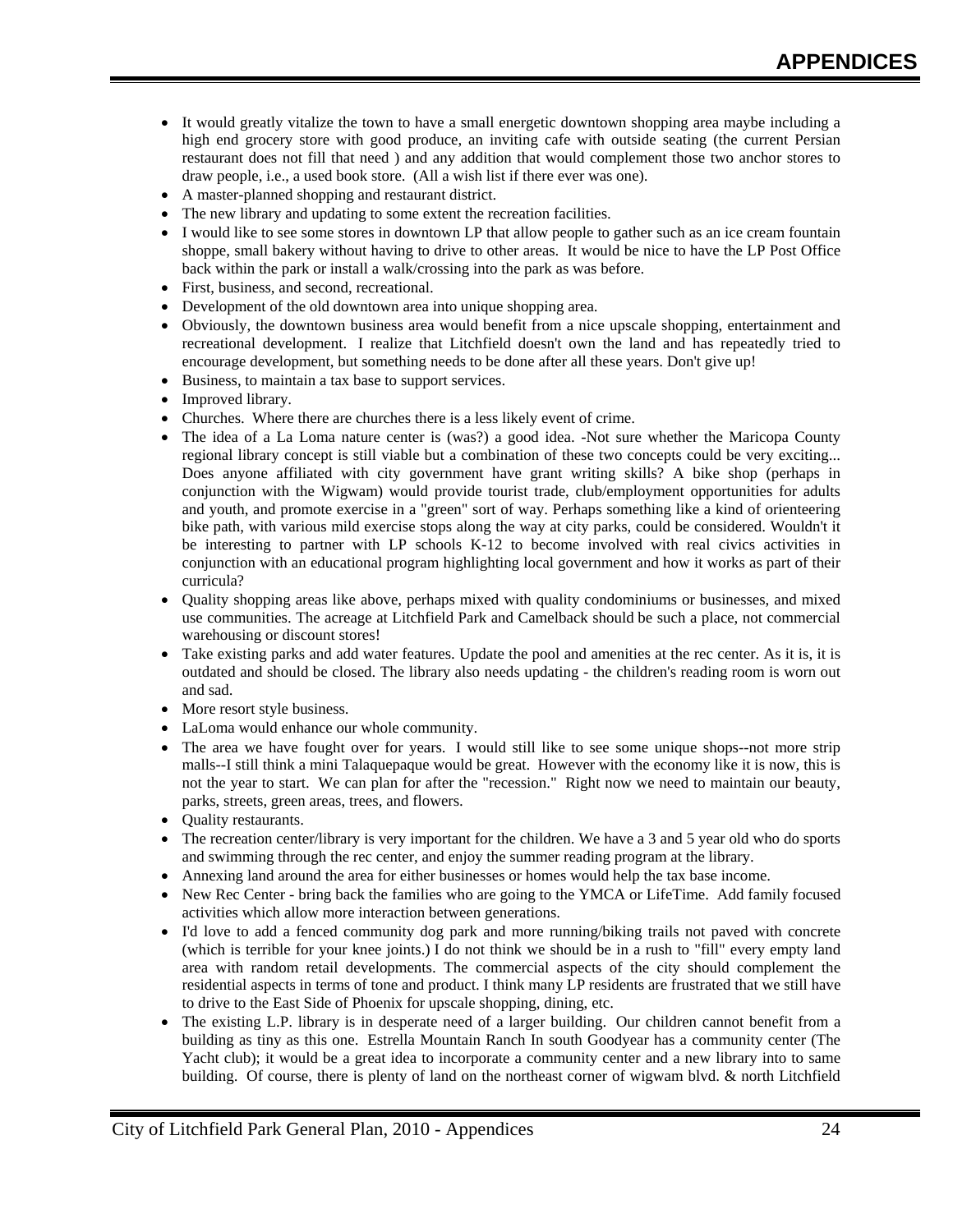- It would greatly vitalize the town to have a small energetic downtown shopping area maybe including a high end grocery store with good produce, an inviting cafe with outside seating (the current Persian restaurant does not fill that need ) and any addition that would complement those two anchor stores to draw people, i.e., a used book store. (All a wish list if there ever was one).
- A master-planned shopping and restaurant district.
- The new library and updating to some extent the recreation facilities.
- I would like to see some stores in downtown LP that allow people to gather such as an ice cream fountain shoppe, small bakery without having to drive to other areas. It would be nice to have the LP Post Office back within the park or install a walk/crossing into the park as was before.
- First, business, and second, recreational.
- Development of the old downtown area into unique shopping area.
- Obviously, the downtown business area would benefit from a nice upscale shopping, entertainment and recreational development. I realize that Litchfield doesn't own the land and has repeatedly tried to encourage development, but something needs to be done after all these years. Don't give up!
- Business, to maintain a tax base to support services.
- Improved library.
- Churches. Where there are churches there is a less likely event of crime.
- The idea of a La Loma nature center is (was?) a good idea. -Not sure whether the Maricopa County regional library concept is still viable but a combination of these two concepts could be very exciting... Does anyone affiliated with city government have grant writing skills? A bike shop (perhaps in conjunction with the Wigwam) would provide tourist trade, club/employment opportunities for adults and youth, and promote exercise in a "green" sort of way. Perhaps something like a kind of orienteering bike path, with various mild exercise stops along the way at city parks, could be considered. Wouldn't it be interesting to partner with LP schools K-12 to become involved with real civics activities in conjunction with an educational program highlighting local government and how it works as part of their curricula?
- Quality shopping areas like above, perhaps mixed with quality condominiums or businesses, and mixed use communities. The acreage at Litchfield Park and Camelback should be such a place, not commercial warehousing or discount stores!
- Take existing parks and add water features. Update the pool and amenities at the rec center. As it is, it is outdated and should be closed. The library also needs updating - the children's reading room is worn out and sad.
- More resort style business.
- LaLoma would enhance our whole community.
- The area we have fought over for years. I would still like to see some unique shops--not more strip malls--I still think a mini Talaquepaque would be great. However with the economy like it is now, this is not the year to start. We can plan for after the "recession." Right now we need to maintain our beauty, parks, streets, green areas, trees, and flowers.
- Quality restaurants.
- The recreation center/library is very important for the children. We have a 3 and 5 year old who do sports and swimming through the rec center, and enjoy the summer reading program at the library.
- Annexing land around the area for either businesses or homes would help the tax base income.
- New Rec Center - bring back the families who are going to the YMCA or LifeTime. Add family focused activities which allow more interaction between generations.
- I'd love to add a fenced community dog park and more running/biking trails not paved with concrete (which is terrible for your knee joints.) I do not think we should be in a rush to "fill" every empty land area with random retail developments. The commercial aspects of the city should complement the residential aspects in terms of tone and product. I think many LP residents are frustrated that we still have to drive to the East Side of Phoenix for upscale shopping, dining, etc.
- The existing L.P. library is in desperate need of a larger building. Our children cannot benefit from a building as tiny as this one. Estrella Mountain Ranch In south Goodyear has a community center (The Yacht club); it would be a great idea to incorporate a community center and a new library into to same building. Of course, there is plenty of land on the northeast corner of wigwam blvd. & north Litchfield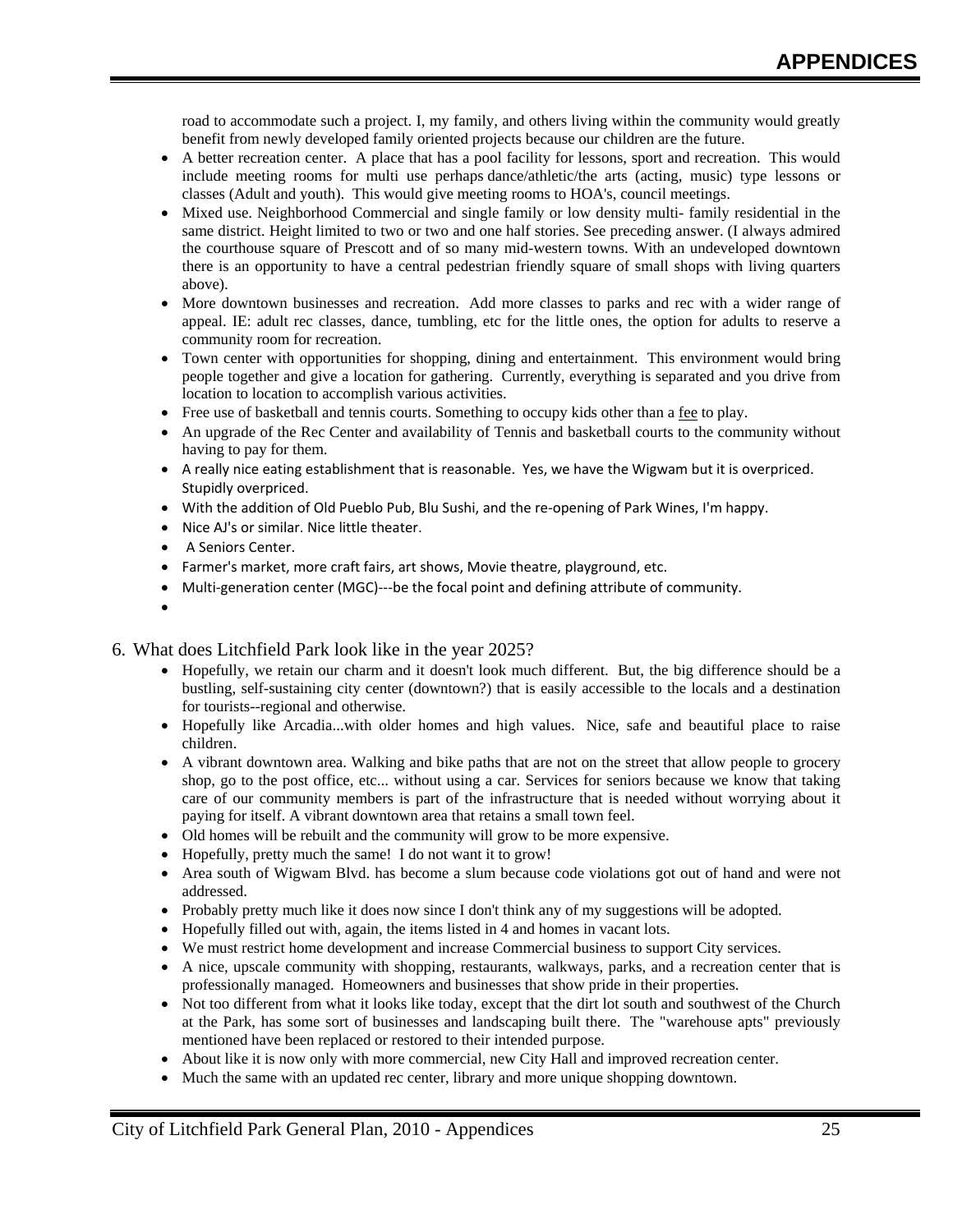road to accommodate such a project. I, my family, and others living within the community would greatly benefit from newly developed family oriented projects because our children are the future.

- A better recreation center. A place that has a pool facility for lessons, sport and recreation. This would include meeting rooms for multi use perhaps dance/athletic/the arts (acting, music) type lessons or classes (Adult and youth). This would give meeting rooms to HOA's, council meetings.
- Mixed use. Neighborhood Commercial and single family or low density multi- family residential in the same district. Height limited to two or two and one half stories. See preceding answer. (I always admired the courthouse square of Prescott and of so many mid-western towns. With an undeveloped downtown there is an opportunity to have a central pedestrian friendly square of small shops with living quarters above).
- More downtown businesses and recreation. Add more classes to parks and rec with a wider range of appeal. IE: adult rec classes, dance, tumbling, etc for the little ones, the option for adults to reserve a community room for recreation.
- Town center with opportunities for shopping, dining and entertainment. This environment would bring people together and give a location for gathering. Currently, everything is separated and you drive from location to location to accomplish various activities.
- Free use of basketball and tennis courts. Something to occupy kids other than a fee to play.
- An upgrade of the Rec Center and availability of Tennis and basketball courts to the community without having to pay for them.
- A really nice eating establishment that is reasonable. Yes, we have the Wigwam but it is overpriced. Stupidly overpriced.
- With the addition of Old Pueblo Pub, Blu Sushi, and the re-opening of Park Wines, I'm happy.
- Nice AJ's or similar. Nice little theater.
- A Seniors Center.
- Farmer's market, more craft fairs, art shows, Movie theatre, playground, etc.
- Multi-generation center (MGC)---be the focal point and defining attribute of community.

6. What does Litchfield Park look like in the year 2025?

- Hopefully, we retain our charm and it doesn't look much different. But, the big difference should be a bustling, self-sustaining city center (downtown?) that is easily accessible to the locals and a destination for tourists--regional and otherwise.
- Hopefully like Arcadia...with older homes and high values. Nice, safe and beautiful place to raise children.
- A vibrant downtown area. Walking and bike paths that are not on the street that allow people to grocery shop, go to the post office, etc... without using a car. Services for seniors because we know that taking care of our community members is part of the infrastructure that is needed without worrying about it paying for itself. A vibrant downtown area that retains a small town feel.
- Old homes will be rebuilt and the community will grow to be more expensive.
- Hopefully, pretty much the same! I do not want it to grow!
- Area south of Wigwam Blvd. has become a slum because code violations got out of hand and were not addressed.
- Probably pretty much like it does now since I don't think any of my suggestions will be adopted.
- Hopefully filled out with, again, the items listed in 4 and homes in vacant lots.
- We must restrict home development and increase Commercial business to support City services.
- A nice, upscale community with shopping, restaurants, walkways, parks, and a recreation center that is professionally managed. Homeowners and businesses that show pride in their properties.
- Not too different from what it looks like today, except that the dirt lot south and southwest of the Church at the Park, has some sort of businesses and landscaping built there. The "warehouse apts" previously mentioned have been replaced or restored to their intended purpose.
- About like it is now only with more commercial, new City Hall and improved recreation center.
- Much the same with an updated rec center, library and more unique shopping downtown.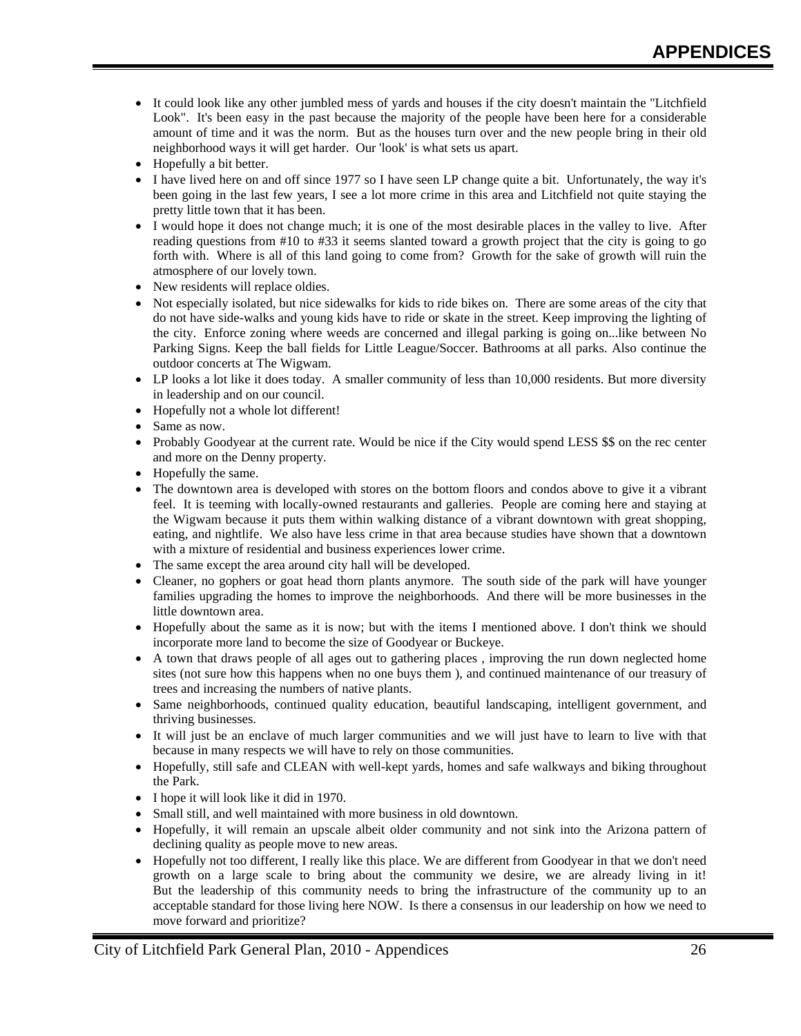- It could look like any other jumbled mess of yards and houses if the city doesn't maintain the "Litchfield Look". It's been easy in the past because the majority of the people have been here for a considerable amount of time and it was the norm. But as the houses turn over and the new people bring in their old neighborhood ways it will get harder. Our 'look' is what sets us apart.
- Hopefully a bit better.
- I have lived here on and off since 1977 so I have seen LP change quite a bit. Unfortunately, the way it's been going in the last few years, I see a lot more crime in this area and Litchfield not quite staying the pretty little town that it has been.
- I would hope it does not change much; it is one of the most desirable places in the valley to live. After reading questions from #10 to #33 it seems slanted toward a growth project that the city is going to go forth with. Where is all of this land going to come from? Growth for the sake of growth will ruin the atmosphere of our lovely town.
- New residents will replace oldies.
- Not especially isolated, but nice sidewalks for kids to ride bikes on. There are some areas of the city that do not have side-walks and young kids have to ride or skate in the street. Keep improving the lighting of the city. Enforce zoning where weeds are concerned and illegal parking is going on...like between No Parking Signs. Keep the ball fields for Little League/Soccer. Bathrooms at all parks. Also continue the outdoor concerts at The Wigwam.
- LP looks a lot like it does today. A smaller community of less than 10,000 residents. But more diversity in leadership and on our council.
- Hopefully not a whole lot different!
- Same as now.
- Probably Goodyear at the current rate. Would be nice if the City would spend LESS $$ on the rec center and more on the Denny property.
- Hopefully the same.
- The downtown area is developed with stores on the bottom floors and condos above to give it a vibrant feel. It is teeming with locally-owned restaurants and galleries. People are coming here and staying at the Wigwam because it puts them within walking distance of a vibrant downtown with great shopping, eating, and nightlife. We also have less crime in that area because studies have shown that a downtown with a mixture of residential and business experiences lower crime.
- The same except the area around city hall will be developed.
- Cleaner, no gophers or goat head thorn plants anymore. The south side of the park will have younger families upgrading the homes to improve the neighborhoods. And there will be more businesses in the little downtown area.
- Hopefully about the same as it is now; but with the items I mentioned above. I don't think we should incorporate more land to become the size of Goodyear or Buckeye.
- A town that draws people of all ages out to gathering places , improving the run down neglected home sites (not sure how this happens when no one buys them ), and continued maintenance of our treasury of trees and increasing the numbers of native plants.
- Same neighborhoods, continued quality education, beautiful landscaping, intelligent government, and thriving businesses.
- It will just be an enclave of much larger communities and we will just have to learn to live with that because in many respects we will have to rely on those communities.
- Hopefully, still safe and CLEAN with well-kept yards, homes and safe walkways and biking throughout the Park.
- I hope it will look like it did in 1970.
- Small still, and well maintained with more business in old downtown.
- Hopefully, it will remain an upscale albeit older community and not sink into the Arizona pattern of declining quality as people move to new areas.
- Hopefully not too different, I really like this place. We are different from Goodyear in that we don't need growth on a large scale to bring about the community we desire, we are already living in it! But the leadership of this community needs to bring the infrastructure of the community up to an acceptable standard for those living here NOW. Is there a consensus in our leadership on how we need to move forward and prioritize?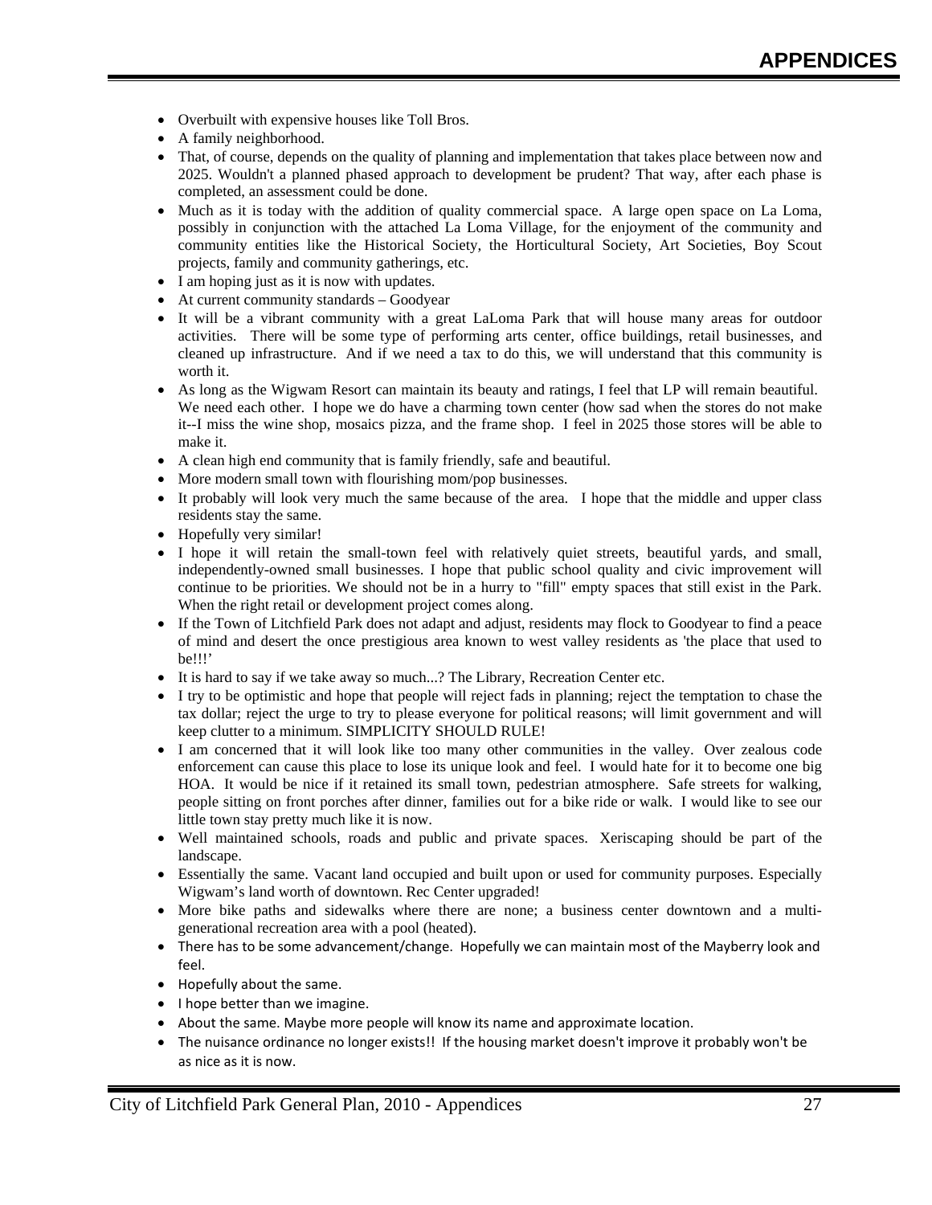- Overbuilt with expensive houses like Toll Bros.
- A family neighborhood.
- That, of course, depends on the quality of planning and implementation that takes place between now and 2025. Wouldn't a planned phased approach to development be prudent? That way, after each phase is completed, an assessment could be done.
- Much as it is today with the addition of quality commercial space. A large open space on La Loma, possibly in conjunction with the attached La Loma Village, for the enjoyment of the community and community entities like the Historical Society, the Horticultural Society, Art Societies, Boy Scout projects, family and community gatherings, etc.
- I am hoping just as it is now with updates.
- At current community standards – Goodyear
- It will be a vibrant community with a great LaLoma Park that will house many areas for outdoor activities. There will be some type of performing arts center, office buildings, retail businesses, and cleaned up infrastructure. And if we need a tax to do this, we will understand that this community is worth it.
- As long as the Wigwam Resort can maintain its beauty and ratings, I feel that LP will remain beautiful. We need each other. I hope we do have a charming town center (how sad when the stores do not make it--I miss the wine shop, mosaics pizza, and the frame shop. I feel in 2025 those stores will be able to make it.
- A clean high end community that is family friendly, safe and beautiful.
- More modern small town with flourishing mom/pop businesses.
- It probably will look very much the same because of the area. I hope that the middle and upper class residents stay the same.
- Hopefully very similar!
- I hope it will retain the small-town feel with relatively quiet streets, beautiful yards, and small, independently-owned small businesses. I hope that public school quality and civic improvement will continue to be priorities. We should not be in a hurry to "fill" empty spaces that still exist in the Park. When the right retail or development project comes along.
- If the Town of Litchfield Park does not adapt and adjust, residents may flock to Goodyear to find a peace of mind and desert the once prestigious area known to west valley residents as 'the place that used to be!!!'
- It is hard to say if we take away so much...? The Library, Recreation Center etc.
- I try to be optimistic and hope that people will reject fads in planning; reject the temptation to chase the tax dollar; reject the urge to try to please everyone for political reasons; will limit government and will keep clutter to a minimum. SIMPLICITY SHOULD RULE!
- I am concerned that it will look like too many other communities in the valley. Over zealous code enforcement can cause this place to lose its unique look and feel. I would hate for it to become one big HOA. It would be nice if it retained its small town, pedestrian atmosphere. Safe streets for walking, people sitting on front porches after dinner, families out for a bike ride or walk. I would like to see our little town stay pretty much like it is now.
- Well maintained schools, roads and public and private spaces. Xeriscaping should be part of the landscape.
- Essentially the same. Vacant land occupied and built upon or used for community purposes. Especially Wigwam's land worth of downtown. Rec Center upgraded!
- More bike paths and sidewalks where there are none; a business center downtown and a multi-generational recreation area with a pool (heated).
- There has to be some advancement/change. Hopefully we can maintain most of the Mayberry look and feel.
- Hopefully about the same.
- I hope better than we imagine.
- About the same. Maybe more people will know its name and approximate location.
- The nuisance ordinance no longer exists!! If the housing market doesn't improve it probably won't be as nice as it is now.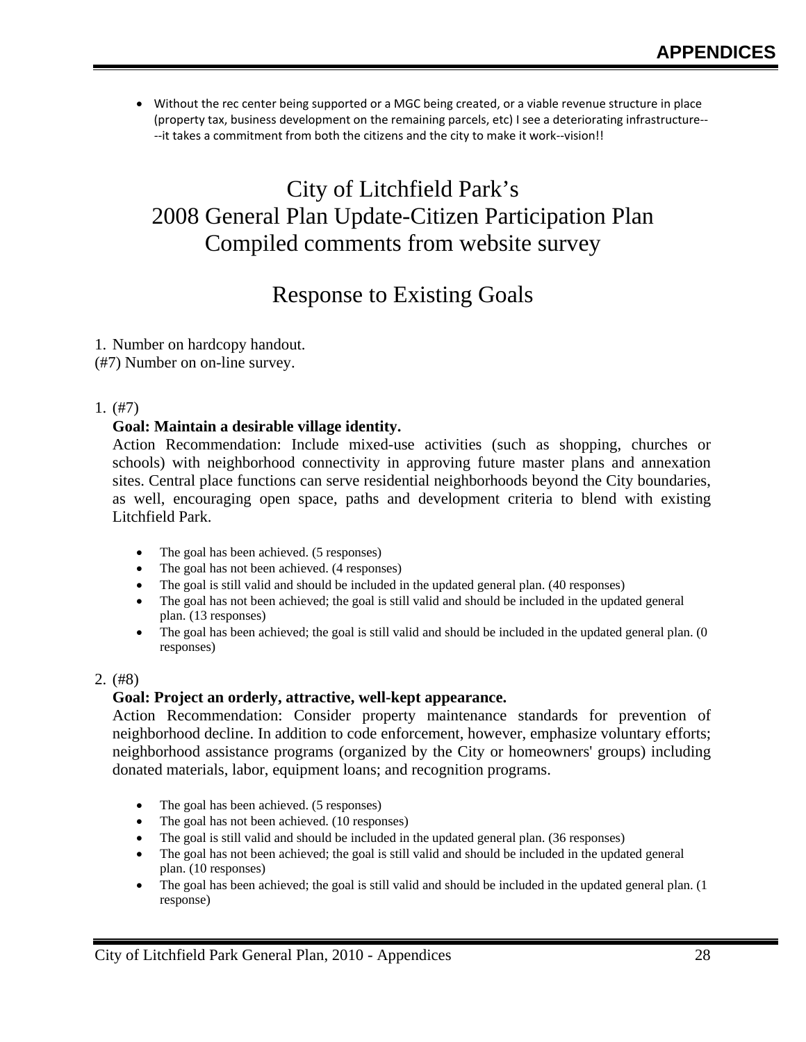- Without the rec center being supported or a MGC being created, or a viable revenue structure in place (property tax, business development on the remaining parcels, etc) I see a deteriorating infrastructure----it takes a commitment from both the citizens and the city to make it work--vision!!

# City of Litchfield Park's 2008 General Plan Update-Citizen Participation Plan Compiled comments from website survey

## Response to Existing Goals

1. Number on hardcopy handout.
(#7) Number on on-line survey.

1. (#7)
   **Goal: Maintain a desirable village identity.**
   Action Recommendation: Include mixed-use activities (such as shopping, churches or schools) with neighborhood connectivity in approving future master plans and annexation sites. Central place functions can serve residential neighborhoods beyond the City boundaries, as well, encouraging open space, paths and development criteria to blend with existing Litchfield Park.

   - The goal has been achieved. (5 responses)
   - The goal has not been achieved. (4 responses)
   - The goal is still valid and should be included in the updated general plan. (40 responses)
   - The goal has not been achieved; the goal is still valid and should be included in the updated general plan. (13 responses)
   - The goal has been achieved; the goal is still valid and should be included in the updated general plan. (0 responses)

2. (#8)
   **Goal: Project an orderly, attractive, well-kept appearance.**
   Action Recommendation: Consider property maintenance standards for prevention of neighborhood decline. In addition to code enforcement, however, emphasize voluntary efforts; neighborhood assistance programs (organized by the City or homeowners' groups) including donated materials, labor, equipment loans; and recognition programs.

   - The goal has been achieved. (5 responses)
   - The goal has not been achieved. (10 responses)
   - The goal is still valid and should be included in the updated general plan. (36 responses)
   - The goal has not been achieved; the goal is still valid and should be included in the updated general plan. (10 responses)
   - The goal has been achieved; the goal is still valid and should be included in the updated general plan. (1 response)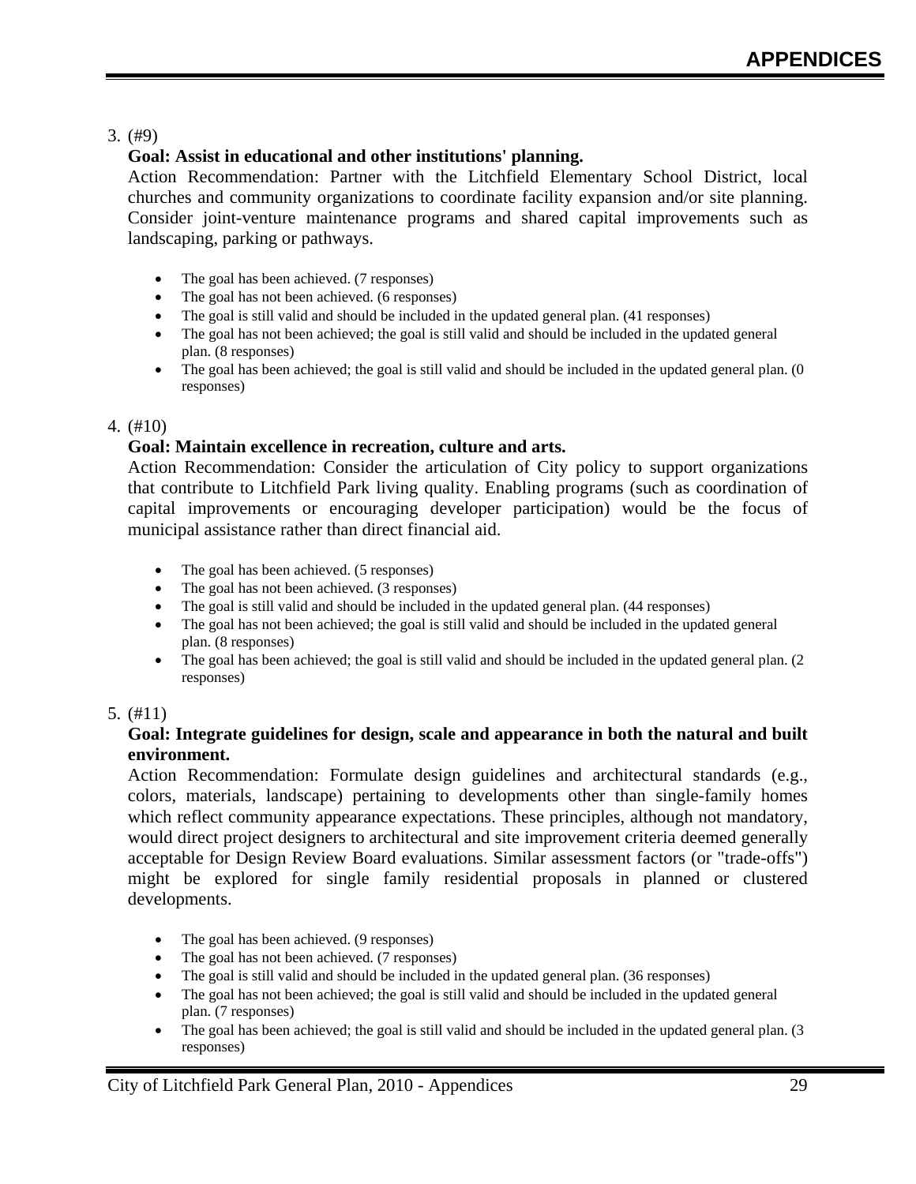3. (#9)

   **Goal: Assist in educational and other institutions' planning.**

   Action Recommendation: Partner with the Litchfield Elementary School District, local churches and community organizations to coordinate facility expansion and/or site planning. Consider joint-venture maintenance programs and shared capital improvements such as landscaping, parking or pathways.

   - The goal has been achieved. (7 responses)
   - The goal has not been achieved. (6 responses)
   - The goal is still valid and should be included in the updated general plan. (41 responses)
   - The goal has not been achieved; the goal is still valid and should be included in the updated general plan. (8 responses)
   - The goal has been achieved; the goal is still valid and should be included in the updated general plan. (0 responses)

4. (#10)

   **Goal: Maintain excellence in recreation, culture and arts.**

   Action Recommendation: Consider the articulation of City policy to support organizations that contribute to Litchfield Park living quality. Enabling programs (such as coordination of capital improvements or encouraging developer participation) would be the focus of municipal assistance rather than direct financial aid.

   - The goal has been achieved. (5 responses)
   - The goal has not been achieved. (3 responses)
   - The goal is still valid and should be included in the updated general plan. (44 responses)
   - The goal has not been achieved; the goal is still valid and should be included in the updated general plan. (8 responses)
   - The goal has been achieved; the goal is still valid and should be included in the updated general plan. (2 responses)

5. (#11)

   **Goal: Integrate guidelines for design, scale and appearance in both the natural and built environment.**

   Action Recommendation: Formulate design guidelines and architectural standards (e.g., colors, materials, landscape) pertaining to developments other than single-family homes which reflect community appearance expectations. These principles, although not mandatory, would direct project designers to architectural and site improvement criteria deemed generally acceptable for Design Review Board evaluations. Similar assessment factors (or "trade-offs") might be explored for single family residential proposals in planned or clustered developments.

   - The goal has been achieved. (9 responses)
   - The goal has not been achieved. (7 responses)
   - The goal is still valid and should be included in the updated general plan. (36 responses)
   - The goal has not been achieved; the goal is still valid and should be included in the updated general plan. (7 responses)
   - The goal has been achieved; the goal is still valid and should be included in the updated general plan. (3 responses)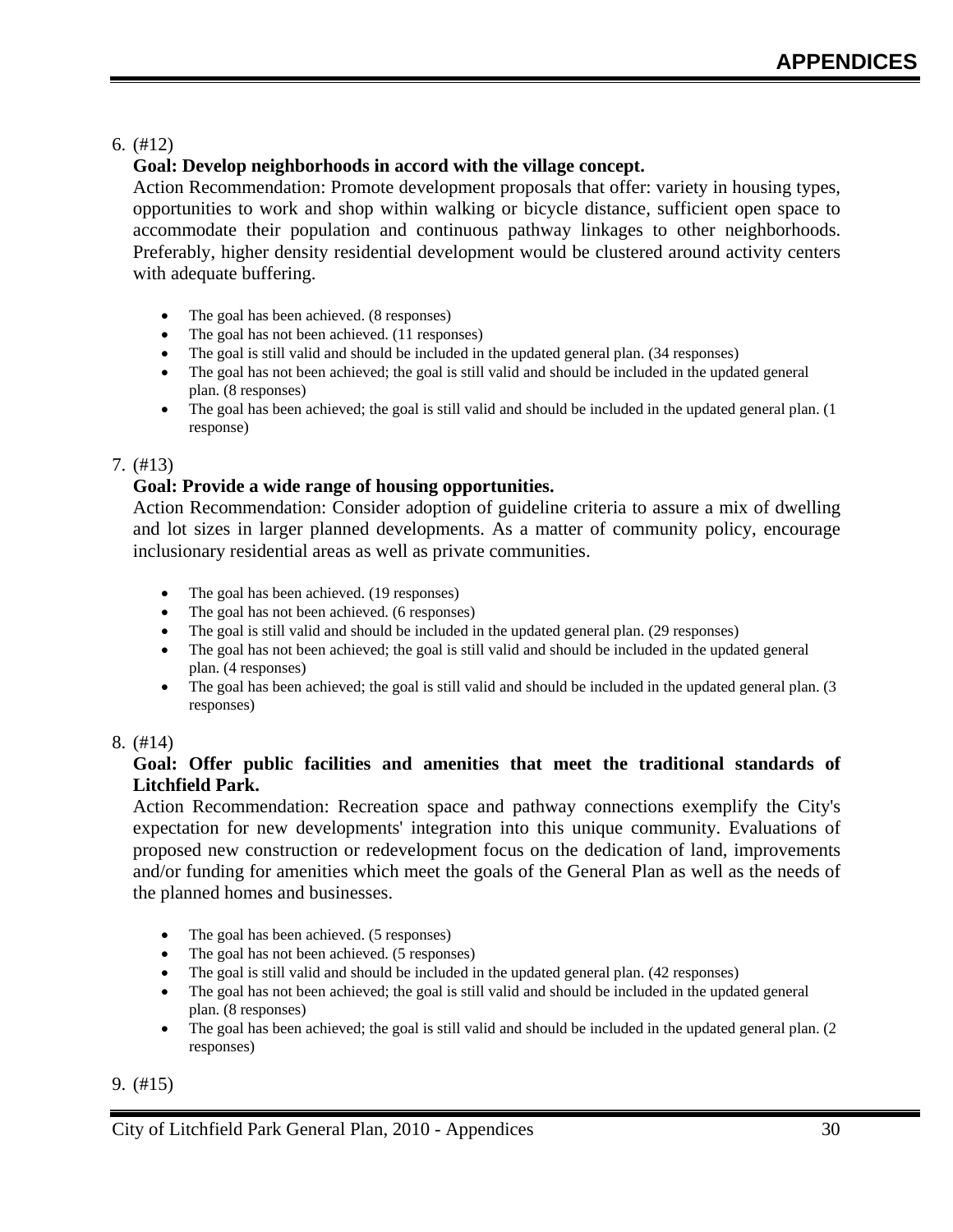6. (#12)

   **Goal: Develop neighborhoods in accord with the village concept.**

   Action Recommendation: Promote development proposals that offer: variety in housing types, opportunities to work and shop within walking or bicycle distance, sufficient open space to accommodate their population and continuous pathway linkages to other neighborhoods. Preferably, higher density residential development would be clustered around activity centers with adequate buffering.

   - The goal has been achieved. (8 responses)
   - The goal has not been achieved. (11 responses)
   - The goal is still valid and should be included in the updated general plan. (34 responses)
   - The goal has not been achieved; the goal is still valid and should be included in the updated general plan. (8 responses)
   - The goal has been achieved; the goal is still valid and should be included in the updated general plan. (1 response)

7. (#13)

   **Goal: Provide a wide range of housing opportunities.**

   Action Recommendation: Consider adoption of guideline criteria to assure a mix of dwelling and lot sizes in larger planned developments. As a matter of community policy, encourage inclusionary residential areas as well as private communities.

   - The goal has been achieved. (19 responses)
   - The goal has not been achieved. (6 responses)
   - The goal is still valid and should be included in the updated general plan. (29 responses)
   - The goal has not been achieved; the goal is still valid and should be included in the updated general plan. (4 responses)
   - The goal has been achieved; the goal is still valid and should be included in the updated general plan. (3 responses)

8. (#14)

   **Goal: Offer public facilities and amenities that meet the traditional standards of Litchfield Park.**

   Action Recommendation: Recreation space and pathway connections exemplify the City's expectation for new developments' integration into this unique community. Evaluations of proposed new construction or redevelopment focus on the dedication of land, improvements and/or funding for amenities which meet the goals of the General Plan as well as the needs of the planned homes and businesses.

   - The goal has been achieved. (5 responses)
   - The goal has not been achieved. (5 responses)
   - The goal is still valid and should be included in the updated general plan. (42 responses)
   - The goal has not been achieved; the goal is still valid and should be included in the updated general plan. (8 responses)
   - The goal has been achieved; the goal is still valid and should be included in the updated general plan. (2 responses)

9. (#15)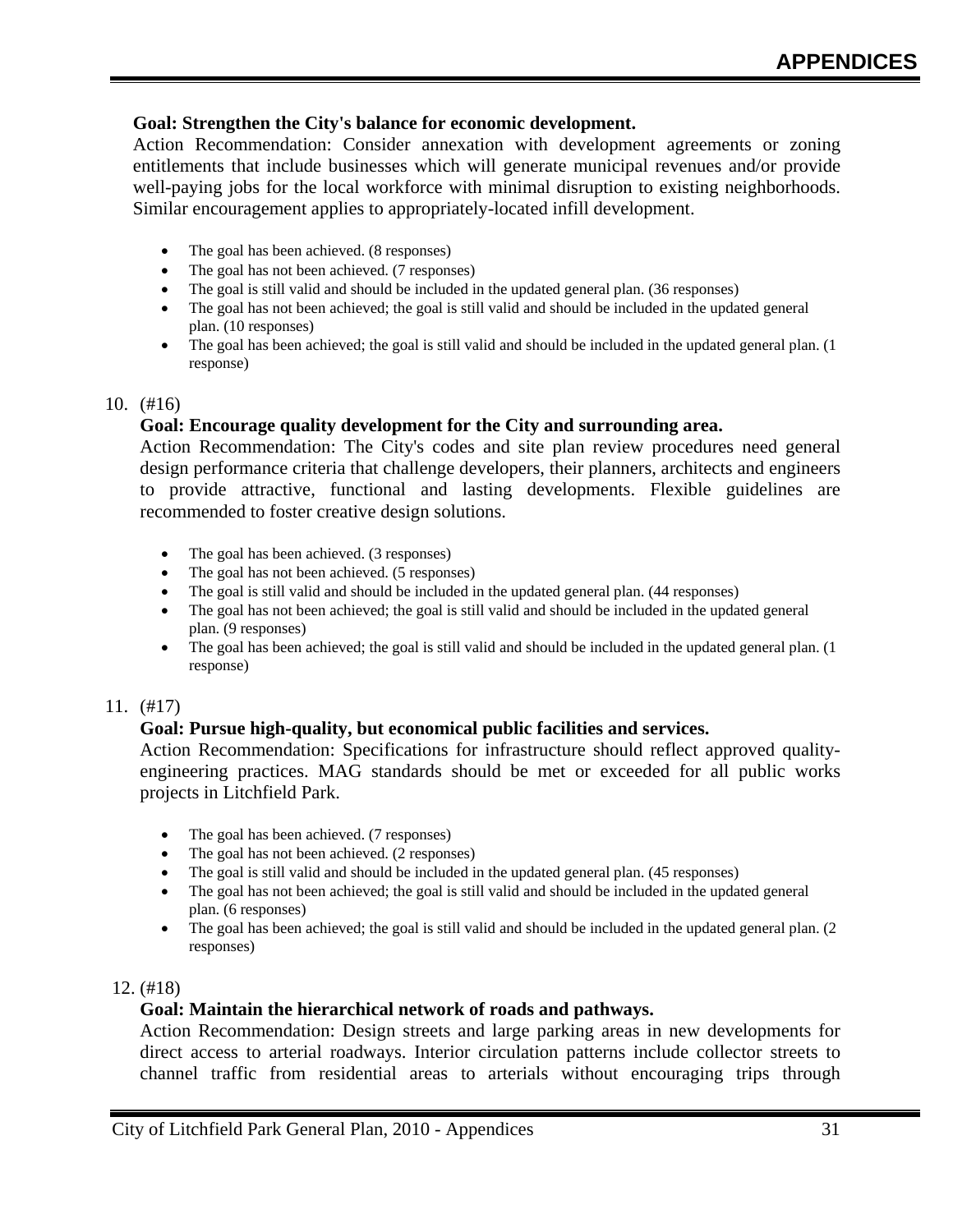**Goal: Strengthen the City's balance for economic development.**

Action Recommendation: Consider annexation with development agreements or zoning entitlements that include businesses which will generate municipal revenues and/or provide well-paying jobs for the local workforce with minimal disruption to existing neighborhoods. Similar encouragement applies to appropriately-located infill development.

- The goal has been achieved. (8 responses)
- The goal has not been achieved. (7 responses)
- The goal is still valid and should be included in the updated general plan. (36 responses)
- The goal has not been achieved; the goal is still valid and should be included in the updated general plan. (10 responses)
- The goal has been achieved; the goal is still valid and should be included in the updated general plan. (1 response)

10. (#16)

**Goal: Encourage quality development for the City and surrounding area.**

Action Recommendation: The City's codes and site plan review procedures need general design performance criteria that challenge developers, their planners, architects and engineers to provide attractive, functional and lasting developments. Flexible guidelines are recommended to foster creative design solutions.

- The goal has been achieved. (3 responses)
- The goal has not been achieved. (5 responses)
- The goal is still valid and should be included in the updated general plan. (44 responses)
- The goal has not been achieved; the goal is still valid and should be included in the updated general plan. (9 responses)
- The goal has been achieved; the goal is still valid and should be included in the updated general plan. (1 response)

11. (#17)

**Goal: Pursue high-quality, but economical public facilities and services.**

Action Recommendation: Specifications for infrastructure should reflect approved quality-engineering practices. MAG standards should be met or exceeded for all public works projects in Litchfield Park.

- The goal has been achieved. (7 responses)
- The goal has not been achieved. (2 responses)
- The goal is still valid and should be included in the updated general plan. (45 responses)
- The goal has not been achieved; the goal is still valid and should be included in the updated general plan. (6 responses)
- The goal has been achieved; the goal is still valid and should be included in the updated general plan. (2 responses)

12. (#18)

**Goal: Maintain the hierarchical network of roads and pathways.**

Action Recommendation: Design streets and large parking areas in new developments for direct access to arterial roadways. Interior circulation patterns include collector streets to channel traffic from residential areas to arterials without encouraging trips through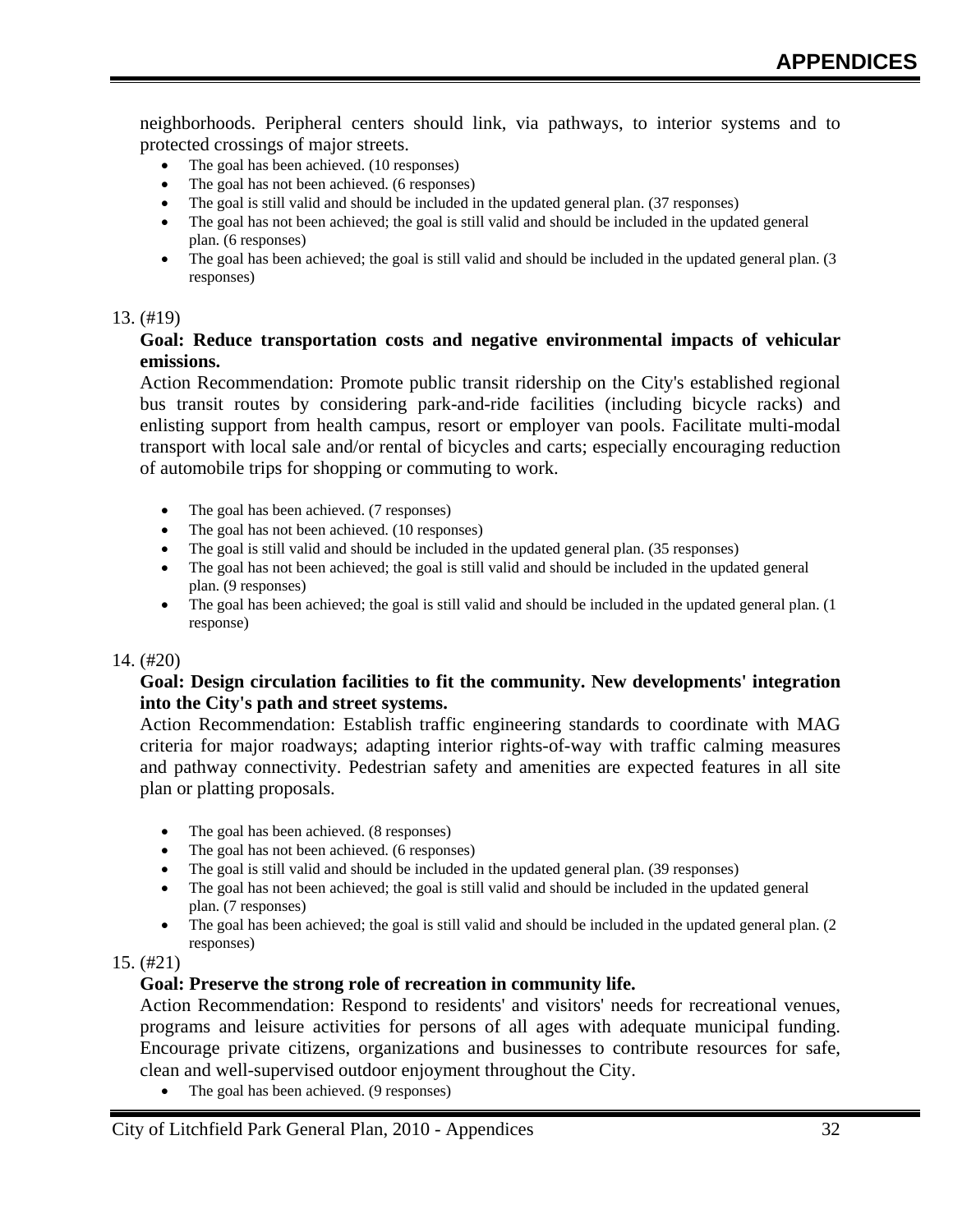neighborhoods. Peripheral centers should link, via pathways, to interior systems and to protected crossings of major streets.

- The goal has been achieved. (10 responses)
- The goal has not been achieved. (6 responses)
- The goal is still valid and should be included in the updated general plan. (37 responses)
- The goal has not been achieved; the goal is still valid and should be included in the updated general plan. (6 responses)
- The goal has been achieved; the goal is still valid and should be included in the updated general plan. (3 responses)

13. (#19)

**Goal: Reduce transportation costs and negative environmental impacts of vehicular emissions.**

Action Recommendation: Promote public transit ridership on the City's established regional bus transit routes by considering park-and-ride facilities (including bicycle racks) and enlisting support from health campus, resort or employer van pools. Facilitate multi-modal transport with local sale and/or rental of bicycles and carts; especially encouraging reduction of automobile trips for shopping or commuting to work.

- The goal has been achieved. (7 responses)
- The goal has not been achieved. (10 responses)
- The goal is still valid and should be included in the updated general plan. (35 responses)
- The goal has not been achieved; the goal is still valid and should be included in the updated general plan. (9 responses)
- The goal has been achieved; the goal is still valid and should be included in the updated general plan. (1 response)

14. (#20)

**Goal: Design circulation facilities to fit the community. New developments' integration into the City's path and street systems.**

Action Recommendation: Establish traffic engineering standards to coordinate with MAG criteria for major roadways; adapting interior rights-of-way with traffic calming measures and pathway connectivity. Pedestrian safety and amenities are expected features in all site plan or platting proposals.

- The goal has been achieved. (8 responses)
- The goal has not been achieved. (6 responses)
- The goal is still valid and should be included in the updated general plan. (39 responses)
- The goal has not been achieved; the goal is still valid and should be included in the updated general plan. (7 responses)
- The goal has been achieved; the goal is still valid and should be included in the updated general plan. (2 responses)

15. (#21)

**Goal: Preserve the strong role of recreation in community life.**

Action Recommendation: Respond to residents' and visitors' needs for recreational venues, programs and leisure activities for persons of all ages with adequate municipal funding. Encourage private citizens, organizations and businesses to contribute resources for safe, clean and well-supervised outdoor enjoyment throughout the City.

- The goal has been achieved. (9 responses)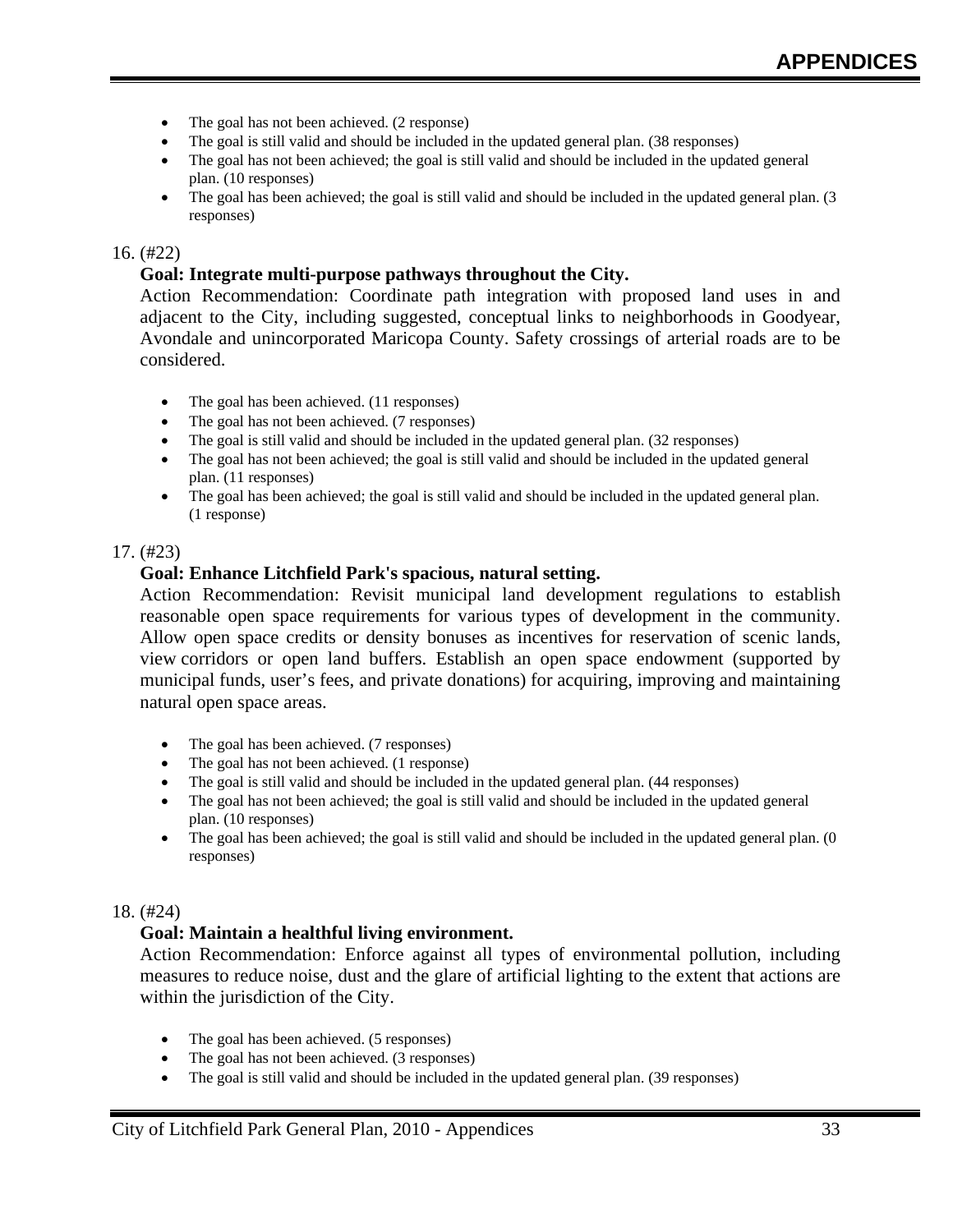- The goal has not been achieved. (2 response)
- The goal is still valid and should be included in the updated general plan. (38 responses)
- The goal has not been achieved; the goal is still valid and should be included in the updated general plan. (10 responses)
- The goal has been achieved; the goal is still valid and should be included in the updated general plan. (3 responses)

16. (#22)

**Goal: Integrate multi-purpose pathways throughout the City.**

Action Recommendation: Coordinate path integration with proposed land uses in and adjacent to the City, including suggested, conceptual links to neighborhoods in Goodyear, Avondale and unincorporated Maricopa County. Safety crossings of arterial roads are to be considered.

- The goal has been achieved. (11 responses)
- The goal has not been achieved. (7 responses)
- The goal is still valid and should be included in the updated general plan. (32 responses)
- The goal has not been achieved; the goal is still valid and should be included in the updated general plan. (11 responses)
- The goal has been achieved; the goal is still valid and should be included in the updated general plan. (1 response)

17. (#23)

**Goal: Enhance Litchfield Park's spacious, natural setting.**

Action Recommendation: Revisit municipal land development regulations to establish reasonable open space requirements for various types of development in the community. Allow open space credits or density bonuses as incentives for reservation of scenic lands, view corridors or open land buffers. Establish an open space endowment (supported by municipal funds, user's fees, and private donations) for acquiring, improving and maintaining natural open space areas.

- The goal has been achieved. (7 responses)
- The goal has not been achieved. (1 response)
- The goal is still valid and should be included in the updated general plan. (44 responses)
- The goal has not been achieved; the goal is still valid and should be included in the updated general plan. (10 responses)
- The goal has been achieved; the goal is still valid and should be included in the updated general plan. (0 responses)

18. (#24)

**Goal: Maintain a healthful living environment.**

Action Recommendation: Enforce against all types of environmental pollution, including measures to reduce noise, dust and the glare of artificial lighting to the extent that actions are within the jurisdiction of the City.

- The goal has been achieved. (5 responses)
- The goal has not been achieved. (3 responses)
- The goal is still valid and should be included in the updated general plan. (39 responses)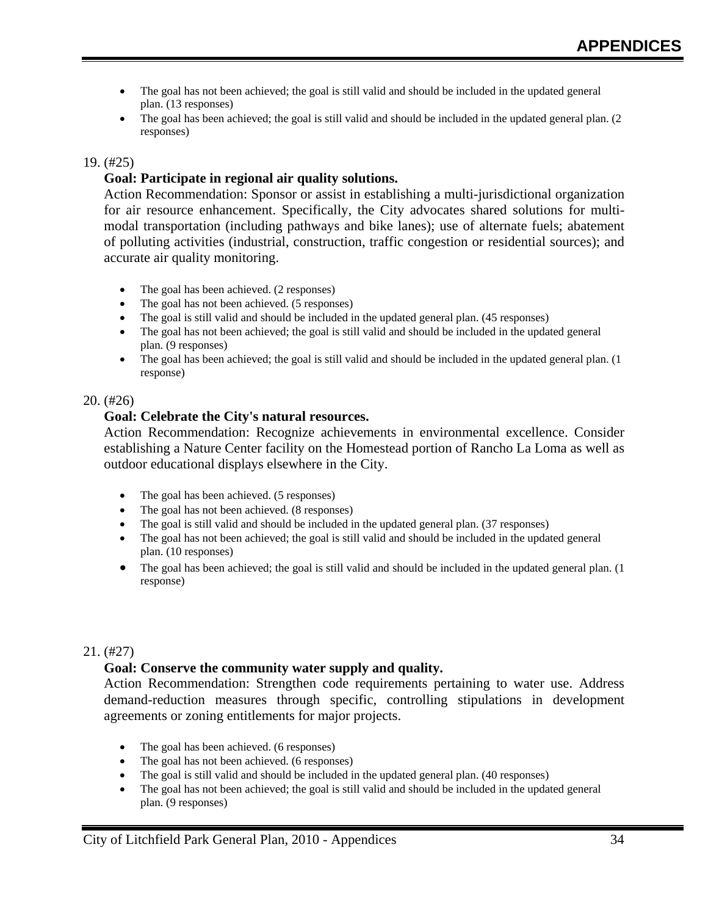- The goal has not been achieved; the goal is still valid and should be included in the updated general plan. (13 responses)
- The goal has been achieved; the goal is still valid and should be included in the updated general plan. (2 responses)

19. (#25)

**Goal: Participate in regional air quality solutions.**

Action Recommendation: Sponsor or assist in establishing a multi-jurisdictional organization for air resource enhancement. Specifically, the City advocates shared solutions for multi-modal transportation (including pathways and bike lanes); use of alternate fuels; abatement of polluting activities (industrial, construction, traffic congestion or residential sources); and accurate air quality monitoring.

- The goal has been achieved. (2 responses)
- The goal has not been achieved. (5 responses)
- The goal is still valid and should be included in the updated general plan. (45 responses)
- The goal has not been achieved; the goal is still valid and should be included in the updated general plan. (9 responses)
- The goal has been achieved; the goal is still valid and should be included in the updated general plan. (1 response)

20. (#26)

**Goal: Celebrate the City's natural resources.**

Action Recommendation: Recognize achievements in environmental excellence. Consider establishing a Nature Center facility on the Homestead portion of Rancho La Loma as well as outdoor educational displays elsewhere in the City.

- The goal has been achieved. (5 responses)
- The goal has not been achieved. (8 responses)
- The goal is still valid and should be included in the updated general plan. (37 responses)
- The goal has not been achieved; the goal is still valid and should be included in the updated general plan. (10 responses)
- The goal has been achieved; the goal is still valid and should be included in the updated general plan. (1 response)

21. (#27)

**Goal: Conserve the community water supply and quality.**

Action Recommendation: Strengthen code requirements pertaining to water use. Address demand-reduction measures through specific, controlling stipulations in development agreements or zoning entitlements for major projects.

- The goal has been achieved. (6 responses)
- The goal has not been achieved. (6 responses)
- The goal is still valid and should be included in the updated general plan. (40 responses)
- The goal has not been achieved; the goal is still valid and should be included in the updated general plan. (9 responses)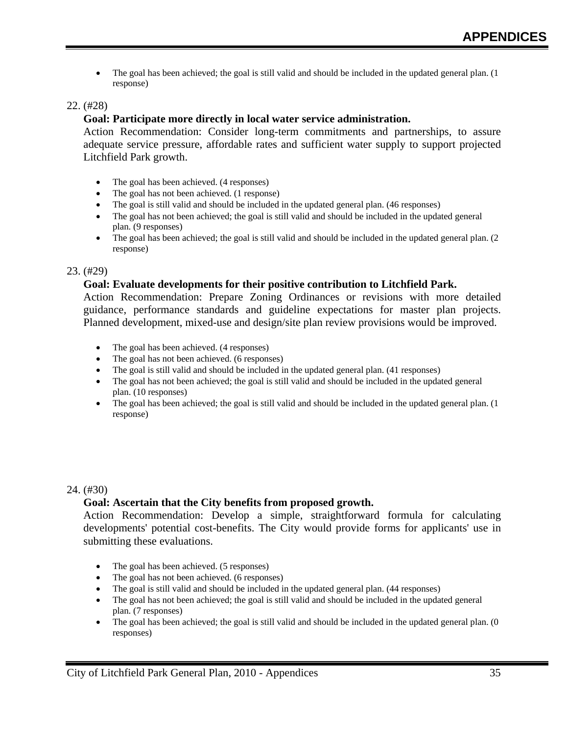- The goal has been achieved; the goal is still valid and should be included in the updated general plan. (1 response)

22. (#28)

**Goal: Participate more directly in local water service administration.**

Action Recommendation: Consider long-term commitments and partnerships, to assure adequate service pressure, affordable rates and sufficient water supply to support projected Litchfield Park growth.

- The goal has been achieved. (4 responses)
- The goal has not been achieved. (1 response)
- The goal is still valid and should be included in the updated general plan. (46 responses)
- The goal has not been achieved; the goal is still valid and should be included in the updated general plan. (9 responses)
- The goal has been achieved; the goal is still valid and should be included in the updated general plan. (2 response)

23. (#29)

**Goal: Evaluate developments for their positive contribution to Litchfield Park.**

Action Recommendation: Prepare Zoning Ordinances or revisions with more detailed guidance, performance standards and guideline expectations for master plan projects. Planned development, mixed-use and design/site plan review provisions would be improved.

- The goal has been achieved. (4 responses)
- The goal has not been achieved. (6 responses)
- The goal is still valid and should be included in the updated general plan. (41 responses)
- The goal has not been achieved; the goal is still valid and should be included in the updated general plan. (10 responses)
- The goal has been achieved; the goal is still valid and should be included in the updated general plan. (1 response)

24. (#30)

**Goal: Ascertain that the City benefits from proposed growth.**

Action Recommendation: Develop a simple, straightforward formula for calculating developments' potential cost-benefits. The City would provide forms for applicants' use in submitting these evaluations.

- The goal has been achieved. (5 responses)
- The goal has not been achieved. (6 responses)
- The goal is still valid and should be included in the updated general plan. (44 responses)
- The goal has not been achieved; the goal is still valid and should be included in the updated general plan. (7 responses)
- The goal has been achieved; the goal is still valid and should be included in the updated general plan. (0 responses)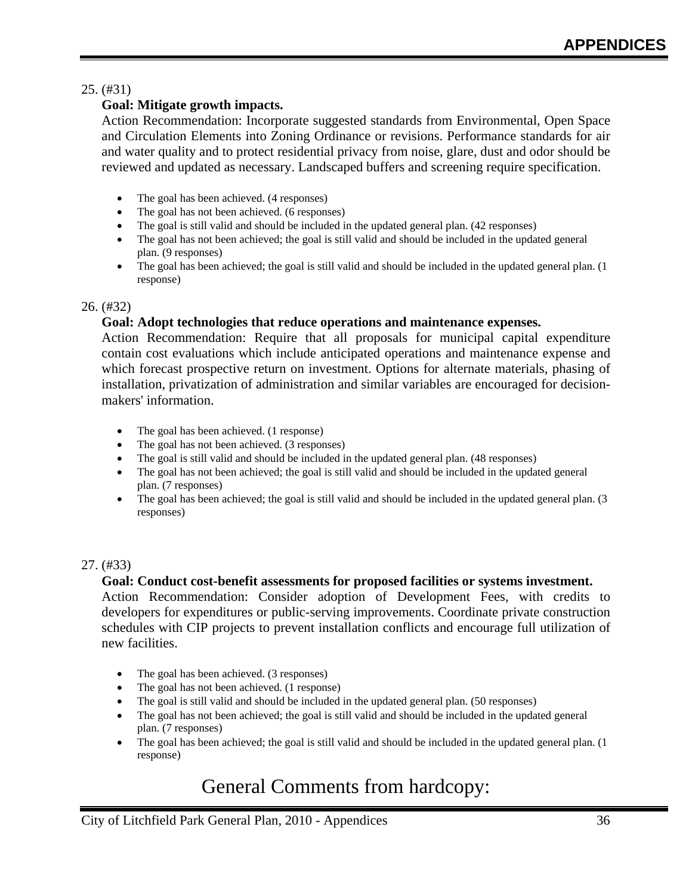25. (#31)

**Goal: Mitigate growth impacts.**

Action Recommendation: Incorporate suggested standards from Environmental, Open Space and Circulation Elements into Zoning Ordinance or revisions. Performance standards for air and water quality and to protect residential privacy from noise, glare, dust and odor should be reviewed and updated as necessary. Landscaped buffers and screening require specification.

- The goal has been achieved. (4 responses)
- The goal has not been achieved. (6 responses)
- The goal is still valid and should be included in the updated general plan. (42 responses)
- The goal has not been achieved; the goal is still valid and should be included in the updated general plan. (9 responses)
- The goal has been achieved; the goal is still valid and should be included in the updated general plan. (1 response)

26. (#32)

**Goal: Adopt technologies that reduce operations and maintenance expenses.**

Action Recommendation: Require that all proposals for municipal capital expenditure contain cost evaluations which include anticipated operations and maintenance expense and which forecast prospective return on investment. Options for alternate materials, phasing of installation, privatization of administration and similar variables are encouraged for decision-makers' information.

- The goal has been achieved. (1 response)
- The goal has not been achieved. (3 responses)
- The goal is still valid and should be included in the updated general plan. (48 responses)
- The goal has not been achieved; the goal is still valid and should be included in the updated general plan. (7 responses)
- The goal has been achieved; the goal is still valid and should be included in the updated general plan. (3 responses)

27. (#33)

**Goal: Conduct cost-benefit assessments for proposed facilities or systems investment.**

Action Recommendation: Consider adoption of Development Fees, with credits to developers for expenditures or public-serving improvements. Coordinate private construction schedules with CIP projects to prevent installation conflicts and encourage full utilization of new facilities.

- The goal has been achieved. (3 responses)
- The goal has not been achieved. (1 response)
- The goal is still valid and should be included in the updated general plan. (50 responses)
- The goal has not been achieved; the goal is still valid and should be included in the updated general plan. (7 responses)
- The goal has been achieved; the goal is still valid and should be included in the updated general plan. (1 response)

## General Comments from hardcopy: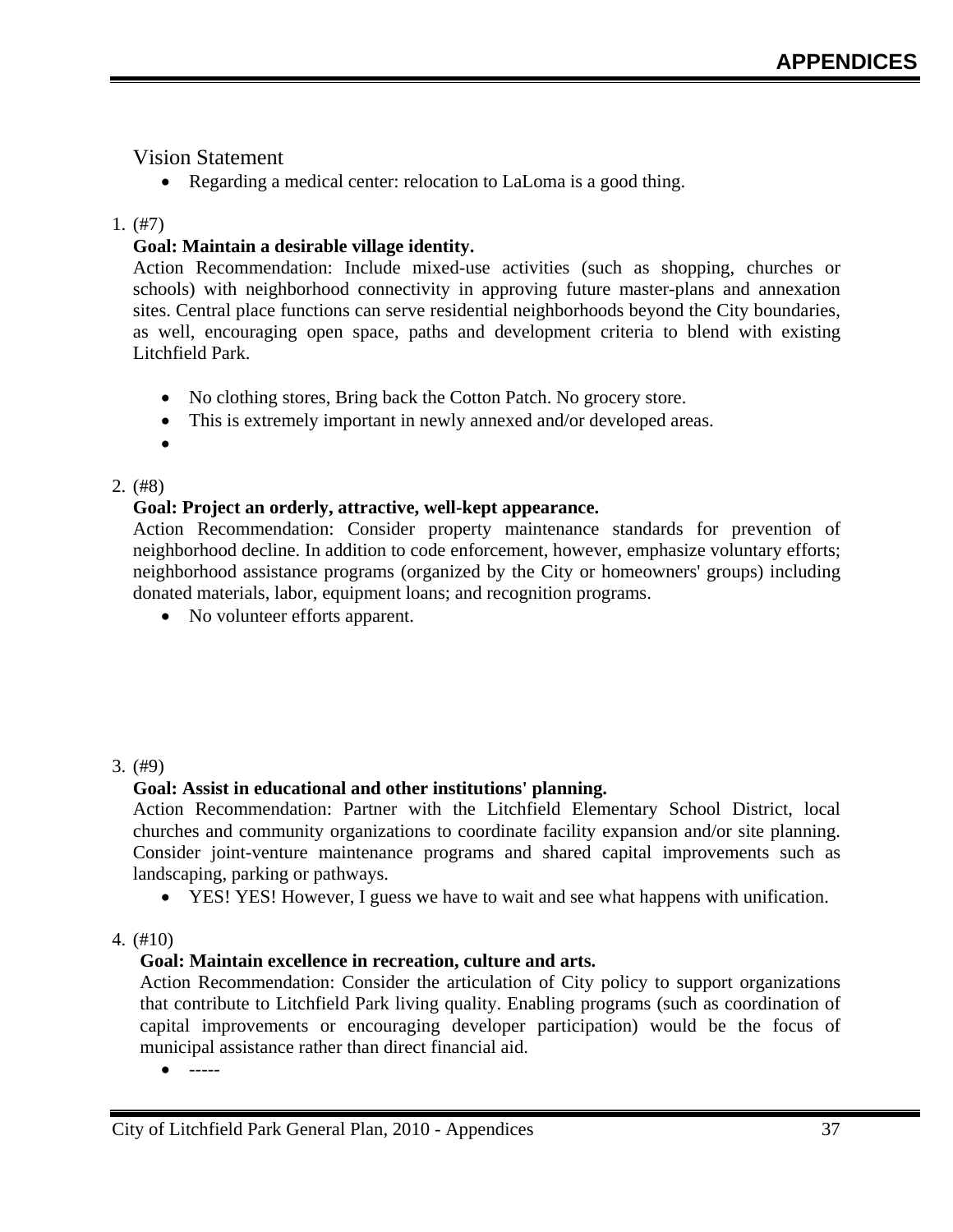Vision Statement

- Regarding a medical center: relocation to LaLoma is a good thing.

1. (#7)

   **Goal: Maintain a desirable village identity.**

   Action Recommendation: Include mixed-use activities (such as shopping, churches or schools) with neighborhood connectivity in approving future master-plans and annexation sites. Central place functions can serve residential neighborhoods beyond the City boundaries, as well, encouraging open space, paths and development criteria to blend with existing Litchfield Park.

   - No clothing stores, Bring back the Cotton Patch. No grocery store.
   - This is extremely important in newly annexed and/or developed areas.
   -

2. (#8)

   **Goal: Project an orderly, attractive, well-kept appearance.**

   Action Recommendation: Consider property maintenance standards for prevention of neighborhood decline. In addition to code enforcement, however, emphasize voluntary efforts; neighborhood assistance programs (organized by the City or homeowners' groups) including donated materials, labor, equipment loans; and recognition programs.

   - No volunteer efforts apparent.

3. (#9)

   **Goal: Assist in educational and other institutions' planning.**

   Action Recommendation: Partner with the Litchfield Elementary School District, local churches and community organizations to coordinate facility expansion and/or site planning. Consider joint-venture maintenance programs and shared capital improvements such as landscaping, parking or pathways.

   - YES! YES! However, I guess we have to wait and see what happens with unification.

4. (#10)

   **Goal: Maintain excellence in recreation, culture and arts.**

   Action Recommendation: Consider the articulation of City policy to support organizations that contribute to Litchfield Park living quality. Enabling programs (such as coordination of capital improvements or encouraging developer participation) would be the focus of municipal assistance rather than direct financial aid.

   - -----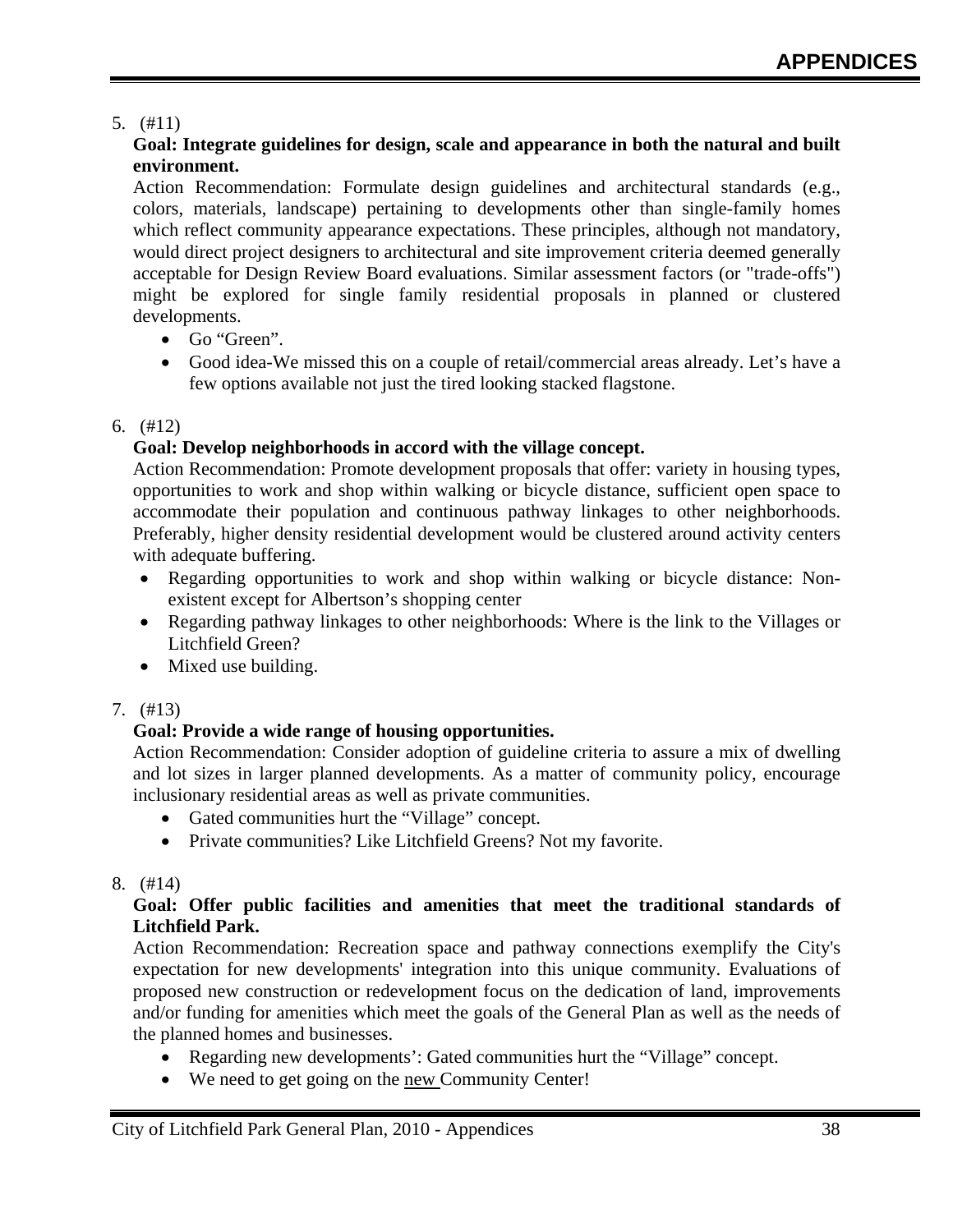5. (#11)

   **Goal: Integrate guidelines for design, scale and appearance in both the natural and built environment.**

   Action Recommendation: Formulate design guidelines and architectural standards (e.g., colors, materials, landscape) pertaining to developments other than single-family homes which reflect community appearance expectations. These principles, although not mandatory, would direct project designers to architectural and site improvement criteria deemed generally acceptable for Design Review Board evaluations. Similar assessment factors (or "trade-offs") might be explored for single family residential proposals in planned or clustered developments.

   - Go “Green”.
   - Good idea-We missed this on a couple of retail/commercial areas already. Let’s have a few options available not just the tired looking stacked flagstone.

6. (#12)

   **Goal: Develop neighborhoods in accord with the village concept.**

   Action Recommendation: Promote development proposals that offer: variety in housing types, opportunities to work and shop within walking or bicycle distance, sufficient open space to accommodate their population and continuous pathway linkages to other neighborhoods. Preferably, higher density residential development would be clustered around activity centers with adequate buffering.

   - Regarding opportunities to work and shop within walking or bicycle distance: Non-existent except for Albertson’s shopping center
   - Regarding pathway linkages to other neighborhoods: Where is the link to the Villages or Litchfield Green?
   - Mixed use building.

7. (#13)

   **Goal: Provide a wide range of housing opportunities.**

   Action Recommendation: Consider adoption of guideline criteria to assure a mix of dwelling and lot sizes in larger planned developments. As a matter of community policy, encourage inclusionary residential areas as well as private communities.

   - Gated communities hurt the “Village” concept.
   - Private communities? Like Litchfield Greens? Not my favorite.

8. (#14)

   **Goal: Offer public facilities and amenities that meet the traditional standards of Litchfield Park.**

   Action Recommendation: Recreation space and pathway connections exemplify the City's expectation for new developments' integration into this unique community. Evaluations of proposed new construction or redevelopment focus on the dedication of land, improvements and/or funding for amenities which meet the goals of the General Plan as well as the needs of the planned homes and businesses.

   - Regarding new developments’: Gated communities hurt the “Village” concept.
   - We need to get going on the new Community Center!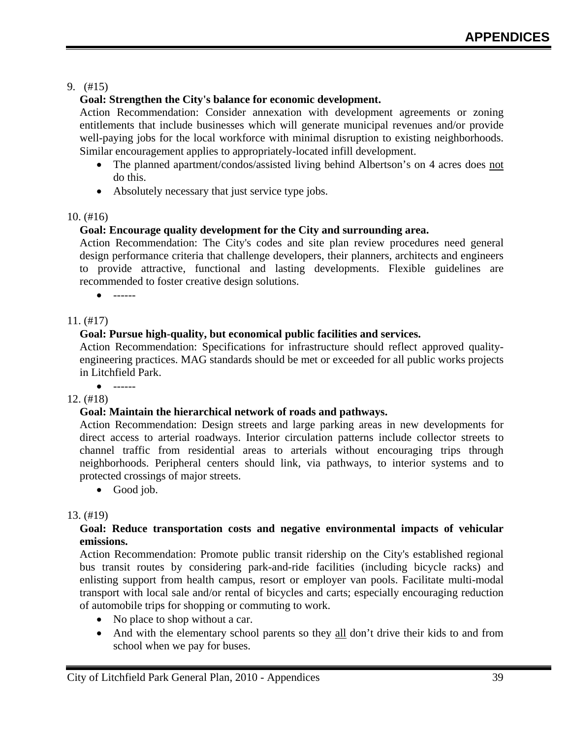9. (#15)

**Goal: Strengthen the City's balance for economic development.**

Action Recommendation: Consider annexation with development agreements or zoning entitlements that include businesses which will generate municipal revenues and/or provide well-paying jobs for the local workforce with minimal disruption to existing neighborhoods. Similar encouragement applies to appropriately-located infill development.

- The planned apartment/condos/assisted living behind Albertson's on 4 acres does <u>not</u> do this.
- Absolutely necessary that just service type jobs.

10. (#16)

**Goal: Encourage quality development for the City and surrounding area.**

Action Recommendation: The City's codes and site plan review procedures need general design performance criteria that challenge developers, their planners, architects and engineers to provide attractive, functional and lasting developments. Flexible guidelines are recommended to foster creative design solutions.

- ------

11. (#17)

**Goal: Pursue high-quality, but economical public facilities and services.**

Action Recommendation: Specifications for infrastructure should reflect approved quality-engineering practices. MAG standards should be met or exceeded for all public works projects in Litchfield Park.

- ------

12. (#18)

**Goal: Maintain the hierarchical network of roads and pathways.**

Action Recommendation: Design streets and large parking areas in new developments for direct access to arterial roadways. Interior circulation patterns include collector streets to channel traffic from residential areas to arterials without encouraging trips through neighborhoods. Peripheral centers should link, via pathways, to interior systems and to protected crossings of major streets.

- Good job.

13. (#19)

**Goal: Reduce transportation costs and negative environmental impacts of vehicular emissions.**

Action Recommendation: Promote public transit ridership on the City's established regional bus transit routes by considering park-and-ride facilities (including bicycle racks) and enlisting support from health campus, resort or employer van pools. Facilitate multi-modal transport with local sale and/or rental of bicycles and carts; especially encouraging reduction of automobile trips for shopping or commuting to work.

- No place to shop without a car.
- And with the elementary school parents so they <u>all</u> don't drive their kids to and from school when we pay for buses.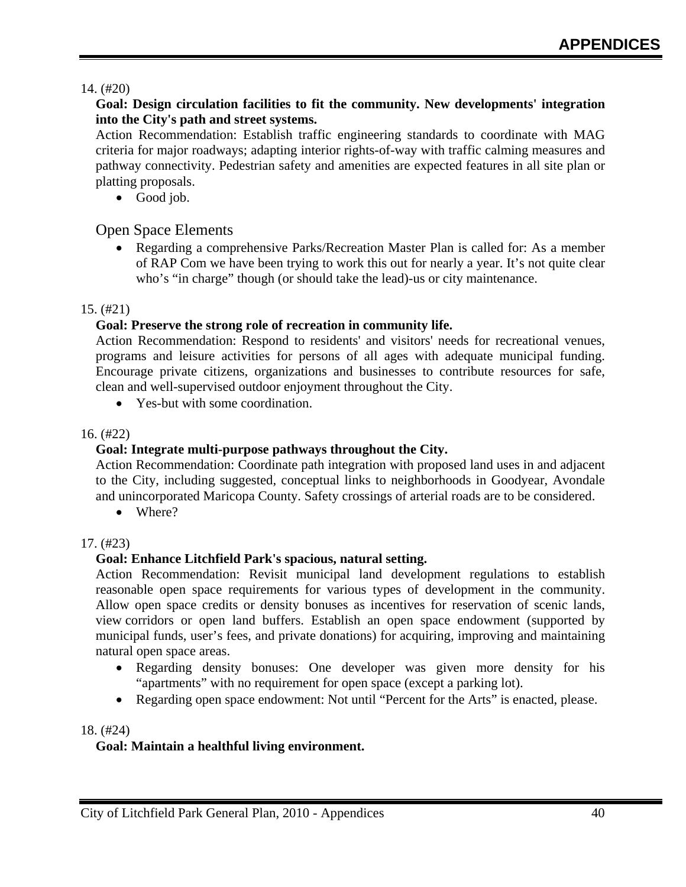14. (#20)

**Goal: Design circulation facilities to fit the community. New developments' integration into the City's path and street systems.**

Action Recommendation: Establish traffic engineering standards to coordinate with MAG criteria for major roadways; adapting interior rights-of-way with traffic calming measures and pathway connectivity. Pedestrian safety and amenities are expected features in all site plan or platting proposals.

- Good job.

## Open Space Elements

- Regarding a comprehensive Parks/Recreation Master Plan is called for: As a member of RAP Com we have been trying to work this out for nearly a year. It's not quite clear who's "in charge" though (or should take the lead)-us or city maintenance.

15. (#21)

**Goal: Preserve the strong role of recreation in community life.**

Action Recommendation: Respond to residents' and visitors' needs for recreational venues, programs and leisure activities for persons of all ages with adequate municipal funding. Encourage private citizens, organizations and businesses to contribute resources for safe, clean and well-supervised outdoor enjoyment throughout the City.

- Yes-but with some coordination.

16. (#22)

**Goal: Integrate multi-purpose pathways throughout the City.**

Action Recommendation: Coordinate path integration with proposed land uses in and adjacent to the City, including suggested, conceptual links to neighborhoods in Goodyear, Avondale and unincorporated Maricopa County. Safety crossings of arterial roads are to be considered.

- Where?

17. (#23)

**Goal: Enhance Litchfield Park's spacious, natural setting.**

Action Recommendation: Revisit municipal land development regulations to establish reasonable open space requirements for various types of development in the community. Allow open space credits or density bonuses as incentives for reservation of scenic lands, view corridors or open land buffers. Establish an open space endowment (supported by municipal funds, user's fees, and private donations) for acquiring, improving and maintaining natural open space areas.

- Regarding density bonuses: One developer was given more density for his "apartments" with no requirement for open space (except a parking lot).
- Regarding open space endowment: Not until "Percent for the Arts" is enacted, please.

18. (#24)

**Goal: Maintain a healthful living environment.**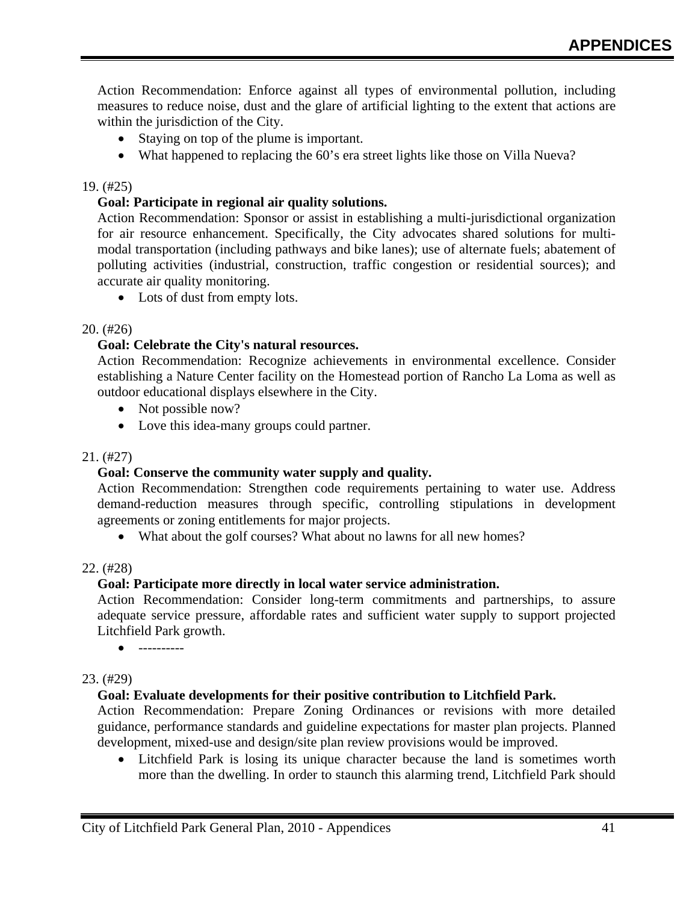Action Recommendation: Enforce against all types of environmental pollution, including measures to reduce noise, dust and the glare of artificial lighting to the extent that actions are within the jurisdiction of the City.

- Staying on top of the plume is important.
- What happened to replacing the 60's era street lights like those on Villa Nueva?

19. (#25)

**Goal: Participate in regional air quality solutions.**

Action Recommendation: Sponsor or assist in establishing a multi-jurisdictional organization for air resource enhancement. Specifically, the City advocates shared solutions for multi-modal transportation (including pathways and bike lanes); use of alternate fuels; abatement of polluting activities (industrial, construction, traffic congestion or residential sources); and accurate air quality monitoring.

- Lots of dust from empty lots.

20. (#26)

**Goal: Celebrate the City's natural resources.**

Action Recommendation: Recognize achievements in environmental excellence. Consider establishing a Nature Center facility on the Homestead portion of Rancho La Loma as well as outdoor educational displays elsewhere in the City.

- Not possible now?
- Love this idea-many groups could partner.

21. (#27)

**Goal: Conserve the community water supply and quality.**

Action Recommendation: Strengthen code requirements pertaining to water use. Address demand-reduction measures through specific, controlling stipulations in development agreements or zoning entitlements for major projects.

- What about the golf courses? What about no lawns for all new homes?

22. (#28)

**Goal: Participate more directly in local water service administration.**

Action Recommendation: Consider long-term commitments and partnerships, to assure adequate service pressure, affordable rates and sufficient water supply to support projected Litchfield Park growth.

- ----------

23. (#29)

**Goal: Evaluate developments for their positive contribution to Litchfield Park.**

Action Recommendation: Prepare Zoning Ordinances or revisions with more detailed guidance, performance standards and guideline expectations for master plan projects. Planned development, mixed-use and design/site plan review provisions would be improved.

- Litchfield Park is losing its unique character because the land is sometimes worth more than the dwelling. In order to staunch this alarming trend, Litchfield Park should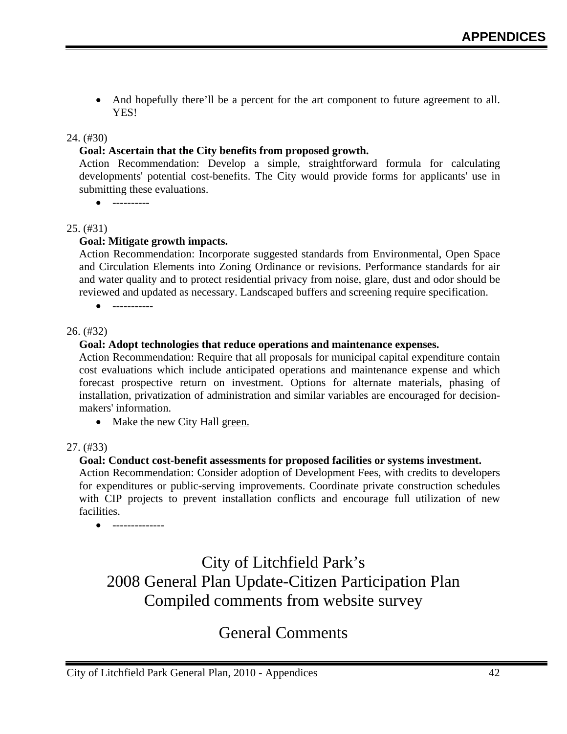- And hopefully there'll be a percent for the art component to future agreement to all. YES!

24. (#30)

**Goal: Ascertain that the City benefits from proposed growth.**

Action Recommendation: Develop a simple, straightforward formula for calculating developments' potential cost-benefits. The City would provide forms for applicants' use in submitting these evaluations.

- ----------

25. (#31)

**Goal: Mitigate growth impacts.**

Action Recommendation: Incorporate suggested standards from Environmental, Open Space and Circulation Elements into Zoning Ordinance or revisions. Performance standards for air and water quality and to protect residential privacy from noise, glare, dust and odor should be reviewed and updated as necessary. Landscaped buffers and screening require specification.

- -----------

26. (#32)

**Goal: Adopt technologies that reduce operations and maintenance expenses.**

Action Recommendation: Require that all proposals for municipal capital expenditure contain cost evaluations which include anticipated operations and maintenance expense and which forecast prospective return on investment. Options for alternate materials, phasing of installation, privatization of administration and similar variables are encouraged for decision-makers' information.

- Make the new City Hall green.

27. (#33)

**Goal: Conduct cost-benefit assessments for proposed facilities or systems investment.**

Action Recommendation: Consider adoption of Development Fees, with credits to developers for expenditures or public-serving improvements. Coordinate private construction schedules with CIP projects to prevent installation conflicts and encourage full utilization of new facilities.

- --------------

# City of Litchfield Park's 2008 General Plan Update-Citizen Participation Plan Compiled comments from website survey

## General Comments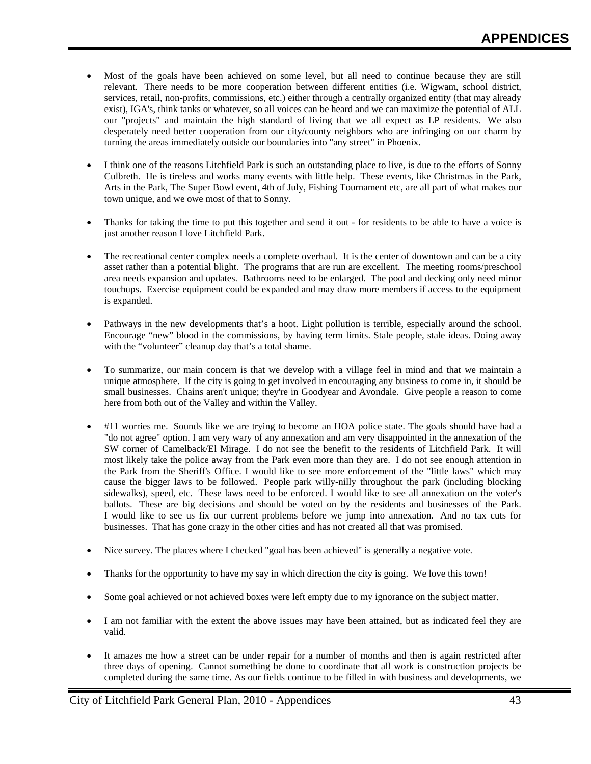- Most of the goals have been achieved on some level, but all need to continue because they are still relevant. There needs to be more cooperation between different entities (i.e. Wigwam, school district, services, retail, non-profits, commissions, etc.) either through a centrally organized entity (that may already exist), IGA's, think tanks or whatever, so all voices can be heard and we can maximize the potential of ALL our "projects" and maintain the high standard of living that we all expect as LP residents. We also desperately need better cooperation from our city/county neighbors who are infringing on our charm by turning the areas immediately outside our boundaries into "any street" in Phoenix.

- I think one of the reasons Litchfield Park is such an outstanding place to live, is due to the efforts of Sonny Culbreth. He is tireless and works many events with little help. These events, like Christmas in the Park, Arts in the Park, The Super Bowl event, 4th of July, Fishing Tournament etc, are all part of what makes our town unique, and we owe most of that to Sonny.

- Thanks for taking the time to put this together and send it out - for residents to be able to have a voice is just another reason I love Litchfield Park.

- The recreational center complex needs a complete overhaul. It is the center of downtown and can be a city asset rather than a potential blight. The programs that are run are excellent. The meeting rooms/preschool area needs expansion and updates. Bathrooms need to be enlarged. The pool and decking only need minor touchups. Exercise equipment could be expanded and may draw more members if access to the equipment is expanded.

- Pathways in the new developments that's a hoot. Light pollution is terrible, especially around the school. Encourage "new" blood in the commissions, by having term limits. Stale people, stale ideas. Doing away with the "volunteer" cleanup day that's a total shame.

- To summarize, our main concern is that we develop with a village feel in mind and that we maintain a unique atmosphere. If the city is going to get involved in encouraging any business to come in, it should be small businesses. Chains aren't unique; they're in Goodyear and Avondale. Give people a reason to come here from both out of the Valley and within the Valley.

- #11 worries me. Sounds like we are trying to become an HOA police state. The goals should have had a "do not agree" option. I am very wary of any annexation and am very disappointed in the annexation of the SW corner of Camelback/El Mirage. I do not see the benefit to the residents of Litchfield Park. It will most likely take the police away from the Park even more than they are. I do not see enough attention in the Park from the Sheriff's Office. I would like to see more enforcement of the "little laws" which may cause the bigger laws to be followed. People park willy-nilly throughout the park (including blocking sidewalks), speed, etc. These laws need to be enforced. I would like to see all annexation on the voter's ballots. These are big decisions and should be voted on by the residents and businesses of the Park. I would like to see us fix our current problems before we jump into annexation. And no tax cuts for businesses. That has gone crazy in the other cities and has not created all that was promised.

- Nice survey. The places where I checked "goal has been achieved" is generally a negative vote.

- Thanks for the opportunity to have my say in which direction the city is going. We love this town!

- Some goal achieved or not achieved boxes were left empty due to my ignorance on the subject matter.

- I am not familiar with the extent the above issues may have been attained, but as indicated feel they are valid.

- It amazes me how a street can be under repair for a number of months and then is again restricted after three days of opening. Cannot something be done to coordinate that all work is construction projects be completed during the same time. As our fields continue to be filled in with business and developments, we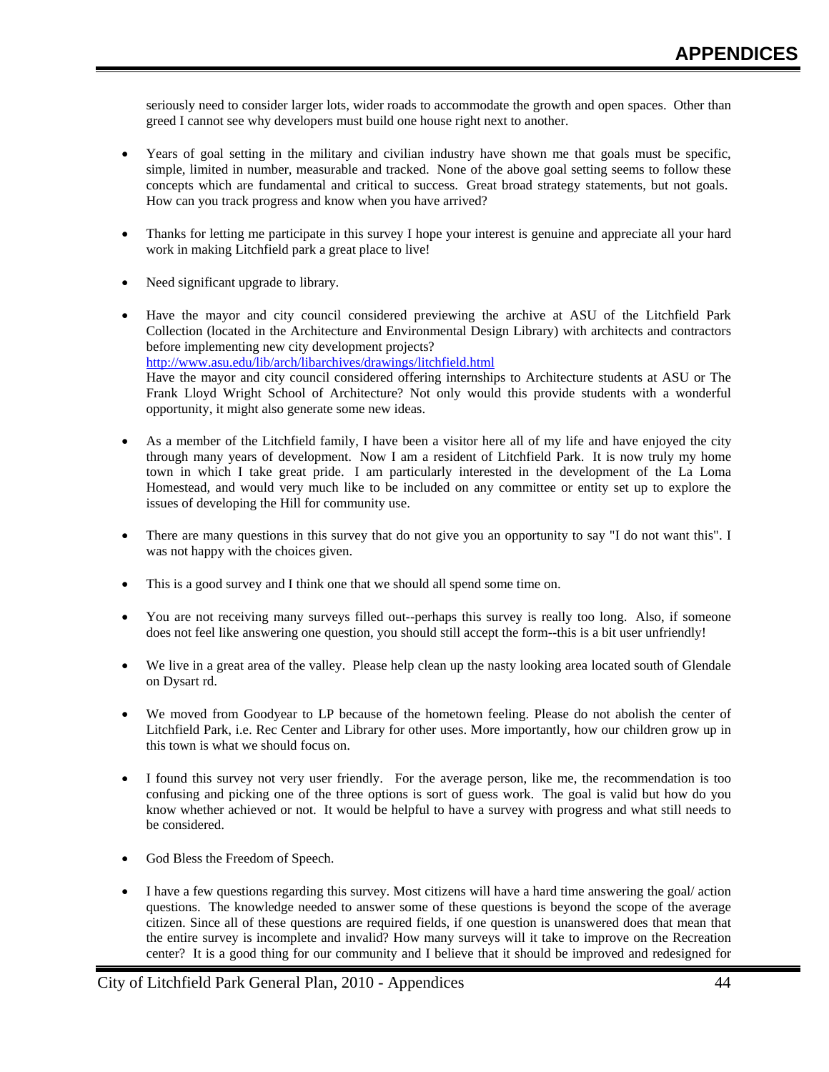seriously need to consider larger lots, wider roads to accommodate the growth and open spaces. Other than greed I cannot see why developers must build one house right next to another.

- Years of goal setting in the military and civilian industry have shown me that goals must be specific, simple, limited in number, measurable and tracked. None of the above goal setting seems to follow these concepts which are fundamental and critical to success. Great broad strategy statements, but not goals. How can you track progress and know when you have arrived?

- Thanks for letting me participate in this survey I hope your interest is genuine and appreciate all your hard work in making Litchfield park a great place to live!

- Need significant upgrade to library.

- Have the mayor and city council considered previewing the archive at ASU of the Litchfield Park Collection (located in the Architecture and Environmental Design Library) with architects and contractors before implementing new city development projects?
  [http://www.asu.edu/lib/arch/libarchives/drawings/litchfield.html](http://www.asu.edu/lib/arch/libarchives/drawings/litchfield.html)
  Have the mayor and city council considered offering internships to Architecture students at ASU or The Frank Lloyd Wright School of Architecture? Not only would this provide students with a wonderful opportunity, it might also generate some new ideas.

- As a member of the Litchfield family, I have been a visitor here all of my life and have enjoyed the city through many years of development. Now I am a resident of Litchfield Park. It is now truly my home town in which I take great pride. I am particularly interested in the development of the La Loma Homestead, and would very much like to be included on any committee or entity set up to explore the issues of developing the Hill for community use.

- There are many questions in this survey that do not give you an opportunity to say "I do not want this". I was not happy with the choices given.

- This is a good survey and I think one that we should all spend some time on.

- You are not receiving many surveys filled out--perhaps this survey is really too long. Also, if someone does not feel like answering one question, you should still accept the form--this is a bit user unfriendly!

- We live in a great area of the valley. Please help clean up the nasty looking area located south of Glendale on Dysart rd.

- We moved from Goodyear to LP because of the hometown feeling. Please do not abolish the center of Litchfield Park, i.e. Rec Center and Library for other uses. More importantly, how our children grow up in this town is what we should focus on.

- I found this survey not very user friendly. For the average person, like me, the recommendation is too confusing and picking one of the three options is sort of guess work. The goal is valid but how do you know whether achieved or not. It would be helpful to have a survey with progress and what still needs to be considered.

- God Bless the Freedom of Speech.

- I have a few questions regarding this survey. Most citizens will have a hard time answering the goal/ action questions. The knowledge needed to answer some of these questions is beyond the scope of the average citizen. Since all of these questions are required fields, if one question is unanswered does that mean that the entire survey is incomplete and invalid? How many surveys will it take to improve on the Recreation center? It is a good thing for our community and I believe that it should be improved and redesigned for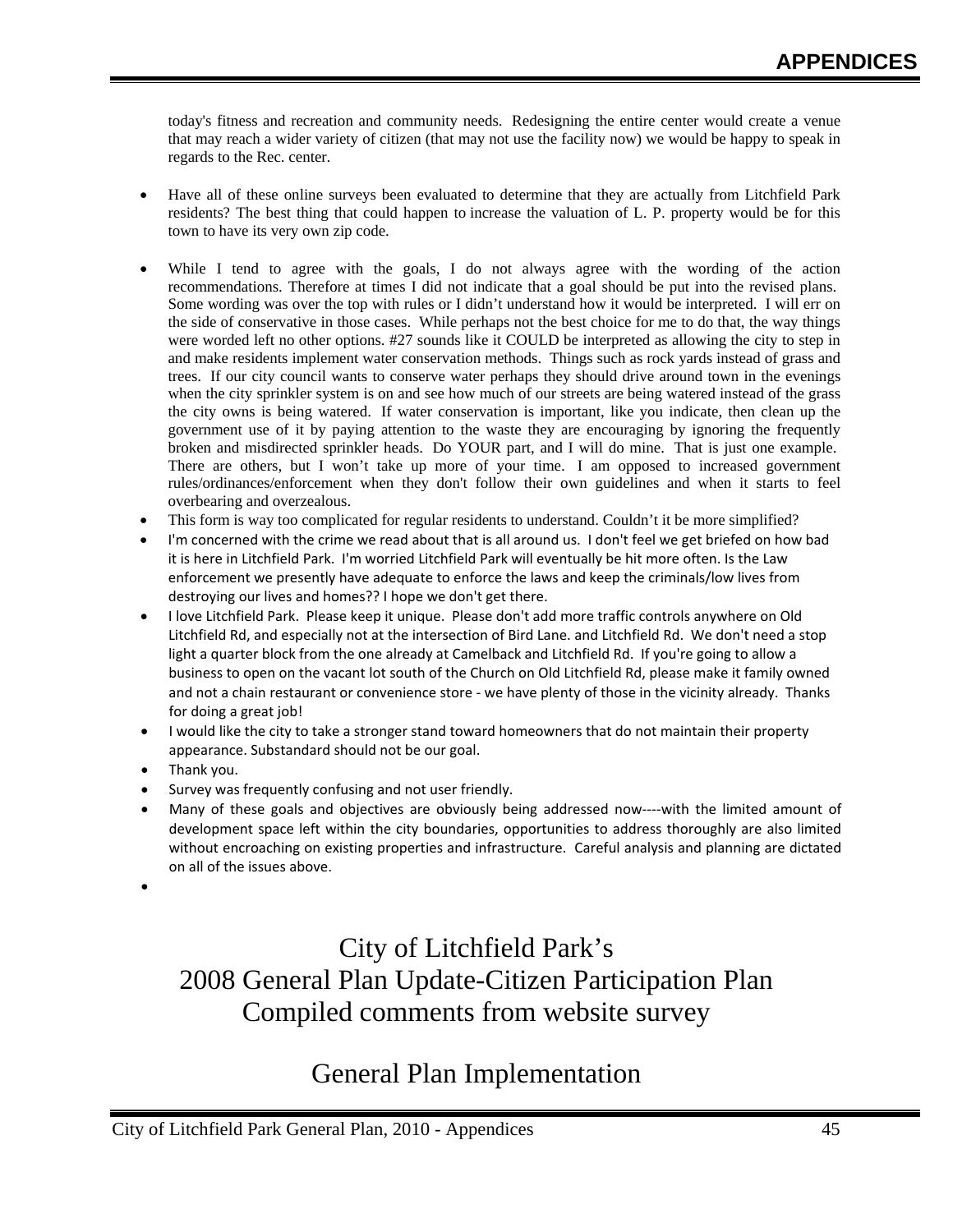today's fitness and recreation and community needs. Redesigning the entire center would create a venue that may reach a wider variety of citizen (that may not use the facility now) we would be happy to speak in regards to the Rec. center.

- Have all of these online surveys been evaluated to determine that they are actually from Litchfield Park residents? The best thing that could happen to increase the valuation of L. P. property would be for this town to have its very own zip code.

- While I tend to agree with the goals, I do not always agree with the wording of the action recommendations. Therefore at times I did not indicate that a goal should be put into the revised plans. Some wording was over the top with rules or I didn't understand how it would be interpreted. I will err on the side of conservative in those cases. While perhaps not the best choice for me to do that, the way things were worded left no other options. #27 sounds like it COULD be interpreted as allowing the city to step in and make residents implement water conservation methods. Things such as rock yards instead of grass and trees. If our city council wants to conserve water perhaps they should drive around town in the evenings when the city sprinkler system is on and see how much of our streets are being watered instead of the grass the city owns is being watered. If water conservation is important, like you indicate, then clean up the government use of it by paying attention to the waste they are encouraging by ignoring the frequently broken and misdirected sprinkler heads. Do YOUR part, and I will do mine. That is just one example. There are others, but I won't take up more of your time. I am opposed to increased government rules/ordinances/enforcement when they don't follow their own guidelines and when it starts to feel overbearing and overzealous.
- This form is way too complicated for regular residents to understand. Couldn't it be more simplified?
- I'm concerned with the crime we read about that is all around us. I don't feel we get briefed on how bad it is here in Litchfield Park. I'm worried Litchfield Park will eventually be hit more often. Is the Law enforcement we presently have adequate to enforce the laws and keep the criminals/low lives from destroying our lives and homes?? I hope we don't get there.
- I love Litchfield Park. Please keep it unique. Please don't add more traffic controls anywhere on Old Litchfield Rd, and especially not at the intersection of Bird Lane. and Litchfield Rd. We don't need a stop light a quarter block from the one already at Camelback and Litchfield Rd. If you're going to allow a business to open on the vacant lot south of the Church on Old Litchfield Rd, please make it family owned and not a chain restaurant or convenience store - we have plenty of those in the vicinity already. Thanks for doing a great job!
- I would like the city to take a stronger stand toward homeowners that do not maintain their property appearance. Substandard should not be our goal.
- Thank you.
- Survey was frequently confusing and not user friendly.
- Many of these goals and objectives are obviously being addressed now----with the limited amount of development space left within the city boundaries, opportunities to address thoroughly are also limited without encroaching on existing properties and infrastructure. Careful analysis and planning are dictated on all of the issues above.

# City of Litchfield Park's
# 2008 General Plan Update-Citizen Participation Plan
# Compiled comments from website survey

## General Plan Implementation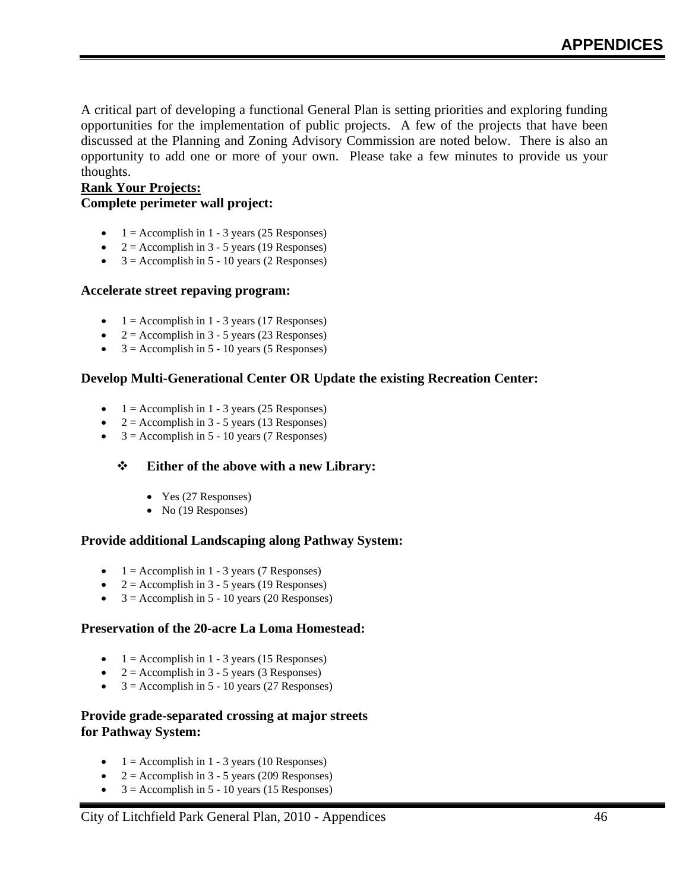A critical part of developing a functional General Plan is setting priorities and exploring funding opportunities for the implementation of public projects. A few of the projects that have been discussed at the Planning and Zoning Advisory Commission are noted below. There is also an opportunity to add one or more of your own. Please take a few minutes to provide us your thoughts.

**Rank Your Projects:**

**Complete perimeter wall project:**

- 1 = Accomplish in 1 - 3 years (25 Responses)
- 2 = Accomplish in 3 - 5 years (19 Responses)
- 3 = Accomplish in 5 - 10 years (2 Responses)

**Accelerate street repaving program:**

- 1 = Accomplish in 1 - 3 years (17 Responses)
- 2 = Accomplish in 3 - 5 years (23 Responses)
- 3 = Accomplish in 5 - 10 years (5 Responses)

**Develop Multi-Generational Center OR Update the existing Recreation Center:**

- 1 = Accomplish in 1 - 3 years (25 Responses)
- 2 = Accomplish in 3 - 5 years (13 Responses)
- 3 = Accomplish in 5 - 10 years (7 Responses)

  - **Either of the above with a new Library:**
    - Yes (27 Responses)
    - No (19 Responses)

**Provide additional Landscaping along Pathway System:**

- 1 = Accomplish in 1 - 3 years (7 Responses)
- 2 = Accomplish in 3 - 5 years (19 Responses)
- 3 = Accomplish in 5 - 10 years (20 Responses)

**Preservation of the 20-acre La Loma Homestead:**

- 1 = Accomplish in 1 - 3 years (15 Responses)
- 2 = Accomplish in 3 - 5 years (3 Responses)
- 3 = Accomplish in 5 - 10 years (27 Responses)

**Provide grade-separated crossing at major streets for Pathway System:**

- 1 = Accomplish in 1 - 3 years (10 Responses)
- 2 = Accomplish in 3 - 5 years (209 Responses)
- 3 = Accomplish in 5 - 10 years (15 Responses)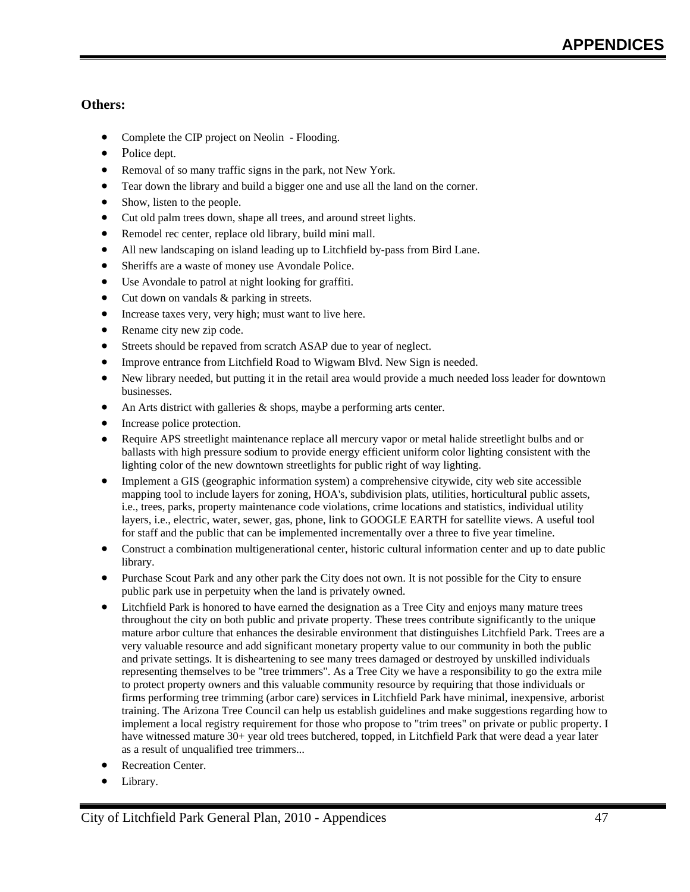**Others:**

- Complete the CIP project on Neolin - Flooding.
- Police dept.
- Removal of so many traffic signs in the park, not New York.
- Tear down the library and build a bigger one and use all the land on the corner.
- Show, listen to the people.
- Cut old palm trees down, shape all trees, and around street lights.
- Remodel rec center, replace old library, build mini mall.
- All new landscaping on island leading up to Litchfield by-pass from Bird Lane.
- Sheriffs are a waste of money use Avondale Police.
- Use Avondale to patrol at night looking for graffiti.
- Cut down on vandals & parking in streets.
- Increase taxes very, very high; must want to live here.
- Rename city new zip code.
- Streets should be repaved from scratch ASAP due to year of neglect.
- Improve entrance from Litchfield Road to Wigwam Blvd. New Sign is needed.
- New library needed, but putting it in the retail area would provide a much needed loss leader for downtown businesses.
- An Arts district with galleries & shops, maybe a performing arts center.
- Increase police protection.
- Require APS streetlight maintenance replace all mercury vapor or metal halide streetlight bulbs and or ballasts with high pressure sodium to provide energy efficient uniform color lighting consistent with the lighting color of the new downtown streetlights for public right of way lighting.
- Implement a GIS (geographic information system) a comprehensive citywide, city web site accessible mapping tool to include layers for zoning, HOA's, subdivision plats, utilities, horticultural public assets, i.e., trees, parks, property maintenance code violations, crime locations and statistics, individual utility layers, i.e., electric, water, sewer, gas, phone, link to GOOGLE EARTH for satellite views. A useful tool for staff and the public that can be implemented incrementally over a three to five year timeline.
- Construct a combination multigenerational center, historic cultural information center and up to date public library.
- Purchase Scout Park and any other park the City does not own. It is not possible for the City to ensure public park use in perpetuity when the land is privately owned.
- Litchfield Park is honored to have earned the designation as a Tree City and enjoys many mature trees throughout the city on both public and private property. These trees contribute significantly to the unique mature arbor culture that enhances the desirable environment that distinguishes Litchfield Park. Trees are a very valuable resource and add significant monetary property value to our community in both the public and private settings. It is disheartening to see many trees damaged or destroyed by unskilled individuals representing themselves to be "tree trimmers". As a Tree City we have a responsibility to go the extra mile to protect property owners and this valuable community resource by requiring that those individuals or firms performing tree trimming (arbor care) services in Litchfield Park have minimal, inexpensive, arborist training. The Arizona Tree Council can help us establish guidelines and make suggestions regarding how to implement a local registry requirement for those who propose to "trim trees" on private or public property. I have witnessed mature 30+ year old trees butchered, topped, in Litchfield Park that were dead a year later as a result of unqualified tree trimmers...
- Recreation Center.
- Library.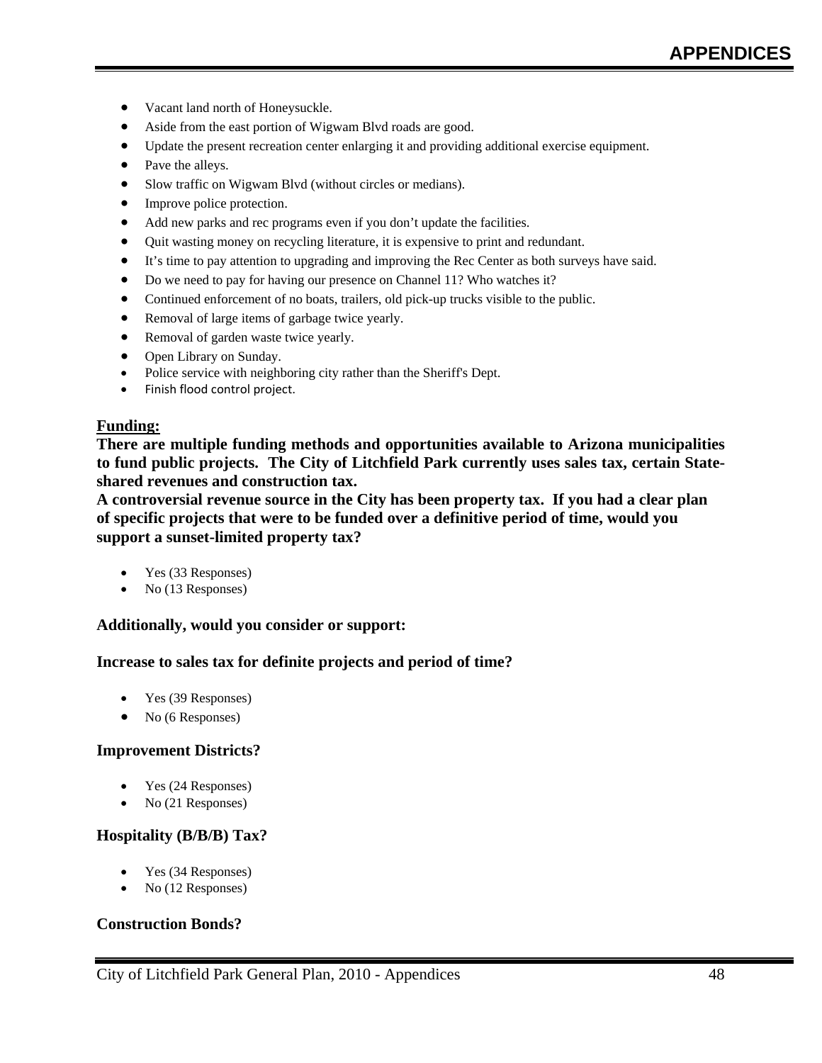- Vacant land north of Honeysuckle.
- Aside from the east portion of Wigwam Blvd roads are good.
- Update the present recreation center enlarging it and providing additional exercise equipment.
- Pave the alleys.
- Slow traffic on Wigwam Blvd (without circles or medians).
- Improve police protection.
- Add new parks and rec programs even if you don't update the facilities.
- Quit wasting money on recycling literature, it is expensive to print and redundant.
- It's time to pay attention to upgrading and improving the Rec Center as both surveys have said.
- Do we need to pay for having our presence on Channel 11? Who watches it?
- Continued enforcement of no boats, trailers, old pick-up trucks visible to the public.
- Removal of large items of garbage twice yearly.
- Removal of garden waste twice yearly.
- Open Library on Sunday.
- Police service with neighboring city rather than the Sheriff's Dept.
- Finish flood control project.

**Funding:**

**There are multiple funding methods and opportunities available to Arizona municipalities to fund public projects. The City of Litchfield Park currently uses sales tax, certain State-shared revenues and construction tax.**

**A controversial revenue source in the City has been property tax. If you had a clear plan of specific projects that were to be funded over a definitive period of time, would you support a sunset-limited property tax?**

- Yes (33 Responses)
- No (13 Responses)

**Additionally, would you consider or support:**

**Increase to sales tax for definite projects and period of time?**

- Yes (39 Responses)
- No (6 Responses)

**Improvement Districts?**

- Yes (24 Responses)
- No (21 Responses)

**Hospitality (B/B/B) Tax?**

- Yes (34 Responses)
- No (12 Responses)

**Construction Bonds?**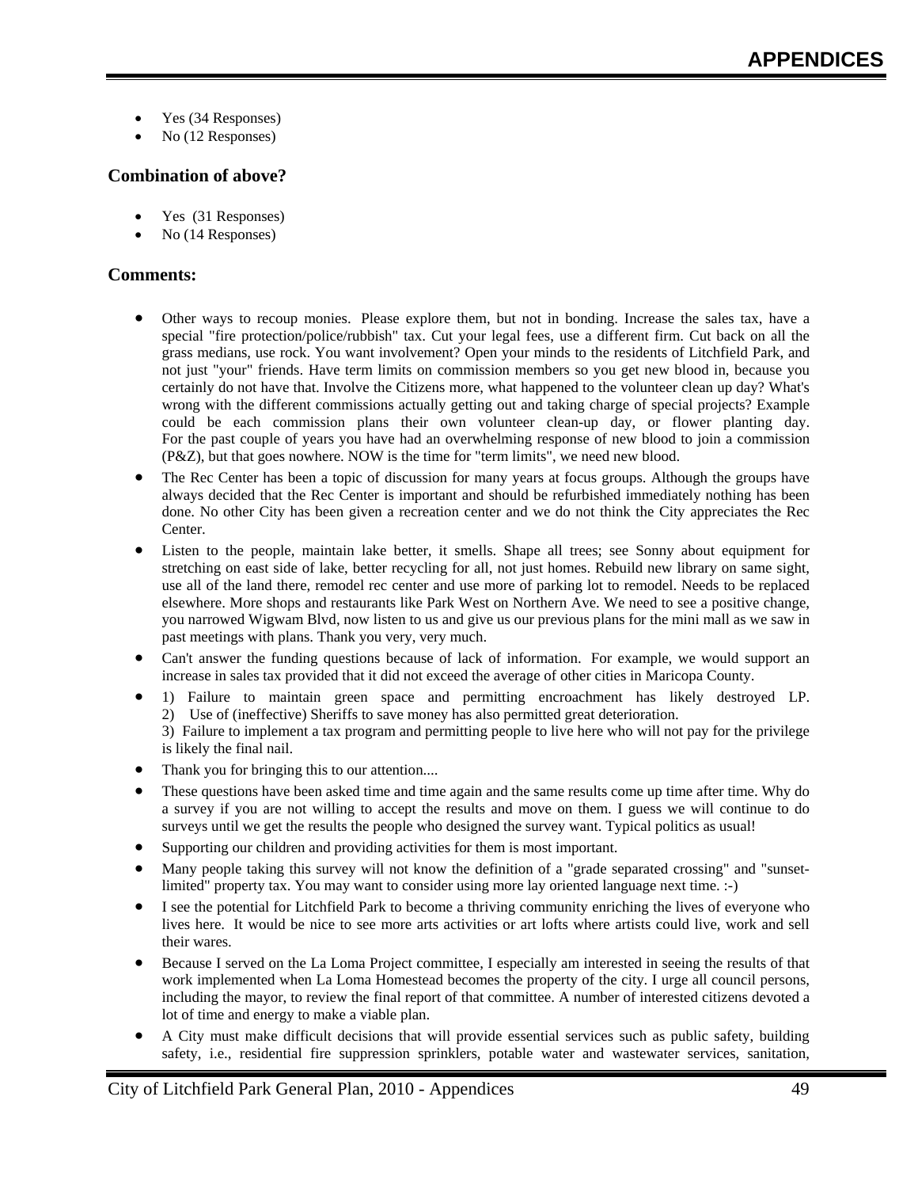- Yes (34 Responses)
- No (12 Responses)

### Combination of above?

- Yes (31 Responses)
- No (14 Responses)

### Comments:

- Other ways to recoup monies. Please explore them, but not in bonding. Increase the sales tax, have a special "fire protection/police/rubbish" tax. Cut your legal fees, use a different firm. Cut back on all the grass medians, use rock. You want involvement? Open your minds to the residents of Litchfield Park, and not just "your" friends. Have term limits on commission members so you get new blood in, because you certainly do not have that. Involve the Citizens more, what happened to the volunteer clean up day? What's wrong with the different commissions actually getting out and taking charge of special projects? Example could be each commission plans their own volunteer clean-up day, or flower planting day. For the past couple of years you have had an overwhelming response of new blood to join a commission (P&Z), but that goes nowhere. NOW is the time for "term limits", we need new blood.
- The Rec Center has been a topic of discussion for many years at focus groups. Although the groups have always decided that the Rec Center is important and should be refurbished immediately nothing has been done. No other City has been given a recreation center and we do not think the City appreciates the Rec Center.
- Listen to the people, maintain lake better, it smells. Shape all trees; see Sonny about equipment for stretching on east side of lake, better recycling for all, not just homes. Rebuild new library on same sight, use all of the land there, remodel rec center and use more of parking lot to remodel. Needs to be replaced elsewhere. More shops and restaurants like Park West on Northern Ave. We need to see a positive change, you narrowed Wigwam Blvd, now listen to us and give us our previous plans for the mini mall as we saw in past meetings with plans. Thank you very, very much.
- Can't answer the funding questions because of lack of information. For example, we would support an increase in sales tax provided that it did not exceed the average of other cities in Maricopa County.
- 1) Failure to maintain green space and permitting encroachment has likely destroyed LP.
  2) Use of (ineffective) Sheriffs to save money has also permitted great deterioration.
  3) Failure to implement a tax program and permitting people to live here who will not pay for the privilege is likely the final nail.
- Thank you for bringing this to our attention....
- These questions have been asked time and time again and the same results come up time after time. Why do a survey if you are not willing to accept the results and move on them. I guess we will continue to do surveys until we get the results the people who designed the survey want. Typical politics as usual!
- Supporting our children and providing activities for them is most important.
- Many people taking this survey will not know the definition of a "grade separated crossing" and "sunset-limited" property tax. You may want to consider using more lay oriented language next time. :-)
- I see the potential for Litchfield Park to become a thriving community enriching the lives of everyone who lives here. It would be nice to see more arts activities or art lofts where artists could live, work and sell their wares.
- Because I served on the La Loma Project committee, I especially am interested in seeing the results of that work implemented when La Loma Homestead becomes the property of the city. I urge all council persons, including the mayor, to review the final report of that committee. A number of interested citizens devoted a lot of time and energy to make a viable plan.
- A City must make difficult decisions that will provide essential services such as public safety, building safety, i.e., residential fire suppression sprinklers, potable water and wastewater services, sanitation,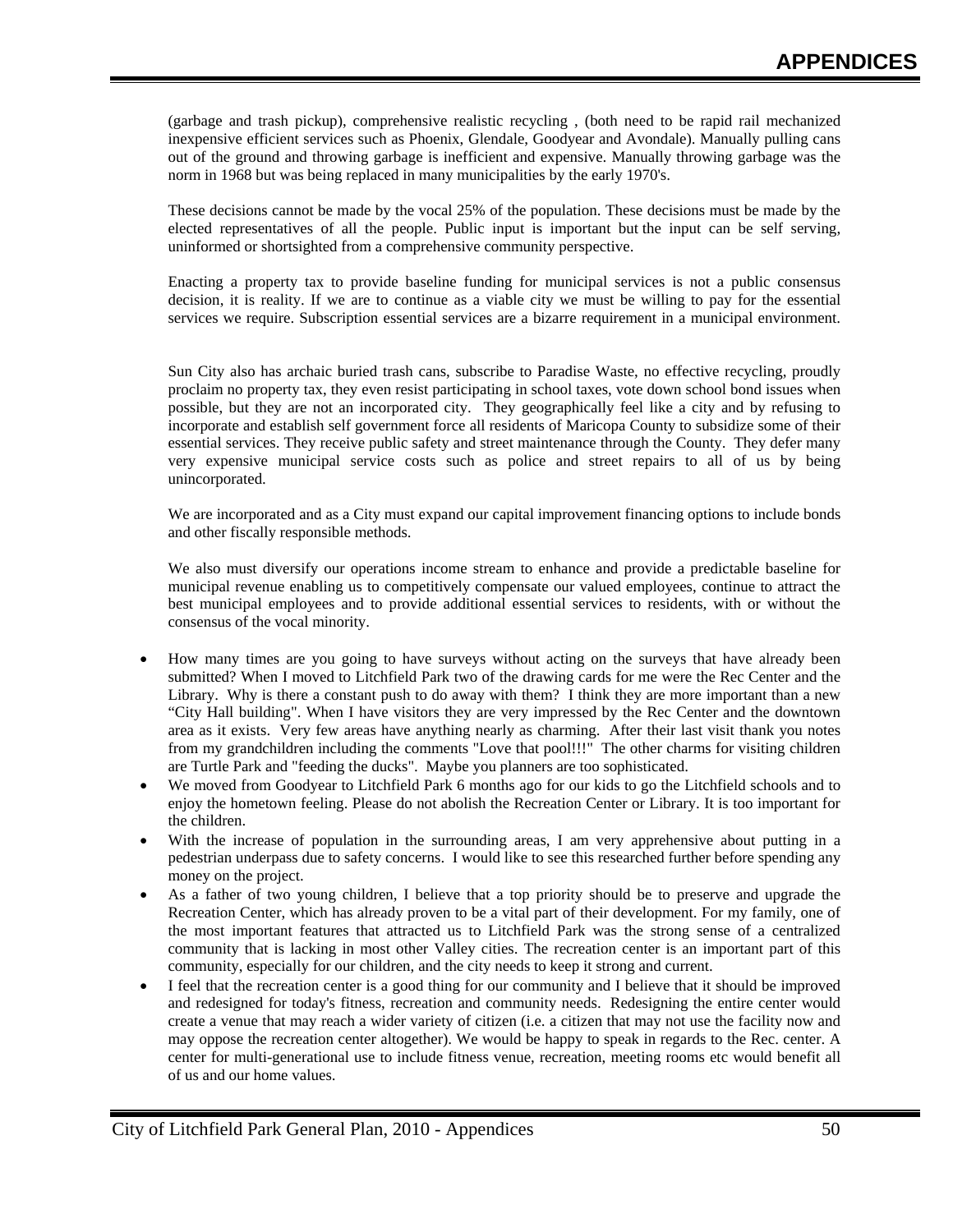(garbage and trash pickup), comprehensive realistic recycling , (both need to be rapid rail mechanized inexpensive efficient services such as Phoenix, Glendale, Goodyear and Avondale). Manually pulling cans out of the ground and throwing garbage is inefficient and expensive. Manually throwing garbage was the norm in 1968 but was being replaced in many municipalities by the early 1970's.

These decisions cannot be made by the vocal 25% of the population. These decisions must be made by the elected representatives of all the people. Public input is important but the input can be self serving, uninformed or shortsighted from a comprehensive community perspective.

Enacting a property tax to provide baseline funding for municipal services is not a public consensus decision, it is reality. If we are to continue as a viable city we must be willing to pay for the essential services we require. Subscription essential services are a bizarre requirement in a municipal environment.

Sun City also has archaic buried trash cans, subscribe to Paradise Waste, no effective recycling, proudly proclaim no property tax, they even resist participating in school taxes, vote down school bond issues when possible, but they are not an incorporated city. They geographically feel like a city and by refusing to incorporate and establish self government force all residents of Maricopa County to subsidize some of their essential services. They receive public safety and street maintenance through the County. They defer many very expensive municipal service costs such as police and street repairs to all of us by being unincorporated.

We are incorporated and as a City must expand our capital improvement financing options to include bonds and other fiscally responsible methods.

We also must diversify our operations income stream to enhance and provide a predictable baseline for municipal revenue enabling us to competitively compensate our valued employees, continue to attract the best municipal employees and to provide additional essential services to residents, with or without the consensus of the vocal minority.

- How many times are you going to have surveys without acting on the surveys that have already been submitted? When I moved to Litchfield Park two of the drawing cards for me were the Rec Center and the Library. Why is there a constant push to do away with them? I think they are more important than a new "City Hall building". When I have visitors they are very impressed by the Rec Center and the downtown area as it exists. Very few areas have anything nearly as charming. After their last visit thank you notes from my grandchildren including the comments "Love that pool!!!" The other charms for visiting children are Turtle Park and "feeding the ducks". Maybe you planners are too sophisticated.
- We moved from Goodyear to Litchfield Park 6 months ago for our kids to go the Litchfield schools and to enjoy the hometown feeling. Please do not abolish the Recreation Center or Library. It is too important for the children.
- With the increase of population in the surrounding areas, I am very apprehensive about putting in a pedestrian underpass due to safety concerns. I would like to see this researched further before spending any money on the project.
- As a father of two young children, I believe that a top priority should be to preserve and upgrade the Recreation Center, which has already proven to be a vital part of their development. For my family, one of the most important features that attracted us to Litchfield Park was the strong sense of a centralized community that is lacking in most other Valley cities. The recreation center is an important part of this community, especially for our children, and the city needs to keep it strong and current.
- I feel that the recreation center is a good thing for our community and I believe that it should be improved and redesigned for today's fitness, recreation and community needs. Redesigning the entire center would create a venue that may reach a wider variety of citizen (i.e. a citizen that may not use the facility now and may oppose the recreation center altogether). We would be happy to speak in regards to the Rec. center. A center for multi-generational use to include fitness venue, recreation, meeting rooms etc would benefit all of us and our home values.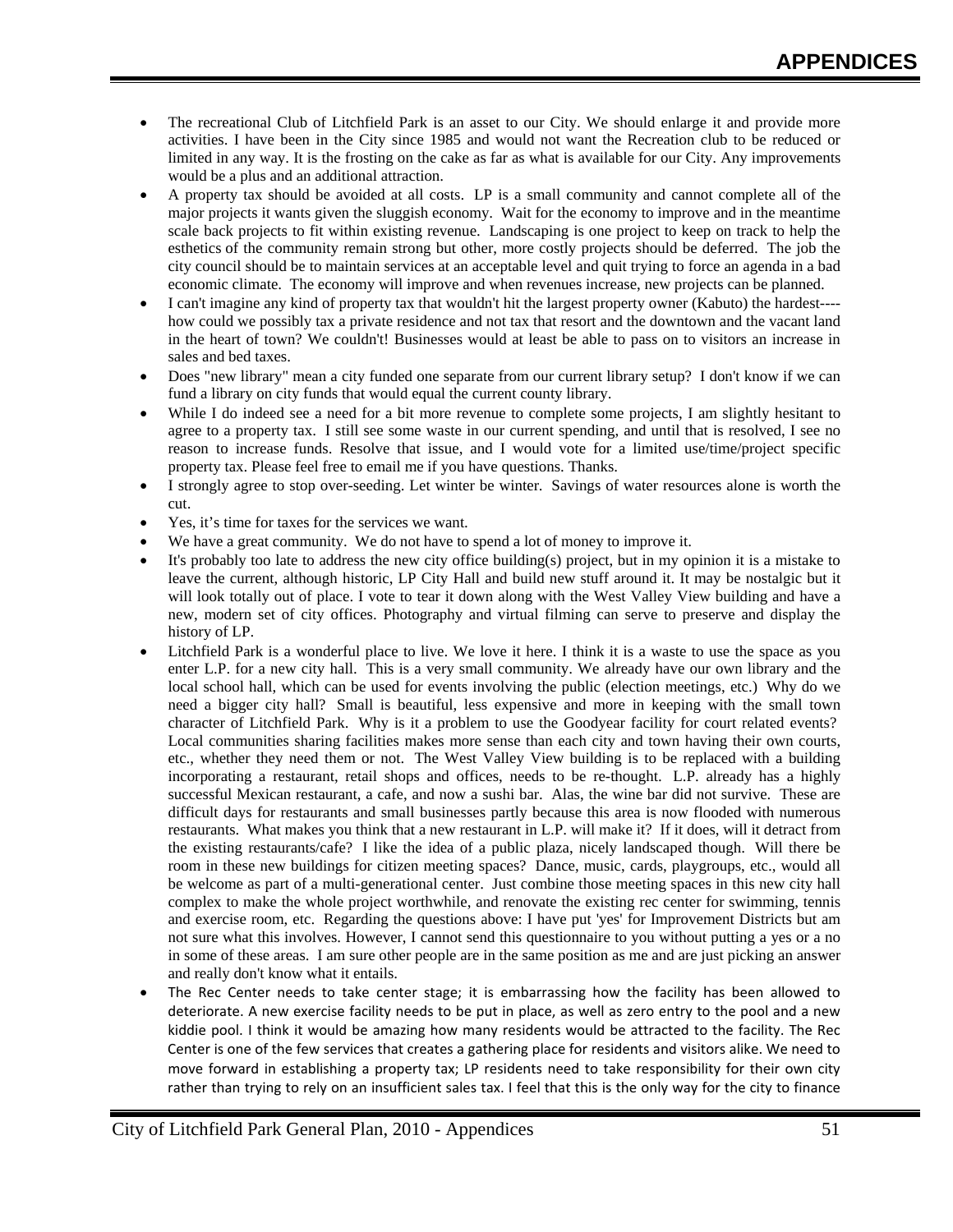- The recreational Club of Litchfield Park is an asset to our City. We should enlarge it and provide more activities. I have been in the City since 1985 and would not want the Recreation club to be reduced or limited in any way. It is the frosting on the cake as far as what is available for our City. Any improvements would be a plus and an additional attraction.
- A property tax should be avoided at all costs. LP is a small community and cannot complete all of the major projects it wants given the sluggish economy. Wait for the economy to improve and in the meantime scale back projects to fit within existing revenue. Landscaping is one project to keep on track to help the esthetics of the community remain strong but other, more costly projects should be deferred. The job the city council should be to maintain services at an acceptable level and quit trying to force an agenda in a bad economic climate. The economy will improve and when revenues increase, new projects can be planned.
- I can't imagine any kind of property tax that wouldn't hit the largest property owner (Kabuto) the hardest----how could we possibly tax a private residence and not tax that resort and the downtown and the vacant land in the heart of town? We couldn't! Businesses would at least be able to pass on to visitors an increase in sales and bed taxes.
- Does "new library" mean a city funded one separate from our current library setup? I don't know if we can fund a library on city funds that would equal the current county library.
- While I do indeed see a need for a bit more revenue to complete some projects, I am slightly hesitant to agree to a property tax. I still see some waste in our current spending, and until that is resolved, I see no reason to increase funds. Resolve that issue, and I would vote for a limited use/time/project specific property tax. Please feel free to email me if you have questions. Thanks.
- I strongly agree to stop over-seeding. Let winter be winter. Savings of water resources alone is worth the cut.
- Yes, it's time for taxes for the services we want.
- We have a great community. We do not have to spend a lot of money to improve it.
- It's probably too late to address the new city office building(s) project, but in my opinion it is a mistake to leave the current, although historic, LP City Hall and build new stuff around it. It may be nostalgic but it will look totally out of place. I vote to tear it down along with the West Valley View building and have a new, modern set of city offices. Photography and virtual filming can serve to preserve and display the history of LP.
- Litchfield Park is a wonderful place to live. We love it here. I think it is a waste to use the space as you enter L.P. for a new city hall. This is a very small community. We already have our own library and the local school hall, which can be used for events involving the public (election meetings, etc.) Why do we need a bigger city hall? Small is beautiful, less expensive and more in keeping with the small town character of Litchfield Park. Why is it a problem to use the Goodyear facility for court related events? Local communities sharing facilities makes more sense than each city and town having their own courts, etc., whether they need them or not. The West Valley View building is to be replaced with a building incorporating a restaurant, retail shops and offices, needs to be re-thought. L.P. already has a highly successful Mexican restaurant, a cafe, and now a sushi bar. Alas, the wine bar did not survive. These are difficult days for restaurants and small businesses partly because this area is now flooded with numerous restaurants. What makes you think that a new restaurant in L.P. will make it? If it does, will it detract from the existing restaurants/cafe? I like the idea of a public plaza, nicely landscaped though. Will there be room in these new buildings for citizen meeting spaces? Dance, music, cards, playgroups, etc., would all be welcome as part of a multi-generational center. Just combine those meeting spaces in this new city hall complex to make the whole project worthwhile, and renovate the existing rec center for swimming, tennis and exercise room, etc. Regarding the questions above: I have put 'yes' for Improvement Districts but am not sure what this involves. However, I cannot send this questionnaire to you without putting a yes or a no in some of these areas. I am sure other people are in the same position as me and are just picking an answer and really don't know what it entails.
- The Rec Center needs to take center stage; it is embarrassing how the facility has been allowed to deteriorate. A new exercise facility needs to be put in place, as well as zero entry to the pool and a new kiddie pool. I think it would be amazing how many residents would be attracted to the facility. The Rec Center is one of the few services that creates a gathering place for residents and visitors alike. We need to move forward in establishing a property tax; LP residents need to take responsibility for their own city rather than trying to rely on an insufficient sales tax. I feel that this is the only way for the city to finance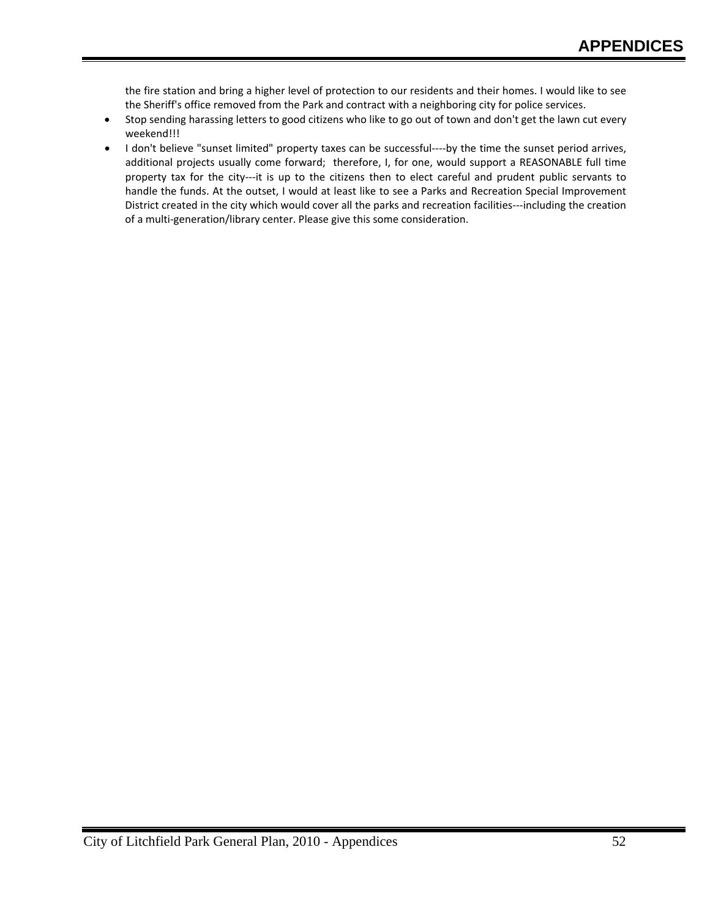the fire station and bring a higher level of protection to our residents and their homes. I would like to see the Sheriff's office removed from the Park and contract with a neighboring city for police services.

- Stop sending harassing letters to good citizens who like to go out of town and don't get the lawn cut every weekend!!!
- I don't believe "sunset limited" property taxes can be successful----by the time the sunset period arrives, additional projects usually come forward; therefore, I, for one, would support a REASONABLE full time property tax for the city---it is up to the citizens then to elect careful and prudent public servants to handle the funds. At the outset, I would at least like to see a Parks and Recreation Special Improvement District created in the city which would cover all the parks and recreation facilities---including the creation of a multi-generation/library center. Please give this some consideration.